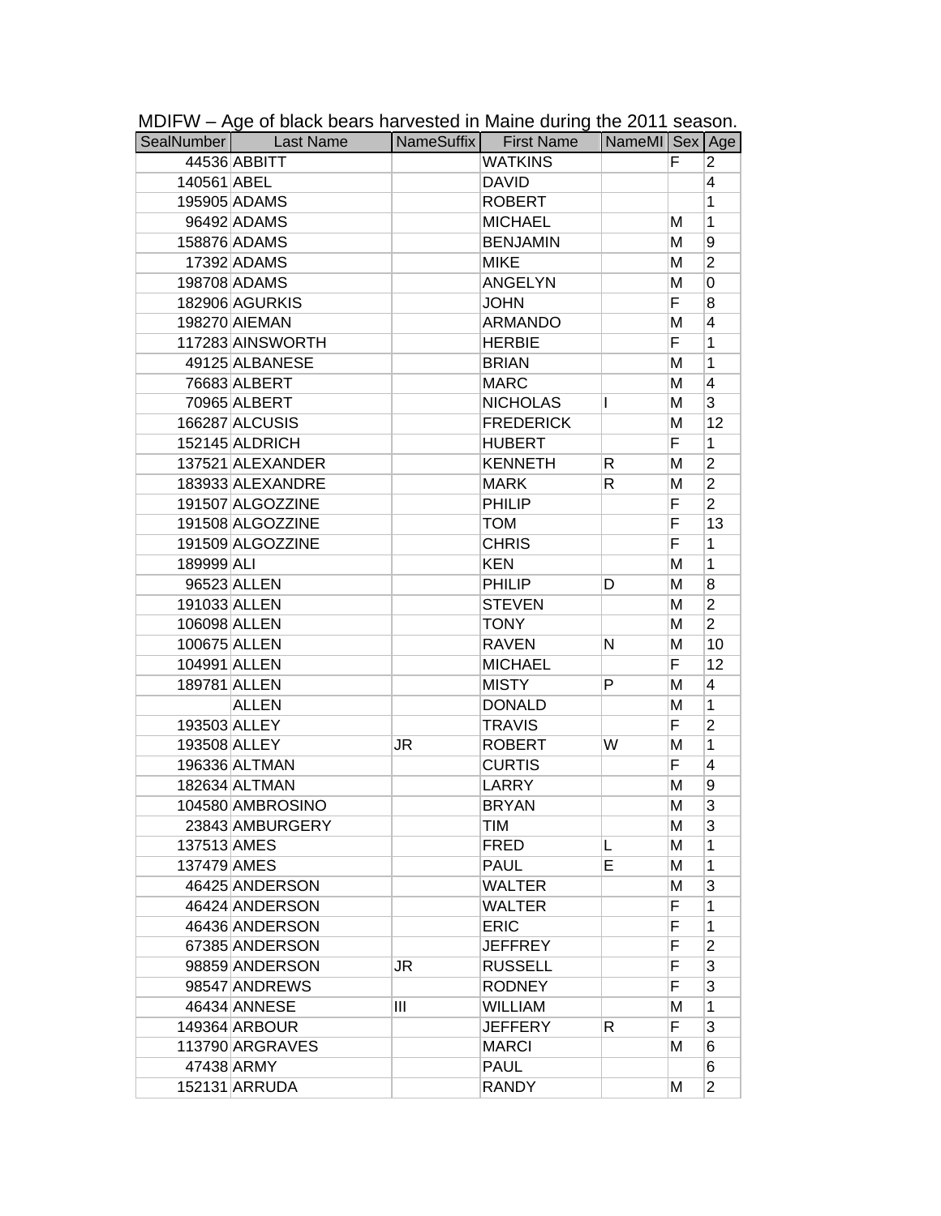MDIFW – Age of black bears harvested in Maine during the 2011 season.

| SealNumber | Last Name | NameSuffix | First Name | NameMI | Sex | Age |
|---|---|---|---|---|---|---|
| 44536 | ABBITT | | WATKINS | | F | 2 |
| 140561 | ABEL | | DAVID | | | 4 |
| 195905 | ADAMS | | ROBERT | | | 1 |
| 96492 | ADAMS | | MICHAEL | | M | 1 |
| 158876 | ADAMS | | BENJAMIN | | M | 9 |
| 17392 | ADAMS | | MIKE | | M | 2 |
| 198708 | ADAMS | | ANGELYN | | M | 0 |
| 182906 | AGURKIS | | JOHN | | F | 8 |
| 198270 | AIEMAN | | ARMANDO | | M | 4 |
| 117283 | AINSWORTH | | HERBIE | | F | 1 |
| 49125 | ALBANESE | | BRIAN | | M | 1 |
| 76683 | ALBERT | | MARC | | M | 4 |
| 70965 | ALBERT | | NICHOLAS | I | M | 3 |
| 166287 | ALCUSIS | | FREDERICK | | M | 12 |
| 152145 | ALDRICH | | HUBERT | | F | 1 |
| 137521 | ALEXANDER | | KENNETH | R | M | 2 |
| 183933 | ALEXANDRE | | MARK | R | M | 2 |
| 191507 | ALGOZZINE | | PHILIP | | F | 2 |
| 191508 | ALGOZZINE | | TOM | | F | 13 |
| 191509 | ALGOZZINE | | CHRIS | | F | 1 |
| 189999 | ALI | | KEN | | M | 1 |
| 96523 | ALLEN | | PHILIP | D | M | 8 |
| 191033 | ALLEN | | STEVEN | | M | 2 |
| 106098 | ALLEN | | TONY | | M | 2 |
| 100675 | ALLEN | | RAVEN | N | M | 10 |
| 104991 | ALLEN | | MICHAEL | | F | 12 |
| 189781 | ALLEN | | MISTY | P | M | 4 |
| | ALLEN | | DONALD | | M | 1 |
| 193503 | ALLEY | | TRAVIS | | F | 2 |
| 193508 | ALLEY | JR | ROBERT | W | M | 1 |
| 196336 | ALTMAN | | CURTIS | | F | 4 |
| 182634 | ALTMAN | | LARRY | | M | 9 |
| 104580 | AMBROSINO | | BRYAN | | M | 3 |
| 23843 | AMBURGERY | | TIM | | M | 3 |
| 137513 | AMES | | FRED | L | M | 1 |
| 137479 | AMES | | PAUL | E | M | 1 |
| 46425 | ANDERSON | | WALTER | | M | 3 |
| 46424 | ANDERSON | | WALTER | | F | 1 |
| 46436 | ANDERSON | | ERIC | | F | 1 |
| 67385 | ANDERSON | | JEFFREY | | F | 2 |
| 98859 | ANDERSON | JR | RUSSELL | | F | 3 |
| 98547 | ANDREWS | | RODNEY | | F | 3 |
| 46434 | ANNESE | III | WILLIAM | | M | 1 |
| 149364 | ARBOUR | | JEFFERY | R | F | 3 |
| 113790 | ARGRAVES | | MARCI | | M | 6 |
| 47438 | ARMY | | PAUL | | | 6 |
| 152131 | ARRUDA | | RANDY | | M | 2 |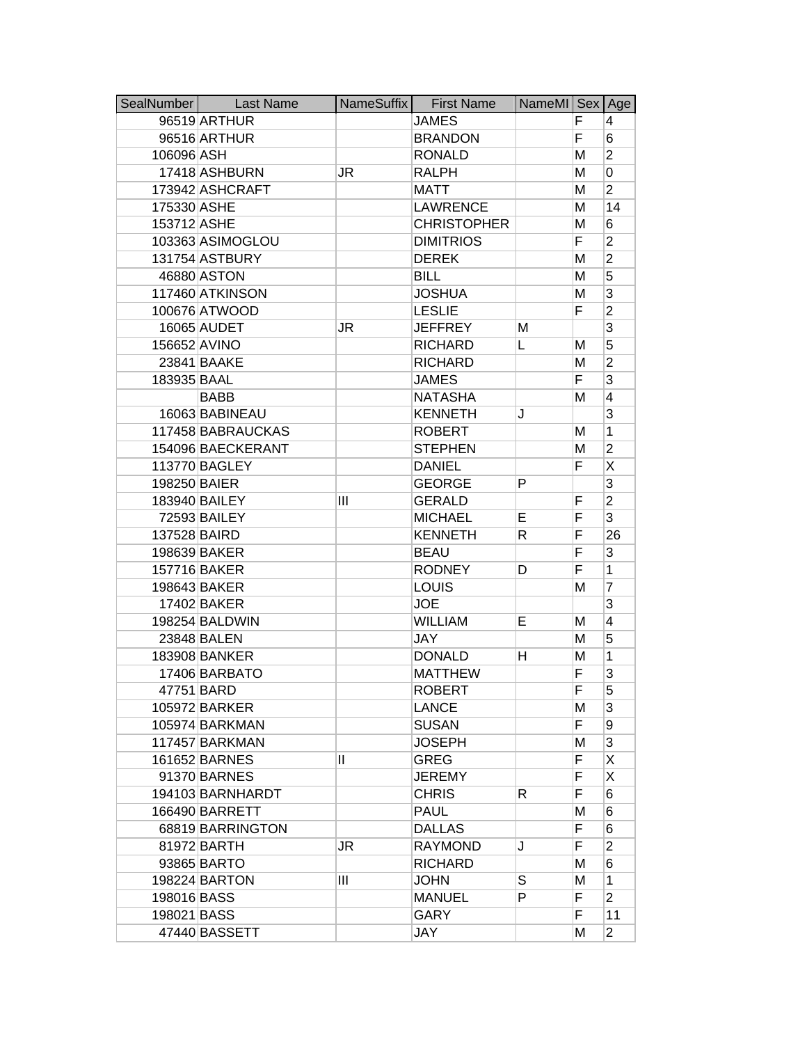| SealNumber | Last Name | NameSuffix | First Name | NameMI | Sex | Age |
|---|---|---|---|---|---|---|
| 96519 | ARTHUR | | JAMES | | F | 4 |
| 96516 | ARTHUR | | BRANDON | | F | 6 |
| 106096 | ASH | | RONALD | | M | 2 |
| 17418 | ASHBURN | JR | RALPH | | M | 0 |
| 173942 | ASHCRAFT | | MATT | | M | 2 |
| 175330 | ASHE | | LAWRENCE | | M | 14 |
| 153712 | ASHE | | CHRISTOPHER | | M | 6 |
| 103363 | ASIMOGLOU | | DIMITRIOS | | F | 2 |
| 131754 | ASTBURY | | DEREK | | M | 2 |
| 46880 | ASTON | | BILL | | M | 5 |
| 117460 | ATKINSON | | JOSHUA | | M | 3 |
| 100676 | ATWOOD | | LESLIE | | F | 2 |
| 16065 | AUDET | JR | JEFFREY | M | | 3 |
| 156652 | AVINO | | RICHARD | L | M | 5 |
| 23841 | BAAKE | | RICHARD | | M | 2 |
| 183935 | BAAL | | JAMES | | F | 3 |
| | BABB | | NATASHA | | M | 4 |
| 16063 | BABINEAU | | KENNETH | J | | 3 |
| 117458 | BABRAUCKAS | | ROBERT | | M | 1 |
| 154096 | BAECKERANT | | STEPHEN | | M | 2 |
| 113770 | BAGLEY | | DANIEL | | F | X |
| 198250 | BAIER | | GEORGE | P | | 3 |
| 183940 | BAILEY | III | GERALD | | F | 2 |
| 72593 | BAILEY | | MICHAEL | E | F | 3 |
| 137528 | BAIRD | | KENNETH | R | F | 26 |
| 198639 | BAKER | | BEAU | | F | 3 |
| 157716 | BAKER | | RODNEY | D | F | 1 |
| 198643 | BAKER | | LOUIS | | M | 7 |
| 17402 | BAKER | | JOE | | | 3 |
| 198254 | BALDWIN | | WILLIAM | E | M | 4 |
| 23848 | BALEN | | JAY | | M | 5 |
| 183908 | BANKER | | DONALD | H | M | 1 |
| 17406 | BARBATO | | MATTHEW | | F | 3 |
| 47751 | BARD | | ROBERT | | F | 5 |
| 105972 | BARKER | | LANCE | | M | 3 |
| 105974 | BARKMAN | | SUSAN | | F | 9 |
| 117457 | BARKMAN | | JOSEPH | | M | 3 |
| 161652 | BARNES | II | GREG | | F | X |
| 91370 | BARNES | | JEREMY | | F | X |
| 194103 | BARNHARDT | | CHRIS | R | F | 6 |
| 166490 | BARRETT | | PAUL | | M | 6 |
| 68819 | BARRINGTON | | DALLAS | | F | 6 |
| 81972 | BARTH | JR | RAYMOND | J | F | 2 |
| 93865 | BARTO | | RICHARD | | M | 6 |
| 198224 | BARTON | III | JOHN | S | M | 1 |
| 198016 | BASS | | MANUEL | P | F | 2 |
| 198021 | BASS | | GARY | | F | 11 |
| 47440 | BASSETT | | JAY | | M | 2 |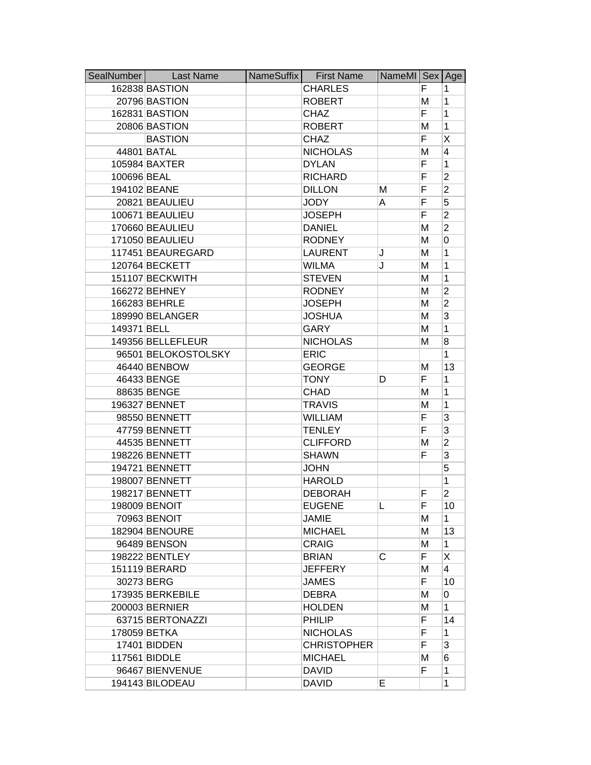| SealNumber | Last Name | NameSuffix | First Name | NameMI | Sex | Age |
|---|---|---|---|---|---|---|
| 162838 | BASTION | | CHARLES | | F | 1 |
| 20796 | BASTION | | ROBERT | | M | 1 |
| 162831 | BASTION | | CHAZ | | F | 1 |
| 20806 | BASTION | | ROBERT | | M | 1 |
| | BASTION | | CHAZ | | F | X |
| 44801 | BATAL | | NICHOLAS | | M | 4 |
| 105984 | BAXTER | | DYLAN | | F | 1 |
| 100696 | BEAL | | RICHARD | | F | 2 |
| 194102 | BEANE | | DILLON | M | F | 2 |
| 20821 | BEAULIEU | | JODY | A | F | 5 |
| 100671 | BEAULIEU | | JOSEPH | | F | 2 |
| 170660 | BEAULIEU | | DANIEL | | M | 2 |
| 171050 | BEAULIEU | | RODNEY | | M | 0 |
| 117451 | BEAUREGARD | | LAURENT | J | M | 1 |
| 120764 | BECKETT | | WILMA | J | M | 1 |
| 151107 | BECKWITH | | STEVEN | | M | 1 |
| 166272 | BEHNEY | | RODNEY | | M | 2 |
| 166283 | BEHRLE | | JOSEPH | | M | 2 |
| 189990 | BELANGER | | JOSHUA | | M | 3 |
| 149371 | BELL | | GARY | | M | 1 |
| 149356 | BELLEFLEUR | | NICHOLAS | | M | 8 |
| 96501 | BELOKOSTOLSKY | | ERIC | | | 1 |
| 46440 | BENBOW | | GEORGE | | M | 13 |
| 46433 | BENGE | | TONY | D | F | 1 |
| 88635 | BENGE | | CHAD | | M | 1 |
| 196327 | BENNET | | TRAVIS | | M | 1 |
| 98550 | BENNETT | | WILLIAM | | F | 3 |
| 47759 | BENNETT | | TENLEY | | F | 3 |
| 44535 | BENNETT | | CLIFFORD | | M | 2 |
| 198226 | BENNETT | | SHAWN | | F | 3 |
| 194721 | BENNETT | | JOHN | | | 5 |
| 198007 | BENNETT | | HAROLD | | | 1 |
| 198217 | BENNETT | | DEBORAH | | F | 2 |
| 198009 | BENOIT | | EUGENE | L | F | 10 |
| 70963 | BENOIT | | JAMIE | | M | 1 |
| 182904 | BENOURE | | MICHAEL | | M | 13 |
| 96489 | BENSON | | CRAIG | | M | 1 |
| 198222 | BENTLEY | | BRIAN | C | F | X |
| 151119 | BERARD | | JEFFERY | | M | 4 |
| 30273 | BERG | | JAMES | | F | 10 |
| 173935 | BERKEBILE | | DEBRA | | M | 0 |
| 200003 | BERNIER | | HOLDEN | | M | 1 |
| 63715 | BERTONAZZI | | PHILIP | | F | 14 |
| 178059 | BETKA | | NICHOLAS | | F | 1 |
| 17401 | BIDDEN | | CHRISTOPHER | | F | 3 |
| 117561 | BIDDLE | | MICHAEL | | M | 6 |
| 96467 | BIENVENUE | | DAVID | | F | 1 |
| 194143 | BILODEAU | | DAVID | E | | 1 |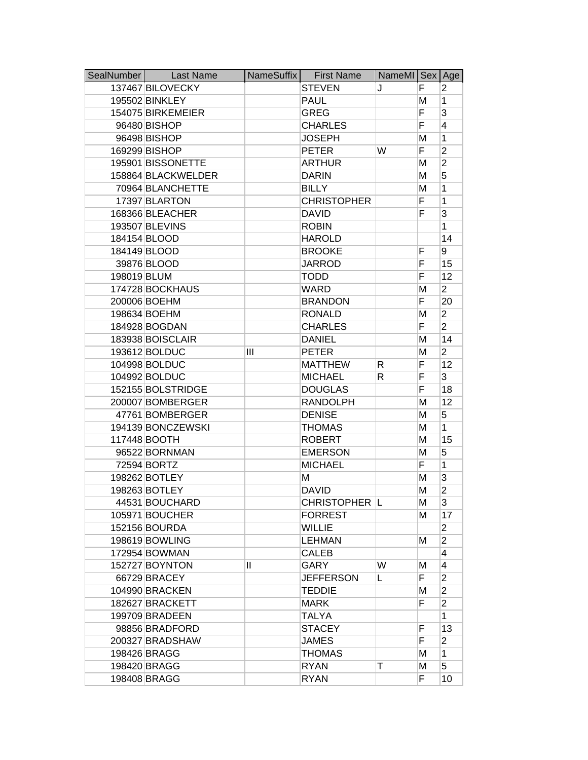| SealNumber | Last Name | NameSuffix | First Name | NameMI | Sex | Age |
|---|---|---|---|---|---|---|
| 137467 | BILOVECKY | | STEVEN | J | F | 2 |
| 195502 | BINKLEY | | PAUL | | M | 1 |
| 154075 | BIRKEMEIER | | GREG | | F | 3 |
| 96480 | BISHOP | | CHARLES | | F | 4 |
| 96498 | BISHOP | | JOSEPH | | M | 1 |
| 169299 | BISHOP | | PETER | W | F | 2 |
| 195901 | BISSONETTE | | ARTHUR | | M | 2 |
| 158864 | BLACKWELDER | | DARIN | | M | 5 |
| 70964 | BLANCHETTE | | BILLY | | M | 1 |
| 17397 | BLARTON | | CHRISTOPHER | | F | 1 |
| 168366 | BLEACHER | | DAVID | | F | 3 |
| 193507 | BLEVINS | | ROBIN | | | 1 |
| 184154 | BLOOD | | HAROLD | | | 14 |
| 184149 | BLOOD | | BROOKE | | F | 9 |
| 39876 | BLOOD | | JARROD | | F | 15 |
| 198019 | BLUM | | TODD | | F | 12 |
| 174728 | BOCKHAUS | | WARD | | M | 2 |
| 200006 | BOEHM | | BRANDON | | F | 20 |
| 198634 | BOEHM | | RONALD | | M | 2 |
| 184928 | BOGDAN | | CHARLES | | F | 2 |
| 183938 | BOISCLAIR | | DANIEL | | M | 14 |
| 193612 | BOLDUC | III | PETER | | M | 2 |
| 104998 | BOLDUC | | MATTHEW | R | F | 12 |
| 104992 | BOLDUC | | MICHAEL | R | F | 3 |
| 152155 | BOLSTRIDGE | | DOUGLAS | | F | 18 |
| 200007 | BOMBERGER | | RANDOLPH | | M | 12 |
| 47761 | BOMBERGER | | DENISE | | M | 5 |
| 194139 | BONCZEWSKI | | THOMAS | | M | 1 |
| 117448 | BOOTH | | ROBERT | | M | 15 |
| 96522 | BORNMAN | | EMERSON | | M | 5 |
| 72594 | BORTZ | | MICHAEL | | F | 1 |
| 198262 | BOTLEY | | M | | M | 3 |
| 198263 | BOTLEY | | DAVID | | M | 2 |
| 44531 | BOUCHARD | | CHRISTOPHER | L | M | 3 |
| 105971 | BOUCHER | | FORREST | | M | 17 |
| 152156 | BOURDA | | WILLIE | | | 2 |
| 198619 | BOWLING | | LEHMAN | | M | 2 |
| 172954 | BOWMAN | | CALEB | | | 4 |
| 152727 | BOYNTON | II | GARY | W | M | 4 |
| 66729 | BRACEY | | JEFFERSON | L | F | 2 |
| 104990 | BRACKEN | | TEDDIE | | M | 2 |
| 182627 | BRACKETT | | MARK | | F | 2 |
| 199709 | BRADEEN | | TALYA | | | 1 |
| 98856 | BRADFORD | | STACEY | | F | 13 |
| 200327 | BRADSHAW | | JAMES | | F | 2 |
| 198426 | BRAGG | | THOMAS | | M | 1 |
| 198420 | BRAGG | | RYAN | T | M | 5 |
| 198408 | BRAGG | | RYAN | | F | 10 |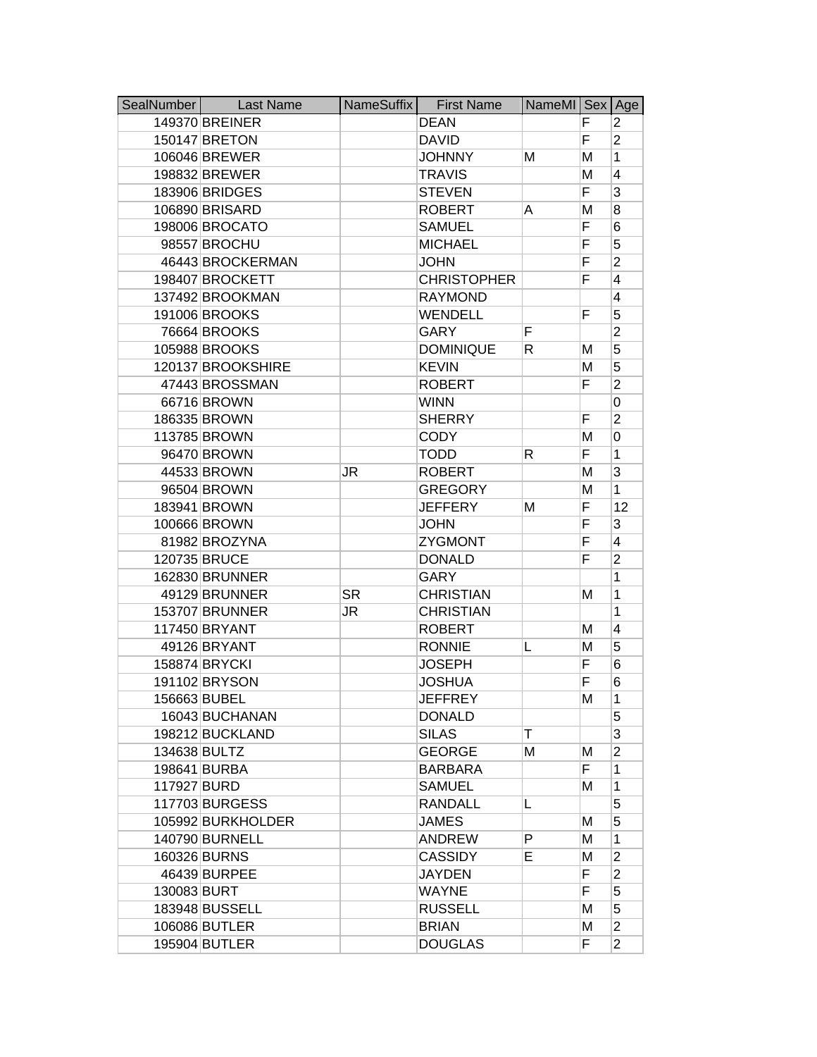| SealNumber | Last Name | NameSuffix | First Name | NameMI | Sex | Age |
|---|---|---|---|---|---|---|
| 149370 | BREINER | | DEAN | | F | 2 |
| 150147 | BRETON | | DAVID | | F | 2 |
| 106046 | BREWER | | JOHNNY | M | M | 1 |
| 198832 | BREWER | | TRAVIS | | M | 4 |
| 183906 | BRIDGES | | STEVEN | | F | 3 |
| 106890 | BRISARD | | ROBERT | A | M | 8 |
| 198006 | BROCATO | | SAMUEL | | F | 6 |
| 98557 | BROCHU | | MICHAEL | | F | 5 |
| 46443 | BROCKERMAN | | JOHN | | F | 2 |
| 198407 | BROCKETT | | CHRISTOPHER | | F | 4 |
| 137492 | BROOKMAN | | RAYMOND | | | 4 |
| 191006 | BROOKS | | WENDELL | | F | 5 |
| 76664 | BROOKS | | GARY | F | | 2 |
| 105988 | BROOKS | | DOMINIQUE | R | M | 5 |
| 120137 | BROOKSHIRE | | KEVIN | | M | 5 |
| 47443 | BROSSMAN | | ROBERT | | F | 2 |
| 66716 | BROWN | | WINN | | | 0 |
| 186335 | BROWN | | SHERRY | | F | 2 |
| 113785 | BROWN | | CODY | | M | 0 |
| 96470 | BROWN | | TODD | R | F | 1 |
| 44533 | BROWN | JR | ROBERT | | M | 3 |
| 96504 | BROWN | | GREGORY | | M | 1 |
| 183941 | BROWN | | JEFFERY | M | F | 12 |
| 100666 | BROWN | | JOHN | | F | 3 |
| 81982 | BROZYNA | | ZYGMONT | | F | 4 |
| 120735 | BRUCE | | DONALD | | F | 2 |
| 162830 | BRUNNER | | GARY | | | 1 |
| 49129 | BRUNNER | SR | CHRISTIAN | | M | 1 |
| 153707 | BRUNNER | JR | CHRISTIAN | | | 1 |
| 117450 | BRYANT | | ROBERT | | M | 4 |
| 49126 | BRYANT | | RONNIE | L | M | 5 |
| 158874 | BRYCKI | | JOSEPH | | F | 6 |
| 191102 | BRYSON | | JOSHUA | | F | 6 |
| 156663 | BUBEL | | JEFFREY | | M | 1 |
| 16043 | BUCHANAN | | DONALD | | | 5 |
| 198212 | BUCKLAND | | SILAS | T | | 3 |
| 134638 | BULTZ | | GEORGE | M | M | 2 |
| 198641 | BURBA | | BARBARA | | F | 1 |
| 117927 | BURD | | SAMUEL | | M | 1 |
| 117703 | BURGESS | | RANDALL | L | | 5 |
| 105992 | BURKHOLDER | | JAMES | | M | 5 |
| 140790 | BURNELL | | ANDREW | P | M | 1 |
| 160326 | BURNS | | CASSIDY | E | M | 2 |
| 46439 | BURPEE | | JAYDEN | | F | 2 |
| 130083 | BURT | | WAYNE | | F | 5 |
| 183948 | BUSSELL | | RUSSELL | | M | 5 |
| 106086 | BUTLER | | BRIAN | | M | 2 |
| 195904 | BUTLER | | DOUGLAS | | F | 2 |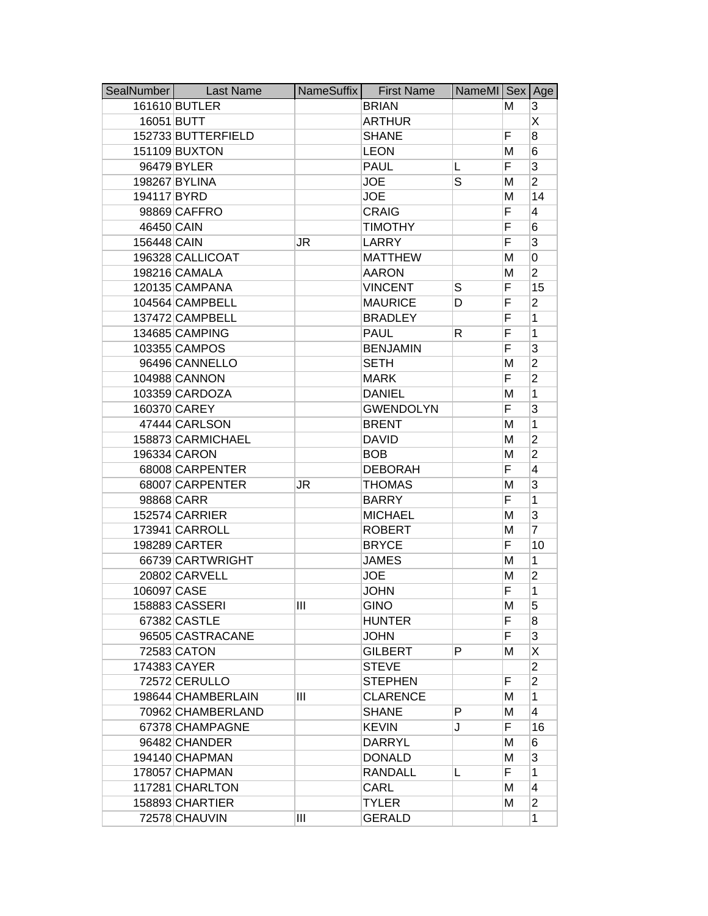| SealNumber | Last Name | NameSuffix | First Name | NameMI | Sex | Age |
|---|---|---|---|---|---|---|
| 161610 | BUTLER | | BRIAN | | M | 3 |
| 16051 | BUTT | | ARTHUR | | | X |
| 152733 | BUTTERFIELD | | SHANE | | F | 8 |
| 151109 | BUXTON | | LEON | | M | 6 |
| 96479 | BYLER | | PAUL | L | F | 3 |
| 198267 | BYLINA | | JOE | S | M | 2 |
| 194117 | BYRD | | JOE | | M | 14 |
| 98869 | CAFFRO | | CRAIG | | F | 4 |
| 46450 | CAIN | | TIMOTHY | | F | 6 |
| 156448 | CAIN | JR | LARRY | | F | 3 |
| 196328 | CALLICOAT | | MATTHEW | | M | 0 |
| 198216 | CAMALA | | AARON | | M | 2 |
| 120135 | CAMPANA | | VINCENT | S | F | 15 |
| 104564 | CAMPBELL | | MAURICE | D | F | 2 |
| 137472 | CAMPBELL | | BRADLEY | | F | 1 |
| 134685 | CAMPING | | PAUL | R | F | 1 |
| 103355 | CAMPOS | | BENJAMIN | | F | 3 |
| 96496 | CANNELLO | | SETH | | M | 2 |
| 104988 | CANNON | | MARK | | F | 2 |
| 103359 | CARDOZA | | DANIEL | | M | 1 |
| 160370 | CAREY | | GWENDOLYN | | F | 3 |
| 47444 | CARLSON | | BRENT | | M | 1 |
| 158873 | CARMICHAEL | | DAVID | | M | 2 |
| 196334 | CARON | | BOB | | M | 2 |
| 68008 | CARPENTER | | DEBORAH | | F | 4 |
| 68007 | CARPENTER | JR | THOMAS | | M | 3 |
| 98868 | CARR | | BARRY | | F | 1 |
| 152574 | CARRIER | | MICHAEL | | M | 3 |
| 173941 | CARROLL | | ROBERT | | M | 7 |
| 198289 | CARTER | | BRYCE | | F | 10 |
| 66739 | CARTWRIGHT | | JAMES | | M | 1 |
| 20802 | CARVELL | | JOE | | M | 2 |
| 106097 | CASE | | JOHN | | F | 1 |
| 158883 | CASSERI | III | GINO | | M | 5 |
| 67382 | CASTLE | | HUNTER | | F | 8 |
| 96505 | CASTRACANE | | JOHN | | F | 3 |
| 72583 | CATON | | GILBERT | P | M | X |
| 174383 | CAYER | | STEVE | | | 2 |
| 72572 | CERULLO | | STEPHEN | | F | 2 |
| 198644 | CHAMBERLAIN | III | CLARENCE | | M | 1 |
| 70962 | CHAMBERLAND | | SHANE | P | M | 4 |
| 67378 | CHAMPAGNE | | KEVIN | J | F | 16 |
| 96482 | CHANDER | | DARRYL | | M | 6 |
| 194140 | CHAPMAN | | DONALD | | M | 3 |
| 178057 | CHAPMAN | | RANDALL | L | F | 1 |
| 117281 | CHARLTON | | CARL | | M | 4 |
| 158893 | CHARTIER | | TYLER | | M | 2 |
| 72578 | CHAUVIN | III | GERALD | | | 1 |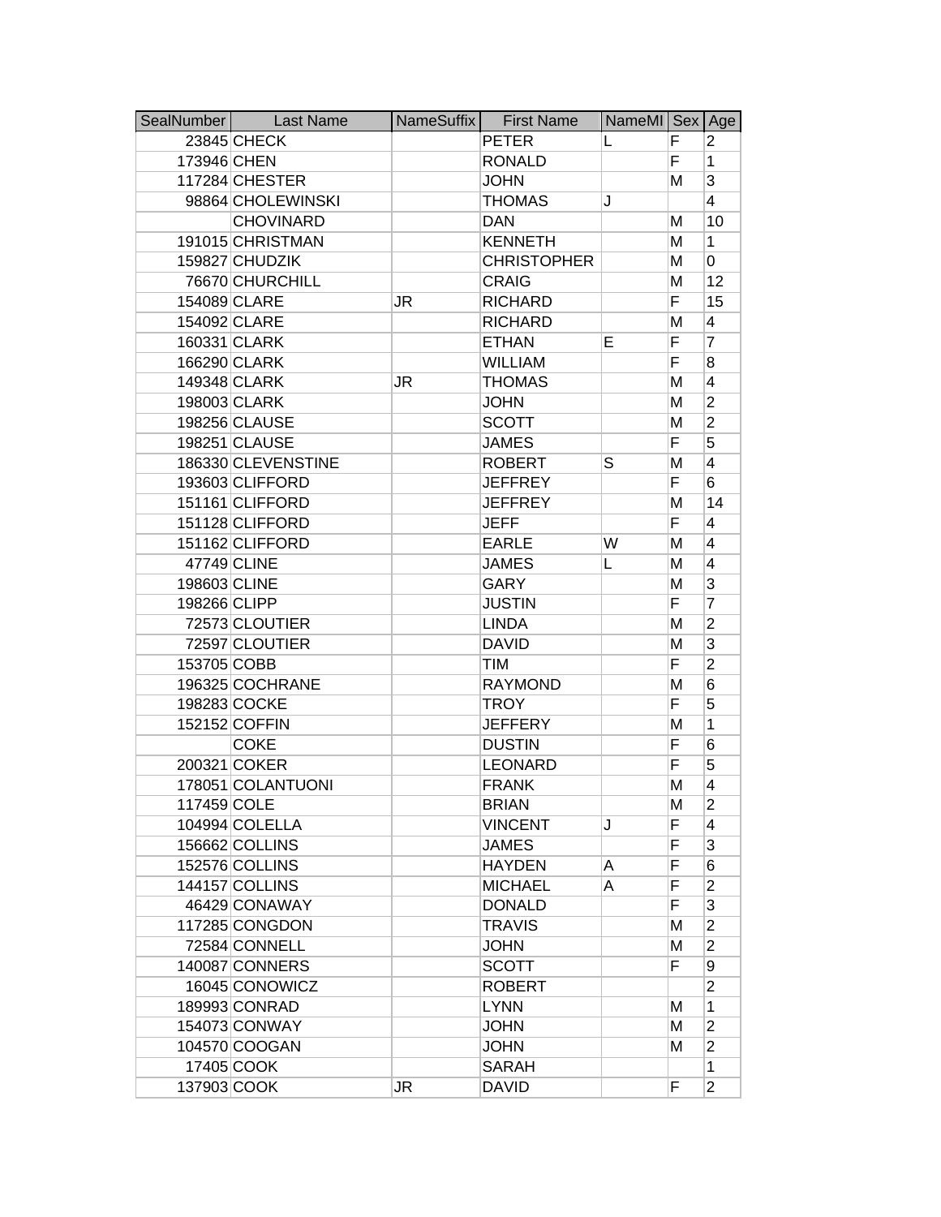| SealNumber | Last Name | NameSuffix | First Name | NameMI | Sex | Age |
|---|---|---|---|---|---|---|
| 23845 | CHECK | | PETER | L | F | 2 |
| 173946 | CHEN | | RONALD | | F | 1 |
| 117284 | CHESTER | | JOHN | | M | 3 |
| 98864 | CHOLEWINSKI | | THOMAS | J | | 4 |
| | CHOVINARD | | DAN | | M | 10 |
| 191015 | CHRISTMAN | | KENNETH | | M | 1 |
| 159827 | CHUDZIK | | CHRISTOPHER | | M | 0 |
| 76670 | CHURCHILL | | CRAIG | | M | 12 |
| 154089 | CLARE | JR | RICHARD | | F | 15 |
| 154092 | CLARE | | RICHARD | | M | 4 |
| 160331 | CLARK | | ETHAN | E | F | 7 |
| 166290 | CLARK | | WILLIAM | | F | 8 |
| 149348 | CLARK | JR | THOMAS | | M | 4 |
| 198003 | CLARK | | JOHN | | M | 2 |
| 198256 | CLAUSE | | SCOTT | | M | 2 |
| 198251 | CLAUSE | | JAMES | | F | 5 |
| 186330 | CLEVENSTINE | | ROBERT | S | M | 4 |
| 193603 | CLIFFORD | | JEFFREY | | F | 6 |
| 151161 | CLIFFORD | | JEFFREY | | M | 14 |
| 151128 | CLIFFORD | | JEFF | | F | 4 |
| 151162 | CLIFFORD | | EARLE | W | M | 4 |
| 47749 | CLINE | | JAMES | L | M | 4 |
| 198603 | CLINE | | GARY | | M | 3 |
| 198266 | CLIPP | | JUSTIN | | F | 7 |
| 72573 | CLOUTIER | | LINDA | | M | 2 |
| 72597 | CLOUTIER | | DAVID | | M | 3 |
| 153705 | COBB | | TIM | | F | 2 |
| 196325 | COCHRANE | | RAYMOND | | M | 6 |
| 198283 | COCKE | | TROY | | F | 5 |
| 152152 | COFFIN | | JEFFERY | | M | 1 |
| | COKE | | DUSTIN | | F | 6 |
| 200321 | COKER | | LEONARD | | F | 5 |
| 178051 | COLANTUONI | | FRANK | | M | 4 |
| 117459 | COLE | | BRIAN | | M | 2 |
| 104994 | COLELLA | | VINCENT | J | F | 4 |
| 156662 | COLLINS | | JAMES | | F | 3 |
| 152576 | COLLINS | | HAYDEN | A | F | 6 |
| 144157 | COLLINS | | MICHAEL | A | F | 2 |
| 46429 | CONAWAY | | DONALD | | F | 3 |
| 117285 | CONGDON | | TRAVIS | | M | 2 |
| 72584 | CONNELL | | JOHN | | M | 2 |
| 140087 | CONNERS | | SCOTT | | F | 9 |
| 16045 | CONOWICZ | | ROBERT | | | 2 |
| 189993 | CONRAD | | LYNN | | M | 1 |
| 154073 | CONWAY | | JOHN | | M | 2 |
| 104570 | COOGAN | | JOHN | | M | 2 |
| 17405 | COOK | | SARAH | | | 1 |
| 137903 | COOK | JR | DAVID | | F | 2 |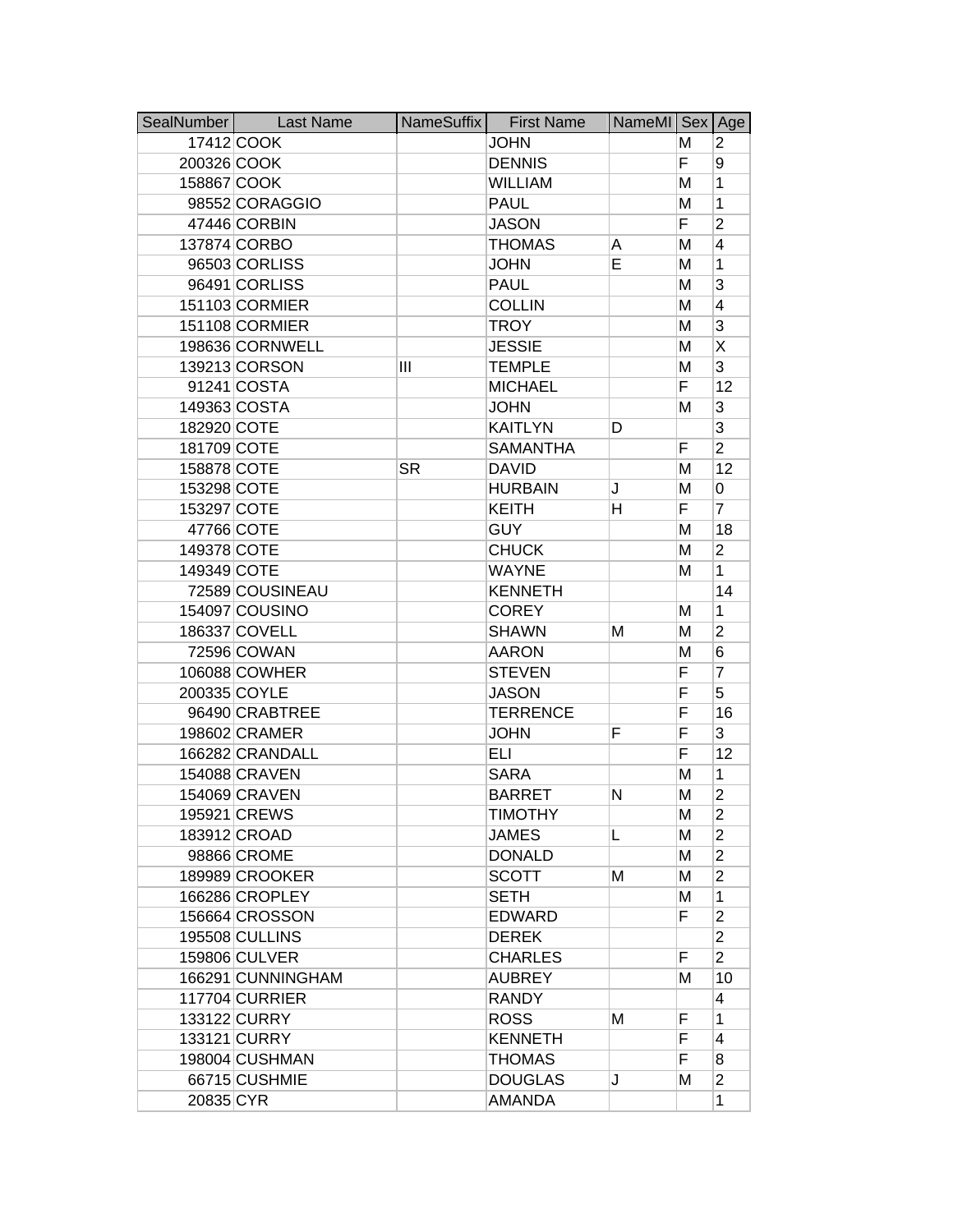| SealNumber | Last Name | NameSuffix | First Name | NameMI | Sex | Age |
|---|---|---|---|---|---|---|
| 17412 | COOK | | JOHN | | M | 2 |
| 200326 | COOK | | DENNIS | | F | 9 |
| 158867 | COOK | | WILLIAM | | M | 1 |
| 98552 | CORAGGIO | | PAUL | | M | 1 |
| 47446 | CORBIN | | JASON | | F | 2 |
| 137874 | CORBO | | THOMAS | A | M | 4 |
| 96503 | CORLISS | | JOHN | E | M | 1 |
| 96491 | CORLISS | | PAUL | | M | 3 |
| 151103 | CORMIER | | COLLIN | | M | 4 |
| 151108 | CORMIER | | TROY | | M | 3 |
| 198636 | CORNWELL | | JESSIE | | M | X |
| 139213 | CORSON | III | TEMPLE | | M | 3 |
| 91241 | COSTA | | MICHAEL | | F | 12 |
| 149363 | COSTA | | JOHN | | M | 3 |
| 182920 | COTE | | KAITLYN | D | | 3 |
| 181709 | COTE | | SAMANTHA | | F | 2 |
| 158878 | COTE | SR | DAVID | | M | 12 |
| 153298 | COTE | | HURBAIN | J | M | 0 |
| 153297 | COTE | | KEITH | H | F | 7 |
| 47766 | COTE | | GUY | | M | 18 |
| 149378 | COTE | | CHUCK | | M | 2 |
| 149349 | COTE | | WAYNE | | M | 1 |
| 72589 | COUSINEAU | | KENNETH | | | 14 |
| 154097 | COUSINO | | COREY | | M | 1 |
| 186337 | COVELL | | SHAWN | M | M | 2 |
| 72596 | COWAN | | AARON | | M | 6 |
| 106088 | COWHER | | STEVEN | | F | 7 |
| 200335 | COYLE | | JASON | | F | 5 |
| 96490 | CRABTREE | | TERRENCE | | F | 16 |
| 198602 | CRAMER | | JOHN | F | F | 3 |
| 166282 | CRANDALL | | ELI | | F | 12 |
| 154088 | CRAVEN | | SARA | | M | 1 |
| 154069 | CRAVEN | | BARRET | N | M | 2 |
| 195921 | CREWS | | TIMOTHY | | M | 2 |
| 183912 | CROAD | | JAMES | L | M | 2 |
| 98866 | CROME | | DONALD | | M | 2 |
| 189989 | CROOKER | | SCOTT | M | M | 2 |
| 166286 | CROPLEY | | SETH | | M | 1 |
| 156664 | CROSSON | | EDWARD | | F | 2 |
| 195508 | CULLINS | | DEREK | | | 2 |
| 159806 | CULVER | | CHARLES | | F | 2 |
| 166291 | CUNNINGHAM | | AUBREY | | M | 10 |
| 117704 | CURRIER | | RANDY | | | 4 |
| 133122 | CURRY | | ROSS | M | F | 1 |
| 133121 | CURRY | | KENNETH | | F | 4 |
| 198004 | CUSHMAN | | THOMAS | | F | 8 |
| 66715 | CUSHMIE | | DOUGLAS | J | M | 2 |
| 20835 | CYR | | AMANDA | | | 1 |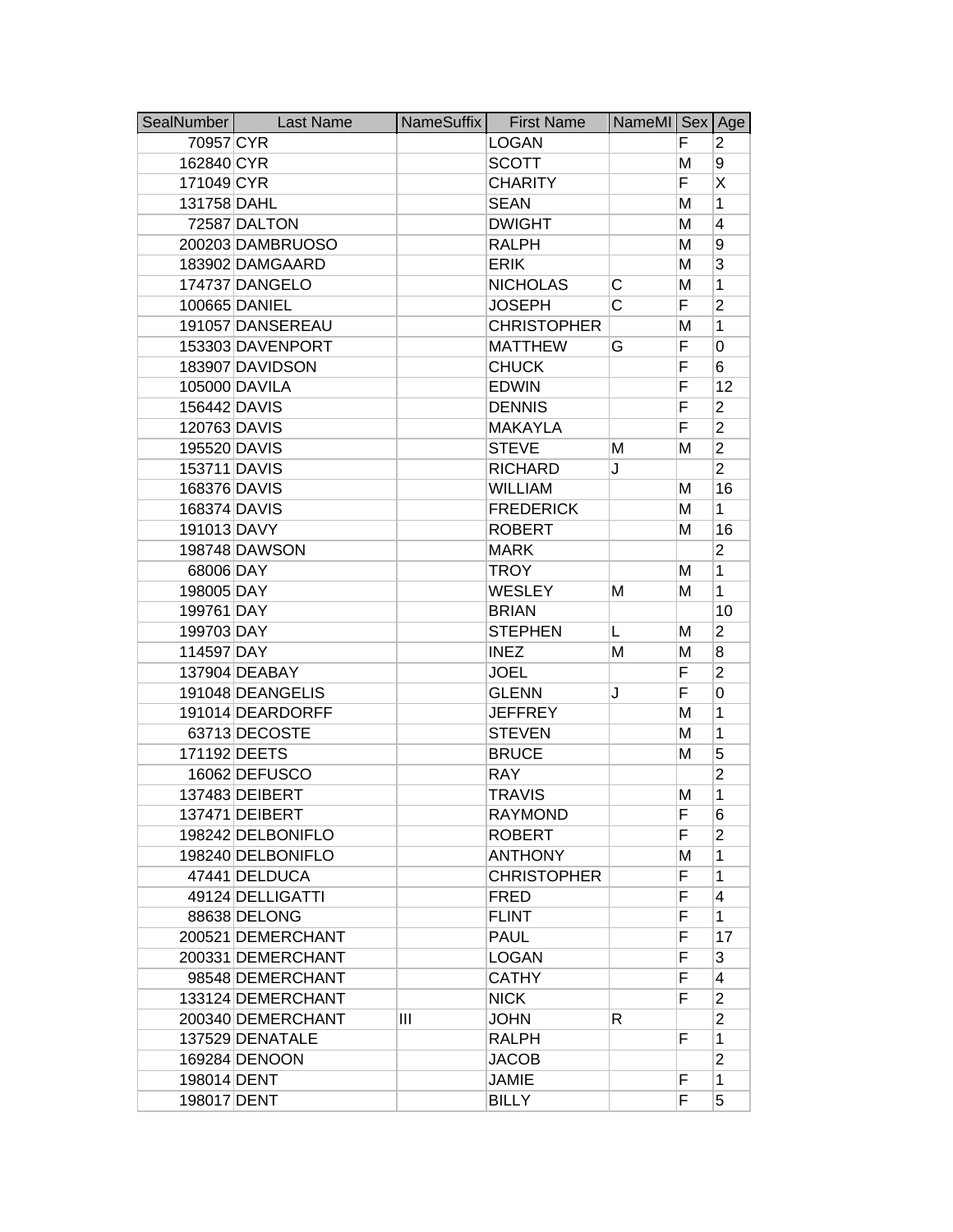| SealNumber | Last Name | NameSuffix | First Name | NameMI | Sex | Age |
|---|---|---|---|---|---|---|
| 70957 | CYR | | LOGAN | | F | 2 |
| 162840 | CYR | | SCOTT | | M | 9 |
| 171049 | CYR | | CHARITY | | F | X |
| 131758 | DAHL | | SEAN | | M | 1 |
| 72587 | DALTON | | DWIGHT | | M | 4 |
| 200203 | DAMBRUOSO | | RALPH | | M | 9 |
| 183902 | DAMGAARD | | ERIK | | M | 3 |
| 174737 | DANGELO | | NICHOLAS | C | M | 1 |
| 100665 | DANIEL | | JOSEPH | C | F | 2 |
| 191057 | DANSEREAU | | CHRISTOPHER | | M | 1 |
| 153303 | DAVENPORT | | MATTHEW | G | F | 0 |
| 183907 | DAVIDSON | | CHUCK | | F | 6 |
| 105000 | DAVILA | | EDWIN | | F | 12 |
| 156442 | DAVIS | | DENNIS | | F | 2 |
| 120763 | DAVIS | | MAKAYLA | | F | 2 |
| 195520 | DAVIS | | STEVE | M | M | 2 |
| 153711 | DAVIS | | RICHARD | J | | 2 |
| 168376 | DAVIS | | WILLIAM | | M | 16 |
| 168374 | DAVIS | | FREDERICK | | M | 1 |
| 191013 | DAVY | | ROBERT | | M | 16 |
| 198748 | DAWSON | | MARK | | | 2 |
| 68006 | DAY | | TROY | | M | 1 |
| 198005 | DAY | | WESLEY | M | M | 1 |
| 199761 | DAY | | BRIAN | | | 10 |
| 199703 | DAY | | STEPHEN | L | M | 2 |
| 114597 | DAY | | INEZ | M | M | 8 |
| 137904 | DEABAY | | JOEL | | F | 2 |
| 191048 | DEANGELIS | | GLENN | J | F | 0 |
| 191014 | DEARDORFF | | JEFFREY | | M | 1 |
| 63713 | DECOSTE | | STEVEN | | M | 1 |
| 171192 | DEETS | | BRUCE | | M | 5 |
| 16062 | DEFUSCO | | RAY | | | 2 |
| 137483 | DEIBERT | | TRAVIS | | M | 1 |
| 137471 | DEIBERT | | RAYMOND | | F | 6 |
| 198242 | DELBONIFLO | | ROBERT | | F | 2 |
| 198240 | DELBONIFLO | | ANTHONY | | M | 1 |
| 47441 | DELDUCA | | CHRISTOPHER | | F | 1 |
| 49124 | DELLIGATTI | | FRED | | F | 4 |
| 88638 | DELONG | | FLINT | | F | 1 |
| 200521 | DEMERCHANT | | PAUL | | F | 17 |
| 200331 | DEMERCHANT | | LOGAN | | F | 3 |
| 98548 | DEMERCHANT | | CATHY | | F | 4 |
| 133124 | DEMERCHANT | | NICK | | F | 2 |
| 200340 | DEMERCHANT | III | JOHN | R | | 2 |
| 137529 | DENATALE | | RALPH | | F | 1 |
| 169284 | DENOON | | JACOB | | | 2 |
| 198014 | DENT | | JAMIE | | F | 1 |
| 198017 | DENT | | BILLY | | F | 5 |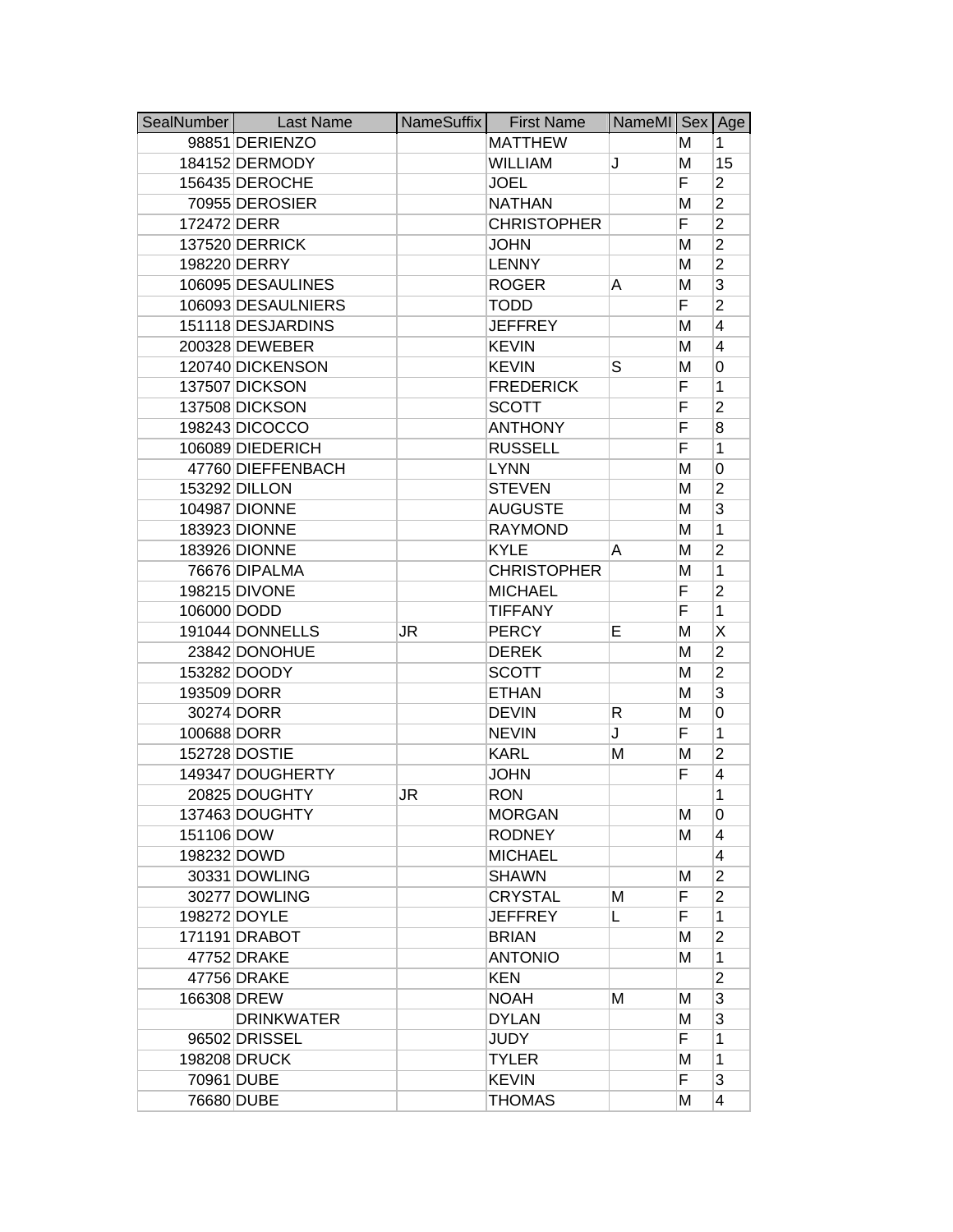| SealNumber | Last Name | NameSuffix | First Name | NameMI | Sex | Age |
|---|---|---|---|---|---|---|
| 98851 | DERIENZO | | MATTHEW | | M | 1 |
| 184152 | DERMODY | | WILLIAM | J | M | 15 |
| 156435 | DEROCHE | | JOEL | | F | 2 |
| 70955 | DEROSIER | | NATHAN | | M | 2 |
| 172472 | DERR | | CHRISTOPHER | | F | 2 |
| 137520 | DERRICK | | JOHN | | M | 2 |
| 198220 | DERRY | | LENNY | | M | 2 |
| 106095 | DESAULINES | | ROGER | A | M | 3 |
| 106093 | DESAULNIERS | | TODD | | F | 2 |
| 151118 | DESJARDINS | | JEFFREY | | M | 4 |
| 200328 | DEWEBER | | KEVIN | | M | 4 |
| 120740 | DICKENSON | | KEVIN | S | M | 0 |
| 137507 | DICKSON | | FREDERICK | | F | 1 |
| 137508 | DICKSON | | SCOTT | | F | 2 |
| 198243 | DICOCCO | | ANTHONY | | F | 8 |
| 106089 | DIEDERICH | | RUSSELL | | F | 1 |
| 47760 | DIEFFENBACH | | LYNN | | M | 0 |
| 153292 | DILLON | | STEVEN | | M | 2 |
| 104987 | DIONNE | | AUGUSTE | | M | 3 |
| 183923 | DIONNE | | RAYMOND | | M | 1 |
| 183926 | DIONNE | | KYLE | A | M | 2 |
| 76676 | DIPALMA | | CHRISTOPHER | | M | 1 |
| 198215 | DIVONE | | MICHAEL | | F | 2 |
| 106000 | DODD | | TIFFANY | | F | 1 |
| 191044 | DONNELLS | JR | PERCY | E | M | X |
| 23842 | DONOHUE | | DEREK | | M | 2 |
| 153282 | DOODY | | SCOTT | | M | 2 |
| 193509 | DORR | | ETHAN | | M | 3 |
| 30274 | DORR | | DEVIN | R | M | 0 |
| 100688 | DORR | | NEVIN | J | F | 1 |
| 152728 | DOSTIE | | KARL | M | M | 2 |
| 149347 | DOUGHERTY | | JOHN | | F | 4 |
| 20825 | DOUGHTY | JR | RON | | | 1 |
| 137463 | DOUGHTY | | MORGAN | | M | 0 |
| 151106 | DOW | | RODNEY | | M | 4 |
| 198232 | DOWD | | MICHAEL | | | 4 |
| 30331 | DOWLING | | SHAWN | | M | 2 |
| 30277 | DOWLING | | CRYSTAL | M | F | 2 |
| 198272 | DOYLE | | JEFFREY | L | F | 1 |
| 171191 | DRABOT | | BRIAN | | M | 2 |
| 47752 | DRAKE | | ANTONIO | | M | 1 |
| 47756 | DRAKE | | KEN | | | 2 |
| 166308 | DREW | | NOAH | M | M | 3 |
| | DRINKWATER | | DYLAN | | M | 3 |
| 96502 | DRISSEL | | JUDY | | F | 1 |
| 198208 | DRUCK | | TYLER | | M | 1 |
| 70961 | DUBE | | KEVIN | | F | 3 |
| 76680 | DUBE | | THOMAS | | M | 4 |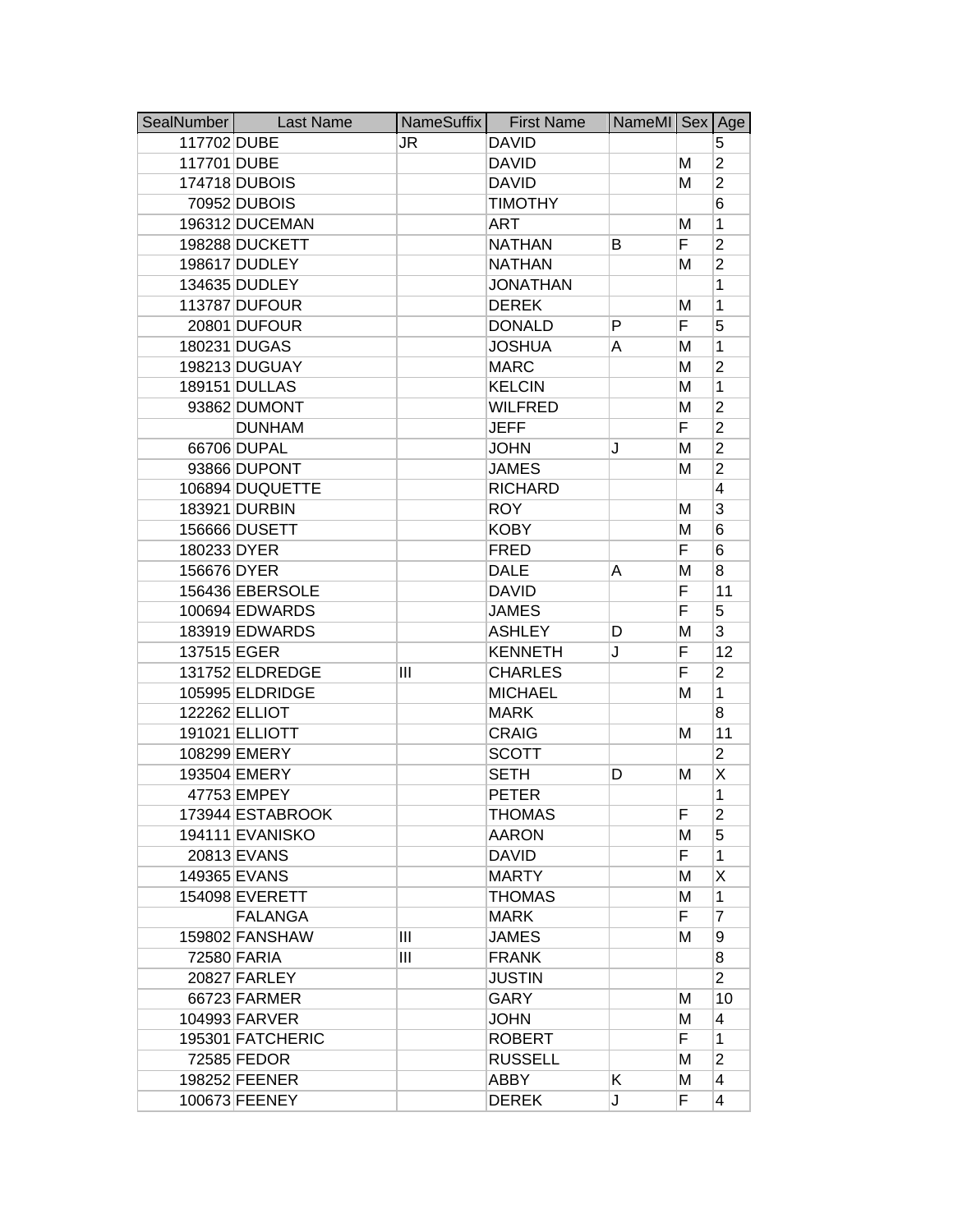| SealNumber | Last Name | NameSuffix | First Name | NameMI | Sex | Age |
|---|---|---|---|---|---|---|
| 117702 | DUBE | JR | DAVID | | | 5 |
| 117701 | DUBE | | DAVID | | M | 2 |
| 174718 | DUBOIS | | DAVID | | M | 2 |
| 70952 | DUBOIS | | TIMOTHY | | | 6 |
| 196312 | DUCEMAN | | ART | | M | 1 |
| 198288 | DUCKETT | | NATHAN | B | F | 2 |
| 198617 | DUDLEY | | NATHAN | | M | 2 |
| 134635 | DUDLEY | | JONATHAN | | | 1 |
| 113787 | DUFOUR | | DEREK | | M | 1 |
| 20801 | DUFOUR | | DONALD | P | F | 5 |
| 180231 | DUGAS | | JOSHUA | A | M | 1 |
| 198213 | DUGUAY | | MARC | | M | 2 |
| 189151 | DULLAS | | KELCIN | | M | 1 |
| 93862 | DUMONT | | WILFRED | | M | 2 |
| | DUNHAM | | JEFF | | F | 2 |
| 66706 | DUPAL | | JOHN | J | M | 2 |
| 93866 | DUPONT | | JAMES | | M | 2 |
| 106894 | DUQUETTE | | RICHARD | | | 4 |
| 183921 | DURBIN | | ROY | | M | 3 |
| 156666 | DUSETT | | KOBY | | M | 6 |
| 180233 | DYER | | FRED | | F | 6 |
| 156676 | DYER | | DALE | A | M | 8 |
| 156436 | EBERSOLE | | DAVID | | F | 11 |
| 100694 | EDWARDS | | JAMES | | F | 5 |
| 183919 | EDWARDS | | ASHLEY | D | M | 3 |
| 137515 | EGER | | KENNETH | J | F | 12 |
| 131752 | ELDREDGE | III | CHARLES | | F | 2 |
| 105995 | ELDRIDGE | | MICHAEL | | M | 1 |
| 122262 | ELLIOT | | MARK | | | 8 |
| 191021 | ELLIOTT | | CRAIG | | M | 11 |
| 108299 | EMERY | | SCOTT | | | 2 |
| 193504 | EMERY | | SETH | D | M | X |
| 47753 | EMPEY | | PETER | | | 1 |
| 173944 | ESTABROOK | | THOMAS | | F | 2 |
| 194111 | EVANISKO | | AARON | | M | 5 |
| 20813 | EVANS | | DAVID | | F | 1 |
| 149365 | EVANS | | MARTY | | M | X |
| 154098 | EVERETT | | THOMAS | | M | 1 |
| | FALANGA | | MARK | | F | 7 |
| 159802 | FANSHAW | III | JAMES | | M | 9 |
| 72580 | FARIA | III | FRANK | | | 8 |
| 20827 | FARLEY | | JUSTIN | | | 2 |
| 66723 | FARMER | | GARY | | M | 10 |
| 104993 | FARVER | | JOHN | | M | 4 |
| 195301 | FATCHERIC | | ROBERT | | F | 1 |
| 72585 | FEDOR | | RUSSELL | | M | 2 |
| 198252 | FEENER | | ABBY | K | M | 4 |
| 100673 | FEENEY | | DEREK | J | F | 4 |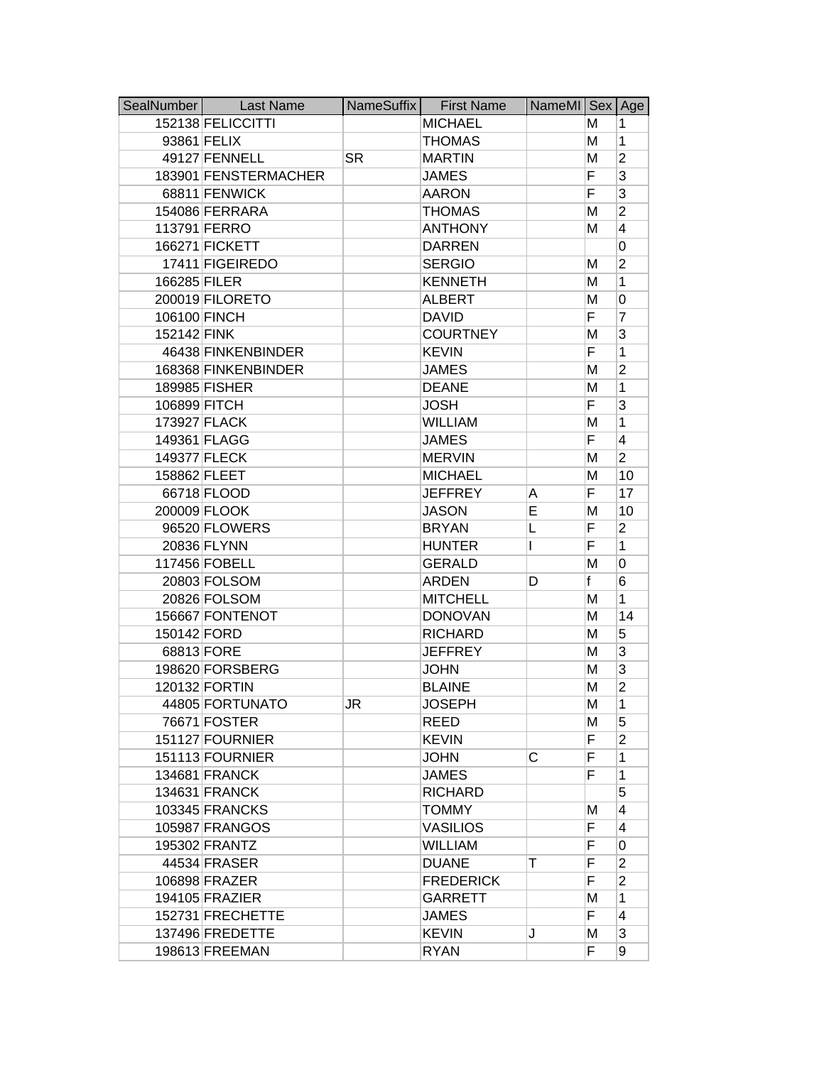| SealNumber | Last Name | NameSuffix | First Name | NameMI | Sex | Age |
|---|---|---|---|---|---|---|
| 152138 | FELICCITTI | | MICHAEL | | M | 1 |
| 93861 | FELIX | | THOMAS | | M | 1 |
| 49127 | FENNELL | SR | MARTIN | | M | 2 |
| 183901 | FENSTERMACHER | | JAMES | | F | 3 |
| 68811 | FENWICK | | AARON | | F | 3 |
| 154086 | FERRARA | | THOMAS | | M | 2 |
| 113791 | FERRO | | ANTHONY | | M | 4 |
| 166271 | FICKETT | | DARREN | | | 0 |
| 17411 | FIGEIREDO | | SERGIO | | M | 2 |
| 166285 | FILER | | KENNETH | | M | 1 |
| 200019 | FILORETO | | ALBERT | | M | 0 |
| 106100 | FINCH | | DAVID | | F | 7 |
| 152142 | FINK | | COURTNEY | | M | 3 |
| 46438 | FINKENBINDER | | KEVIN | | F | 1 |
| 168368 | FINKENBINDER | | JAMES | | M | 2 |
| 189985 | FISHER | | DEANE | | M | 1 |
| 106899 | FITCH | | JOSH | | F | 3 |
| 173927 | FLACK | | WILLIAM | | M | 1 |
| 149361 | FLAGG | | JAMES | | F | 4 |
| 149377 | FLECK | | MERVIN | | M | 2 |
| 158862 | FLEET | | MICHAEL | | M | 10 |
| 66718 | FLOOD | | JEFFREY | A | F | 17 |
| 200009 | FLOOK | | JASON | E | M | 10 |
| 96520 | FLOWERS | | BRYAN | L | F | 2 |
| 20836 | FLYNN | | HUNTER | I | F | 1 |
| 117456 | FOBELL | | GERALD | | M | 0 |
| 20803 | FOLSOM | | ARDEN | D | f | 6 |
| 20826 | FOLSOM | | MITCHELL | | M | 1 |
| 156667 | FONTENOT | | DONOVAN | | M | 14 |
| 150142 | FORD | | RICHARD | | M | 5 |
| 68813 | FORE | | JEFFREY | | M | 3 |
| 198620 | FORSBERG | | JOHN | | M | 3 |
| 120132 | FORTIN | | BLAINE | | M | 2 |
| 44805 | FORTUNATO | JR | JOSEPH | | M | 1 |
| 76671 | FOSTER | | REED | | M | 5 |
| 151127 | FOURNIER | | KEVIN | | F | 2 |
| 151113 | FOURNIER | | JOHN | C | F | 1 |
| 134681 | FRANCK | | JAMES | | F | 1 |
| 134631 | FRANCK | | RICHARD | | | 5 |
| 103345 | FRANCKS | | TOMMY | | M | 4 |
| 105987 | FRANGOS | | VASILIOS | | F | 4 |
| 195302 | FRANTZ | | WILLIAM | | F | 0 |
| 44534 | FRASER | | DUANE | T | F | 2 |
| 106898 | FRAZER | | FREDERICK | | F | 2 |
| 194105 | FRAZIER | | GARRETT | | M | 1 |
| 152731 | FRECHETTE | | JAMES | | F | 4 |
| 137496 | FREDETTE | | KEVIN | J | M | 3 |
| 198613 | FREEMAN | | RYAN | | F | 9 |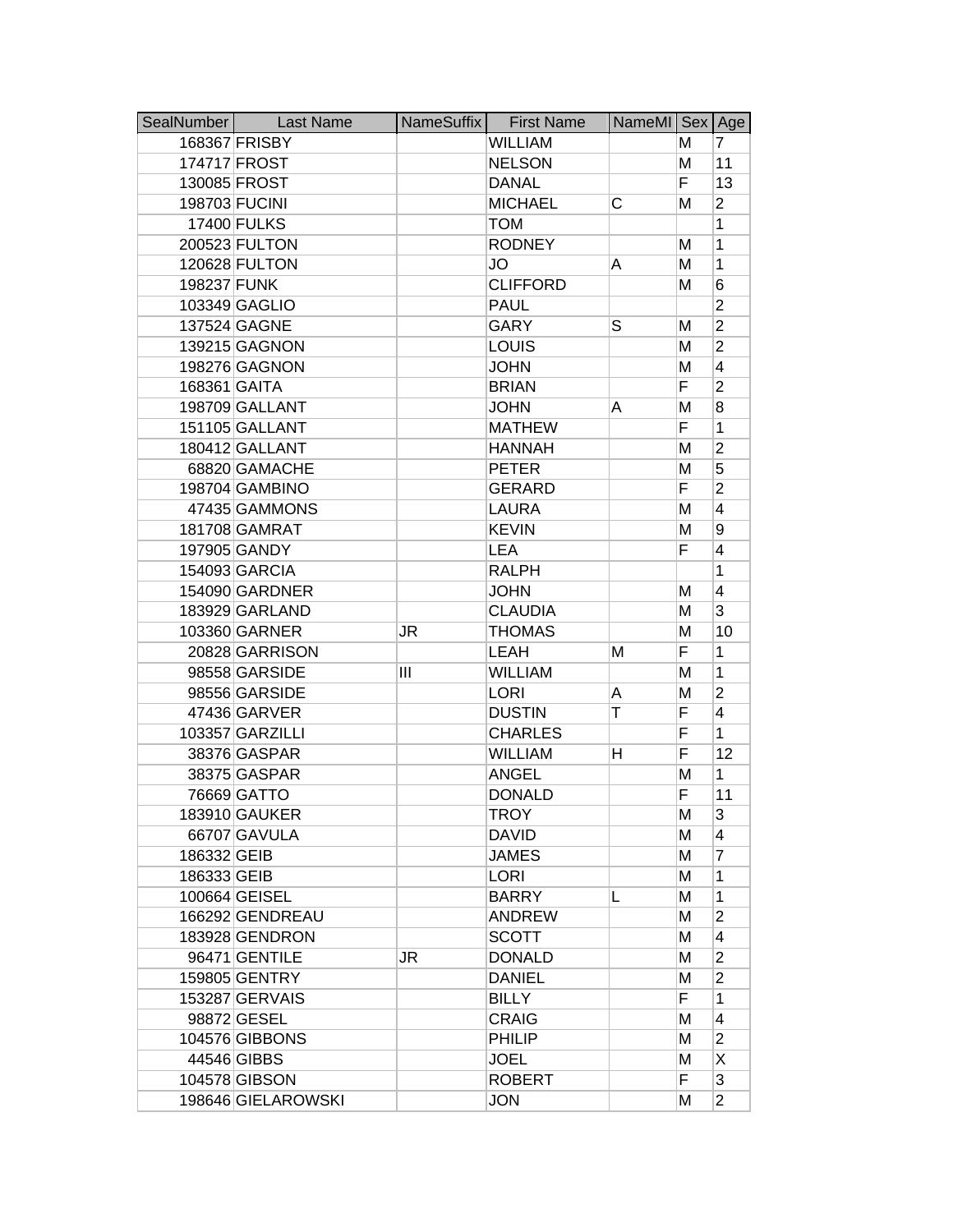| SealNumber | Last Name | NameSuffix | First Name | NameMI | Sex | Age |
|---|---|---|---|---|---|---|
| 168367 | FRISBY | | WILLIAM | | M | 7 |
| 174717 | FROST | | NELSON | | M | 11 |
| 130085 | FROST | | DANAL | | F | 13 |
| 198703 | FUCINI | | MICHAEL | C | M | 2 |
| 17400 | FULKS | | TOM | | | 1 |
| 200523 | FULTON | | RODNEY | | M | 1 |
| 120628 | FULTON | | JO | A | M | 1 |
| 198237 | FUNK | | CLIFFORD | | M | 6 |
| 103349 | GAGLIO | | PAUL | | | 2 |
| 137524 | GAGNE | | GARY | S | M | 2 |
| 139215 | GAGNON | | LOUIS | | M | 2 |
| 198276 | GAGNON | | JOHN | | M | 4 |
| 168361 | GAITA | | BRIAN | | F | 2 |
| 198709 | GALLANT | | JOHN | A | M | 8 |
| 151105 | GALLANT | | MATHEW | | F | 1 |
| 180412 | GALLANT | | HANNAH | | M | 2 |
| 68820 | GAMACHE | | PETER | | M | 5 |
| 198704 | GAMBINO | | GERARD | | F | 2 |
| 47435 | GAMMONS | | LAURA | | M | 4 |
| 181708 | GAMRAT | | KEVIN | | M | 9 |
| 197905 | GANDY | | LEA | | F | 4 |
| 154093 | GARCIA | | RALPH | | | 1 |
| 154090 | GARDNER | | JOHN | | M | 4 |
| 183929 | GARLAND | | CLAUDIA | | M | 3 |
| 103360 | GARNER | JR | THOMAS | | M | 10 |
| 20828 | GARRISON | | LEAH | M | F | 1 |
| 98558 | GARSIDE | III | WILLIAM | | M | 1 |
| 98556 | GARSIDE | | LORI | A | M | 2 |
| 47436 | GARVER | | DUSTIN | T | F | 4 |
| 103357 | GARZILLI | | CHARLES | | F | 1 |
| 38376 | GASPAR | | WILLIAM | H | F | 12 |
| 38375 | GASPAR | | ANGEL | | M | 1 |
| 76669 | GATTO | | DONALD | | F | 11 |
| 183910 | GAUKER | | TROY | | M | 3 |
| 66707 | GAVULA | | DAVID | | M | 4 |
| 186332 | GEIB | | JAMES | | M | 7 |
| 186333 | GEIB | | LORI | | M | 1 |
| 100664 | GEISEL | | BARRY | L | M | 1 |
| 166292 | GENDREAU | | ANDREW | | M | 2 |
| 183928 | GENDRON | | SCOTT | | M | 4 |
| 96471 | GENTILE | JR | DONALD | | M | 2 |
| 159805 | GENTRY | | DANIEL | | M | 2 |
| 153287 | GERVAIS | | BILLY | | F | 1 |
| 98872 | GESEL | | CRAIG | | M | 4 |
| 104576 | GIBBONS | | PHILIP | | M | 2 |
| 44546 | GIBBS | | JOEL | | M | X |
| 104578 | GIBSON | | ROBERT | | F | 3 |
| 198646 | GIELAROWSKI | | JON | | M | 2 |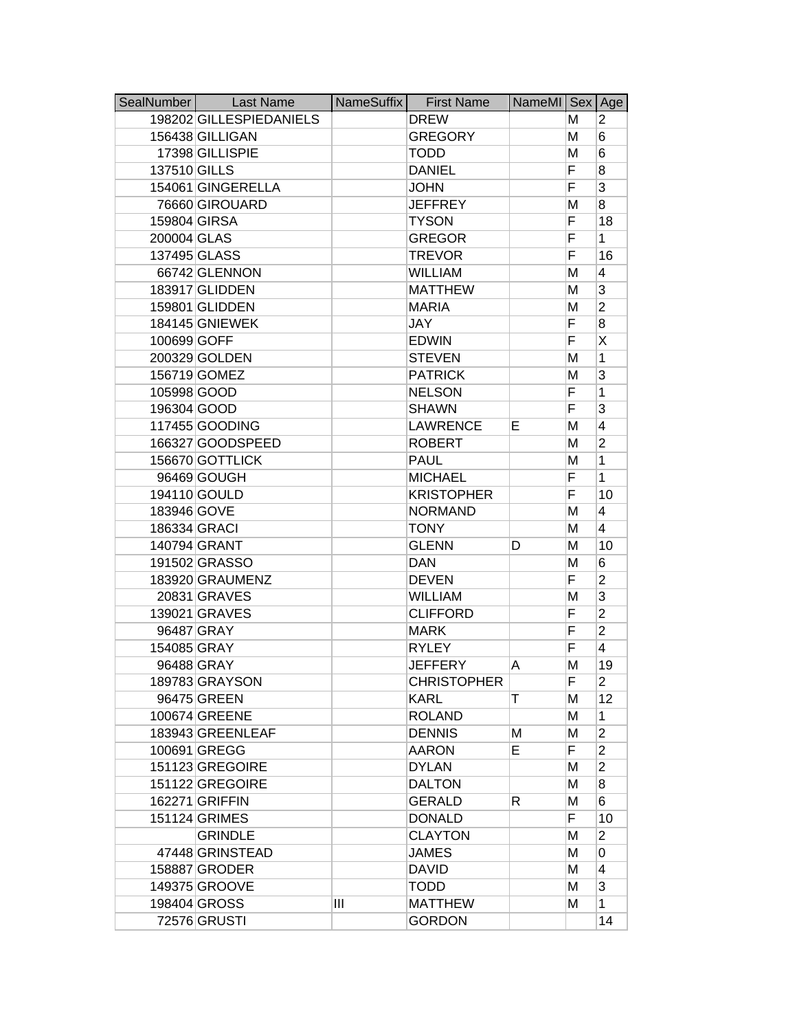| SealNumber | Last Name | NameSuffix | First Name | NameMI | Sex | Age |
|---|---|---|---|---|---|---|
| 198202 | GILLESPIEDANIELS | | DREW | | M | 2 |
| 156438 | GILLIGAN | | GREGORY | | M | 6 |
| 17398 | GILLISPIE | | TODD | | M | 6 |
| 137510 | GILLS | | DANIEL | | F | 8 |
| 154061 | GINGERELLA | | JOHN | | F | 3 |
| 76660 | GIROUARD | | JEFFREY | | M | 8 |
| 159804 | GIRSA | | TYSON | | F | 18 |
| 200004 | GLAS | | GREGOR | | F | 1 |
| 137495 | GLASS | | TREVOR | | F | 16 |
| 66742 | GLENNON | | WILLIAM | | M | 4 |
| 183917 | GLIDDEN | | MATTHEW | | M | 3 |
| 159801 | GLIDDEN | | MARIA | | M | 2 |
| 184145 | GNIEWEK | | JAY | | F | 8 |
| 100699 | GOFF | | EDWIN | | F | X |
| 200329 | GOLDEN | | STEVEN | | M | 1 |
| 156719 | GOMEZ | | PATRICK | | M | 3 |
| 105998 | GOOD | | NELSON | | F | 1 |
| 196304 | GOOD | | SHAWN | | F | 3 |
| 117455 | GOODING | | LAWRENCE | E | M | 4 |
| 166327 | GOODSPEED | | ROBERT | | M | 2 |
| 156670 | GOTTLICK | | PAUL | | M | 1 |
| 96469 | GOUGH | | MICHAEL | | F | 1 |
| 194110 | GOULD | | KRISTOPHER | | F | 10 |
| 183946 | GOVE | | NORMAND | | M | 4 |
| 186334 | GRACI | | TONY | | M | 4 |
| 140794 | GRANT | | GLENN | D | M | 10 |
| 191502 | GRASSO | | DAN | | M | 6 |
| 183920 | GRAUMENZ | | DEVEN | | F | 2 |
| 20831 | GRAVES | | WILLIAM | | M | 3 |
| 139021 | GRAVES | | CLIFFORD | | F | 2 |
| 96487 | GRAY | | MARK | | F | 2 |
| 154085 | GRAY | | RYLEY | | F | 4 |
| 96488 | GRAY | | JEFFERY | A | M | 19 |
| 189783 | GRAYSON | | CHRISTOPHER | | F | 2 |
| 96475 | GREEN | | KARL | T | M | 12 |
| 100674 | GREENE | | ROLAND | | M | 1 |
| 183943 | GREENLEAF | | DENNIS | M | M | 2 |
| 100691 | GREGG | | AARON | E | F | 2 |
| 151123 | GREGOIRE | | DYLAN | | M | 2 |
| 151122 | GREGOIRE | | DALTON | | M | 8 |
| 162271 | GRIFFIN | | GERALD | R | M | 6 |
| 151124 | GRIMES | | DONALD | | F | 10 |
| | GRINDLE | | CLAYTON | | M | 2 |
| 47448 | GRINSTEAD | | JAMES | | M | 0 |
| 158887 | GRODER | | DAVID | | M | 4 |
| 149375 | GROOVE | | TODD | | M | 3 |
| 198404 | GROSS | III | MATTHEW | | M | 1 |
| 72576 | GRUSTI | | GORDON | | | 14 |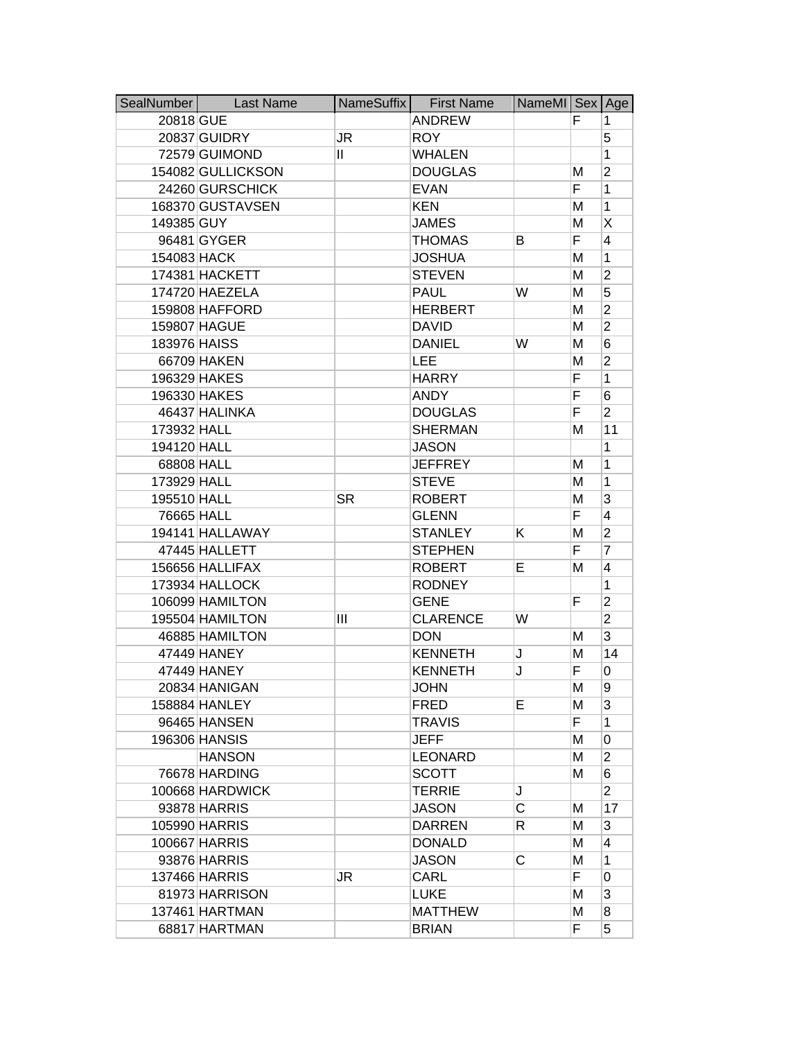| SealNumber | Last Name | NameSuffix | First Name | NameMI | Sex | Age |
| --- | --- | --- | --- | --- | --- | --- |
| 20818 | GUE | | ANDREW | | F | 1 |
| 20837 | GUIDRY | JR | ROY | | | 5 |
| 72579 | GUIMOND | II | WHALEN | | | 1 |
| 154082 | GULLICKSON | | DOUGLAS | | M | 2 |
| 24260 | GURSCHICK | | EVAN | | F | 1 |
| 168370 | GUSTAVSEN | | KEN | | M | 1 |
| 149385 | GUY | | JAMES | | M | X |
| 96481 | GYGER | | THOMAS | B | F | 4 |
| 154083 | HACK | | JOSHUA | | M | 1 |
| 174381 | HACKETT | | STEVEN | | M | 2 |
| 174720 | HAEZELA | | PAUL | W | M | 5 |
| 159808 | HAFFORD | | HERBERT | | M | 2 |
| 159807 | HAGUE | | DAVID | | M | 2 |
| 183976 | HAISS | | DANIEL | W | M | 6 |
| 66709 | HAKEN | | LEE | | M | 2 |
| 196329 | HAKES | | HARRY | | F | 1 |
| 196330 | HAKES | | ANDY | | F | 6 |
| 46437 | HALINKA | | DOUGLAS | | F | 2 |
| 173932 | HALL | | SHERMAN | | M | 11 |
| 194120 | HALL | | JASON | | | 1 |
| 68808 | HALL | | JEFFREY | | M | 1 |
| 173929 | HALL | | STEVE | | M | 1 |
| 195510 | HALL | SR | ROBERT | | M | 3 |
| 76665 | HALL | | GLENN | | F | 4 |
| 194141 | HALLAWAY | | STANLEY | K | M | 2 |
| 47445 | HALLETT | | STEPHEN | | F | 7 |
| 156656 | HALLIFAX | | ROBERT | E | M | 4 |
| 173934 | HALLOCK | | RODNEY | | | 1 |
| 106099 | HAMILTON | | GENE | | F | 2 |
| 195504 | HAMILTON | III | CLARENCE | W | | 2 |
| 46885 | HAMILTON | | DON | | M | 3 |
| 47449 | HANEY | | KENNETH | J | M | 14 |
| 47449 | HANEY | | KENNETH | J | F | 0 |
| 20834 | HANIGAN | | JOHN | | M | 9 |
| 158884 | HANLEY | | FRED | E | M | 3 |
| 96465 | HANSEN | | TRAVIS | | F | 1 |
| 196306 | HANSIS | | JEFF | | M | 0 |
| | HANSON | | LEONARD | | M | 2 |
| 76678 | HARDING | | SCOTT | | M | 6 |
| 100668 | HARDWICK | | TERRIE | J | | 2 |
| 93878 | HARRIS | | JASON | C | M | 17 |
| 105990 | HARRIS | | DARREN | R | M | 3 |
| 100667 | HARRIS | | DONALD | | M | 4 |
| 93876 | HARRIS | | JASON | C | M | 1 |
| 137466 | HARRIS | JR | CARL | | F | 0 |
| 81973 | HARRISON | | LUKE | | M | 3 |
| 137461 | HARTMAN | | MATTHEW | | M | 8 |
| 68817 | HARTMAN | | BRIAN | | F | 5 |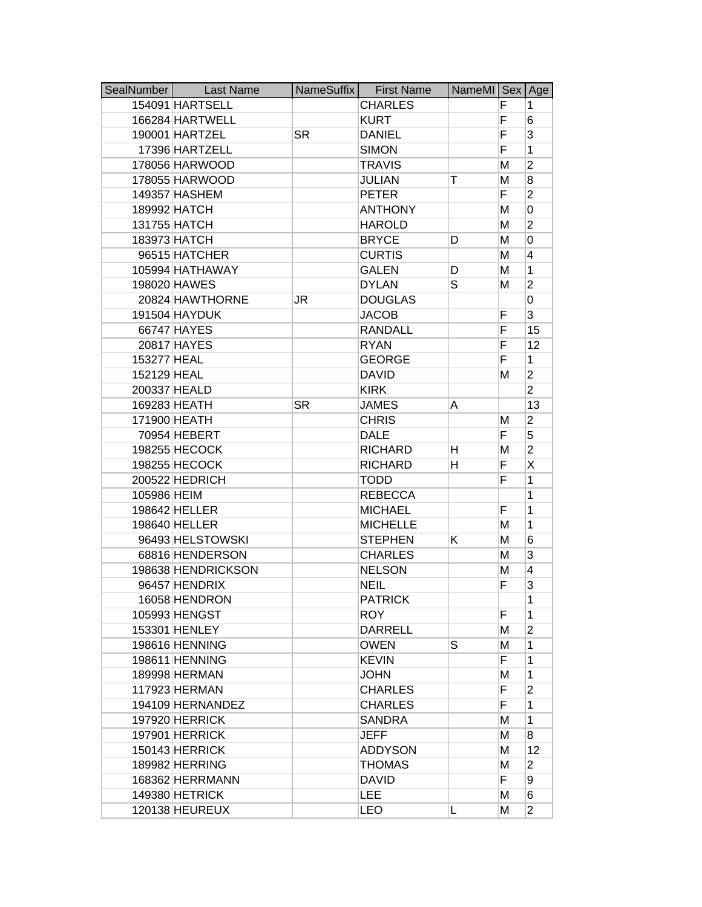| SealNumber | Last Name | NameSuffix | First Name | NameMI | Sex | Age |
|---|---|---|---|---|---|---|
| 154091 | HARTSELL | | CHARLES | | F | 1 |
| 166284 | HARTWELL | | KURT | | F | 6 |
| 190001 | HARTZEL | SR | DANIEL | | F | 3 |
| 17396 | HARTZELL | | SIMON | | F | 1 |
| 178056 | HARWOOD | | TRAVIS | | M | 2 |
| 178055 | HARWOOD | | JULIAN | T | M | 8 |
| 149357 | HASHEM | | PETER | | F | 2 |
| 189992 | HATCH | | ANTHONY | | M | 0 |
| 131755 | HATCH | | HAROLD | | M | 2 |
| 183973 | HATCH | | BRYCE | D | M | 0 |
| 96515 | HATCHER | | CURTIS | | M | 4 |
| 105994 | HATHAWAY | | GALEN | D | M | 1 |
| 198020 | HAWES | | DYLAN | S | M | 2 |
| 20824 | HAWTHORNE | JR | DOUGLAS | | | 0 |
| 191504 | HAYDUK | | JACOB | | F | 3 |
| 66747 | HAYES | | RANDALL | | F | 15 |
| 20817 | HAYES | | RYAN | | F | 12 |
| 153277 | HEAL | | GEORGE | | F | 1 |
| 152129 | HEAL | | DAVID | | M | 2 |
| 200337 | HEALD | | KIRK | | | 2 |
| 169283 | HEATH | SR | JAMES | A | | 13 |
| 171900 | HEATH | | CHRIS | | M | 2 |
| 70954 | HEBERT | | DALE | | F | 5 |
| 198255 | HECOCK | | RICHARD | H | M | 2 |
| 198255 | HECOCK | | RICHARD | H | F | X |
| 200522 | HEDRICH | | TODD | | F | 1 |
| 105986 | HEIM | | REBECCA | | | 1 |
| 198642 | HELLER | | MICHAEL | | F | 1 |
| 198640 | HELLER | | MICHELLE | | M | 1 |
| 96493 | HELSTOWSKI | | STEPHEN | K | M | 6 |
| 68816 | HENDERSON | | CHARLES | | M | 3 |
| 198638 | HENDRICKSON | | NELSON | | M | 4 |
| 96457 | HENDRIX | | NEIL | | F | 3 |
| 16058 | HENDRON | | PATRICK | | | 1 |
| 105993 | HENGST | | ROY | | F | 1 |
| 153301 | HENLEY | | DARRELL | | M | 2 |
| 198616 | HENNING | | OWEN | S | M | 1 |
| 198611 | HENNING | | KEVIN | | F | 1 |
| 189998 | HERMAN | | JOHN | | M | 1 |
| 117923 | HERMAN | | CHARLES | | F | 2 |
| 194109 | HERNANDEZ | | CHARLES | | F | 1 |
| 197920 | HERRICK | | SANDRA | | M | 1 |
| 197901 | HERRICK | | JEFF | | M | 8 |
| 150143 | HERRICK | | ADDYSON | | M | 12 |
| 189982 | HERRING | | THOMAS | | M | 2 |
| 168362 | HERRMANN | | DAVID | | F | 9 |
| 149380 | HETRICK | | LEE | | M | 6 |
| 120138 | HEUREUX | | LEO | L | M | 2 |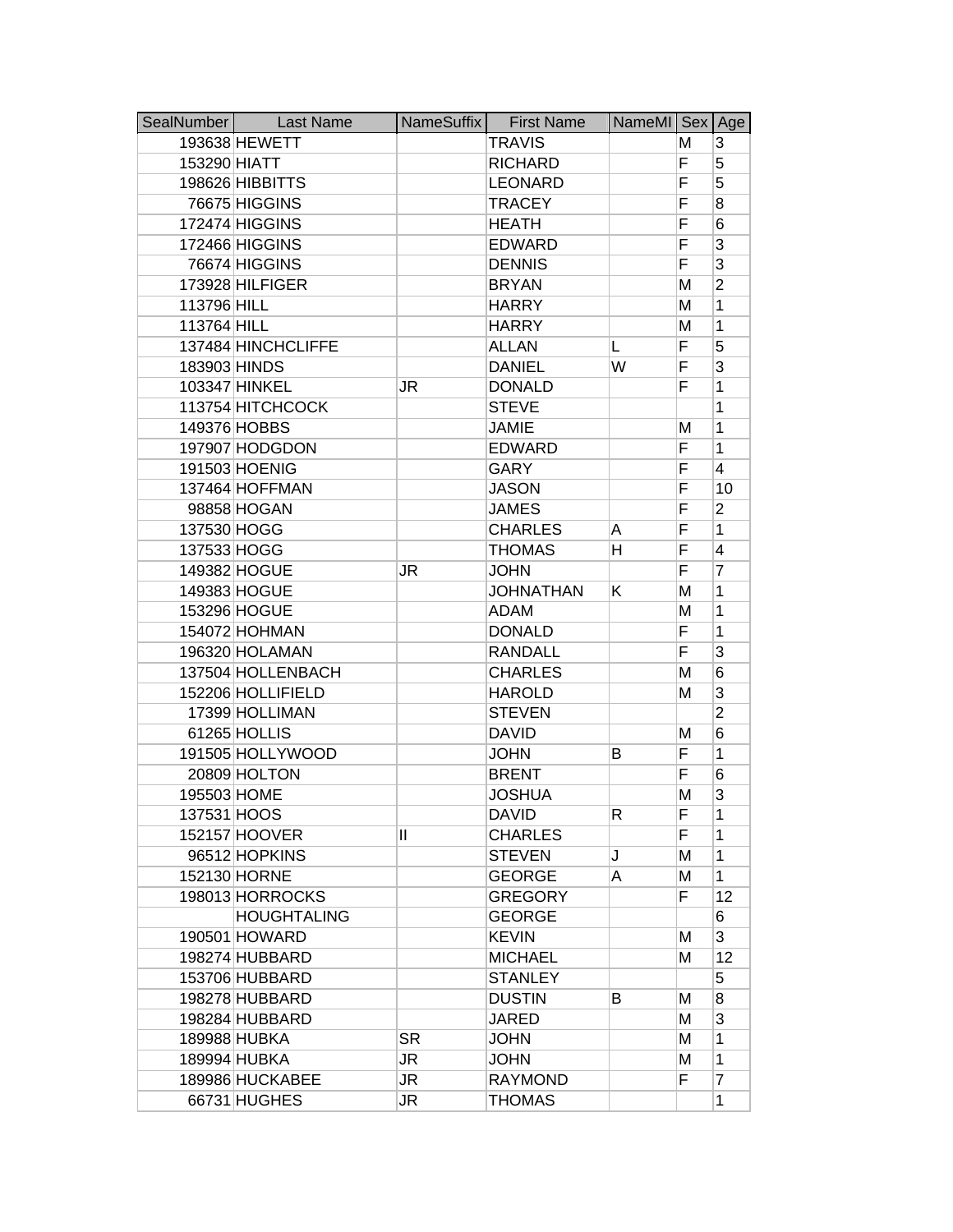| SealNumber | Last Name | NameSuffix | First Name | NameMI | Sex | Age |
|---|---|---|---|---|---|---|
| 193638 | HEWETT | | TRAVIS | | M | 3 |
| 153290 | HIATT | | RICHARD | | F | 5 |
| 198626 | HIBBITTS | | LEONARD | | F | 5 |
| 76675 | HIGGINS | | TRACEY | | F | 8 |
| 172474 | HIGGINS | | HEATH | | F | 6 |
| 172466 | HIGGINS | | EDWARD | | F | 3 |
| 76674 | HIGGINS | | DENNIS | | F | 3 |
| 173928 | HILFIGER | | BRYAN | | M | 2 |
| 113796 | HILL | | HARRY | | M | 1 |
| 113764 | HILL | | HARRY | | M | 1 |
| 137484 | HINCHCLIFFE | | ALLAN | L | F | 5 |
| 183903 | HINDS | | DANIEL | W | F | 3 |
| 103347 | HINKEL | JR | DONALD | | F | 1 |
| 113754 | HITCHCOCK | | STEVE | | | 1 |
| 149376 | HOBBS | | JAMIE | | M | 1 |
| 197907 | HODGDON | | EDWARD | | F | 1 |
| 191503 | HOENIG | | GARY | | F | 4 |
| 137464 | HOFFMAN | | JASON | | F | 10 |
| 98858 | HOGAN | | JAMES | | F | 2 |
| 137530 | HOGG | | CHARLES | A | F | 1 |
| 137533 | HOGG | | THOMAS | H | F | 4 |
| 149382 | HOGUE | JR | JOHN | | F | 7 |
| 149383 | HOGUE | | JOHNATHAN | K | M | 1 |
| 153296 | HOGUE | | ADAM | | M | 1 |
| 154072 | HOHMAN | | DONALD | | F | 1 |
| 196320 | HOLAMAN | | RANDALL | | F | 3 |
| 137504 | HOLLENBACH | | CHARLES | | M | 6 |
| 152206 | HOLLIFIELD | | HAROLD | | M | 3 |
| 17399 | HOLLIMAN | | STEVEN | | | 2 |
| 61265 | HOLLIS | | DAVID | | M | 6 |
| 191505 | HOLLYWOOD | | JOHN | B | F | 1 |
| 20809 | HOLTON | | BRENT | | F | 6 |
| 195503 | HOME | | JOSHUA | | M | 3 |
| 137531 | HOOS | | DAVID | R | F | 1 |
| 152157 | HOOVER | II | CHARLES | | F | 1 |
| 96512 | HOPKINS | | STEVEN | J | M | 1 |
| 152130 | HORNE | | GEORGE | A | M | 1 |
| 198013 | HORROCKS | | GREGORY | | F | 12 |
| | HOUGHTALING | | GEORGE | | | 6 |
| 190501 | HOWARD | | KEVIN | | M | 3 |
| 198274 | HUBBARD | | MICHAEL | | M | 12 |
| 153706 | HUBBARD | | STANLEY | | | 5 |
| 198278 | HUBBARD | | DUSTIN | B | M | 8 |
| 198284 | HUBBARD | | JARED | | M | 3 |
| 189988 | HUBKA | SR | JOHN | | M | 1 |
| 189994 | HUBKA | JR | JOHN | | M | 1 |
| 189986 | HUCKABEE | JR | RAYMOND | | F | 7 |
| 66731 | HUGHES | JR | THOMAS | | | 1 |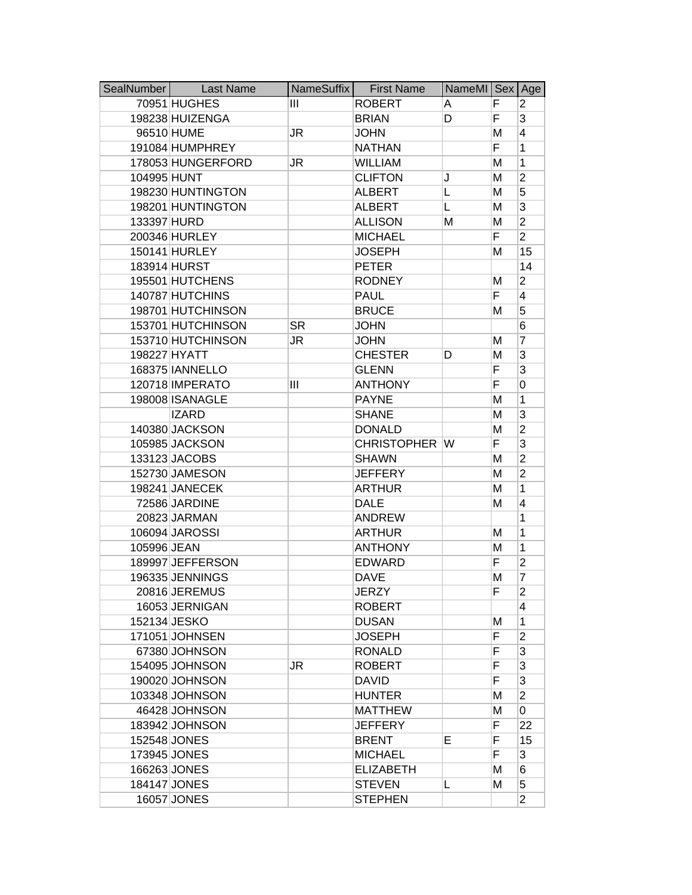| SealNumber | Last Name | NameSuffix | First Name | NameMI | Sex | Age |
|---|---|---|---|---|---|---|
| 70951 | HUGHES | III | ROBERT | A | F | 2 |
| 198238 | HUIZENGA | | BRIAN | D | F | 3 |
| 96510 | HUME | JR | JOHN | | M | 4 |
| 191084 | HUMPHREY | | NATHAN | | F | 1 |
| 178053 | HUNGERFORD | JR | WILLIAM | | M | 1 |
| 104995 | HUNT | | CLIFTON | J | M | 2 |
| 198230 | HUNTINGTON | | ALBERT | L | M | 5 |
| 198201 | HUNTINGTON | | ALBERT | L | M | 3 |
| 133397 | HURD | | ALLISON | M | M | 2 |
| 200346 | HURLEY | | MICHAEL | | F | 2 |
| 150141 | HURLEY | | JOSEPH | | M | 15 |
| 183914 | HURST | | PETER | | | 14 |
| 195501 | HUTCHENS | | RODNEY | | M | 2 |
| 140787 | HUTCHINS | | PAUL | | F | 4 |
| 198701 | HUTCHINSON | | BRUCE | | M | 5 |
| 153701 | HUTCHINSON | SR | JOHN | | | 6 |
| 153710 | HUTCHINSON | JR | JOHN | | M | 7 |
| 198227 | HYATT | | CHESTER | D | M | 3 |
| 168375 | IANNELLO | | GLENN | | F | 3 |
| 120718 | IMPERATO | III | ANTHONY | | F | 0 |
| 198008 | ISANAGLE | | PAYNE | | M | 1 |
| | IZARD | | SHANE | | M | 3 |
| 140380 | JACKSON | | DONALD | | M | 2 |
| 105985 | JACKSON | | CHRISTOPHER | W | F | 3 |
| 133123 | JACOBS | | SHAWN | | M | 2 |
| 152730 | JAMESON | | JEFFERY | | M | 2 |
| 198241 | JANECEK | | ARTHUR | | M | 1 |
| 72586 | JARDINE | | DALE | | M | 4 |
| 20823 | JARMAN | | ANDREW | | | 1 |
| 106094 | JAROSSI | | ARTHUR | | M | 1 |
| 105996 | JEAN | | ANTHONY | | M | 1 |
| 189997 | JEFFERSON | | EDWARD | | F | 2 |
| 196335 | JENNINGS | | DAVE | | M | 7 |
| 20816 | JEREMUS | | JERZY | | F | 2 |
| 16053 | JERNIGAN | | ROBERT | | | 4 |
| 152134 | JESKO | | DUSAN | | M | 1 |
| 171051 | JOHNSEN | | JOSEPH | | F | 2 |
| 67380 | JOHNSON | | RONALD | | F | 3 |
| 154095 | JOHNSON | JR | ROBERT | | F | 3 |
| 190020 | JOHNSON | | DAVID | | F | 3 |
| 103348 | JOHNSON | | HUNTER | | M | 2 |
| 46428 | JOHNSON | | MATTHEW | | M | 0 |
| 183942 | JOHNSON | | JEFFERY | | F | 22 |
| 152548 | JONES | | BRENT | E | F | 15 |
| 173945 | JONES | | MICHAEL | | F | 3 |
| 166263 | JONES | | ELIZABETH | | M | 6 |
| 184147 | JONES | | STEVEN | L | M | 5 |
| 16057 | JONES | | STEPHEN | | | 2 |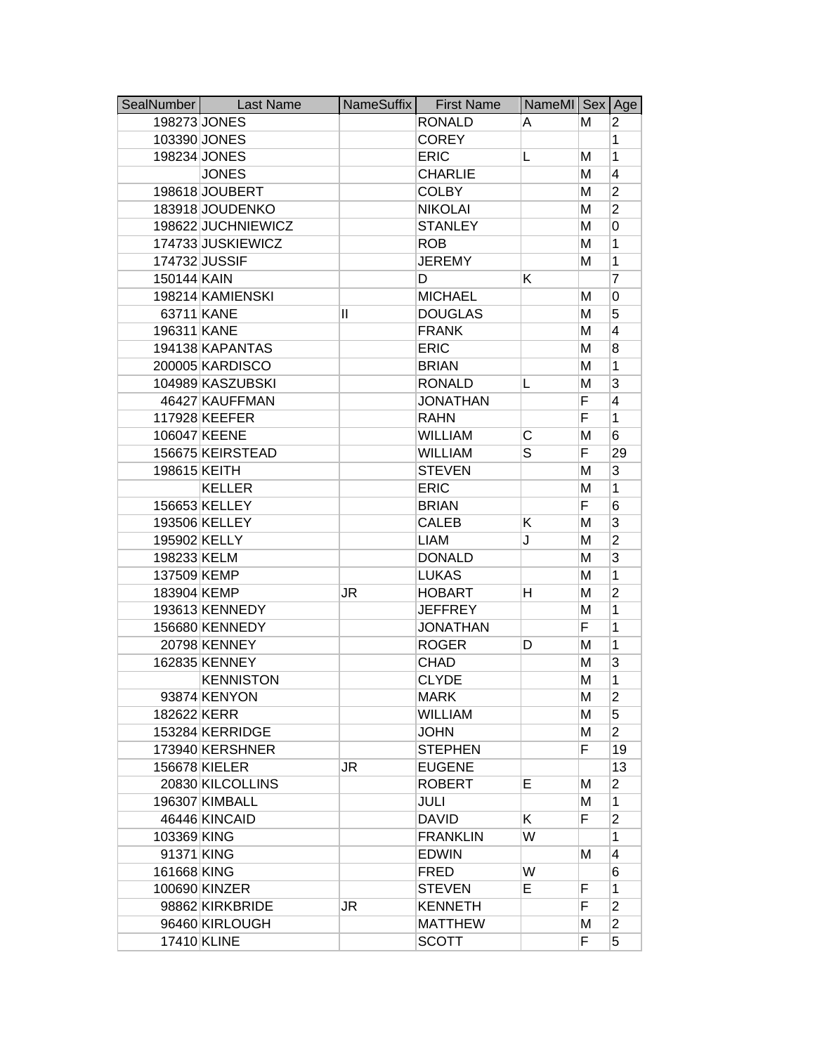| SealNumber | Last Name | NameSuffix | First Name | NameMI | Sex | Age |
|---|---|---|---|---|---|---|
| 198273 | JONES | | RONALD | A | M | 2 |
| 103390 | JONES | | COREY | | | 1 |
| 198234 | JONES | | ERIC | L | M | 1 |
| | JONES | | CHARLIE | | M | 4 |
| 198618 | JOUBERT | | COLBY | | M | 2 |
| 183918 | JOUDENKO | | NIKOLAI | | M | 2 |
| 198622 | JUCHNIEWICZ | | STANLEY | | M | 0 |
| 174733 | JUSKIEWICZ | | ROB | | M | 1 |
| 174732 | JUSSIF | | JEREMY | | M | 1 |
| 150144 | KAIN | | D | K | | 7 |
| 198214 | KAMIENSKI | | MICHAEL | | M | 0 |
| 63711 | KANE | II | DOUGLAS | | M | 5 |
| 196311 | KANE | | FRANK | | M | 4 |
| 194138 | KAPANTAS | | ERIC | | M | 8 |
| 200005 | KARDISCO | | BRIAN | | M | 1 |
| 104989 | KASZUBSKI | | RONALD | L | M | 3 |
| 46427 | KAUFFMAN | | JONATHAN | | F | 4 |
| 117928 | KEEFER | | RAHN | | F | 1 |
| 106047 | KEENE | | WILLIAM | C | M | 6 |
| 156675 | KEIRSTEAD | | WILLIAM | S | F | 29 |
| 198615 | KEITH | | STEVEN | | M | 3 |
| | KELLER | | ERIC | | M | 1 |
| 156653 | KELLEY | | BRIAN | | F | 6 |
| 193506 | KELLEY | | CALEB | K | M | 3 |
| 195902 | KELLY | | LIAM | J | M | 2 |
| 198233 | KELM | | DONALD | | M | 3 |
| 137509 | KEMP | | LUKAS | | M | 1 |
| 183904 | KEMP | JR | HOBART | H | M | 2 |
| 193613 | KENNEDY | | JEFFREY | | M | 1 |
| 156680 | KENNEDY | | JONATHAN | | F | 1 |
| 20798 | KENNEY | | ROGER | D | M | 1 |
| 162835 | KENNEY | | CHAD | | M | 3 |
| | KENNISTON | | CLYDE | | M | 1 |
| 93874 | KENYON | | MARK | | M | 2 |
| 182622 | KERR | | WILLIAM | | M | 5 |
| 153284 | KERRIDGE | | JOHN | | M | 2 |
| 173940 | KERSHNER | | STEPHEN | | F | 19 |
| 156678 | KIELER | JR | EUGENE | | | 13 |
| 20830 | KILCOLLINS | | ROBERT | E | M | 2 |
| 196307 | KIMBALL | | JULI | | M | 1 |
| 46446 | KINCAID | | DAVID | K | F | 2 |
| 103369 | KING | | FRANKLIN | W | | 1 |
| 91371 | KING | | EDWIN | | M | 4 |
| 161668 | KING | | FRED | W | | 6 |
| 100690 | KINZER | | STEVEN | E | F | 1 |
| 98862 | KIRKBRIDE | JR | KENNETH | | F | 2 |
| 96460 | KIRLOUGH | | MATTHEW | | M | 2 |
| 17410 | KLINE | | SCOTT | | F | 5 |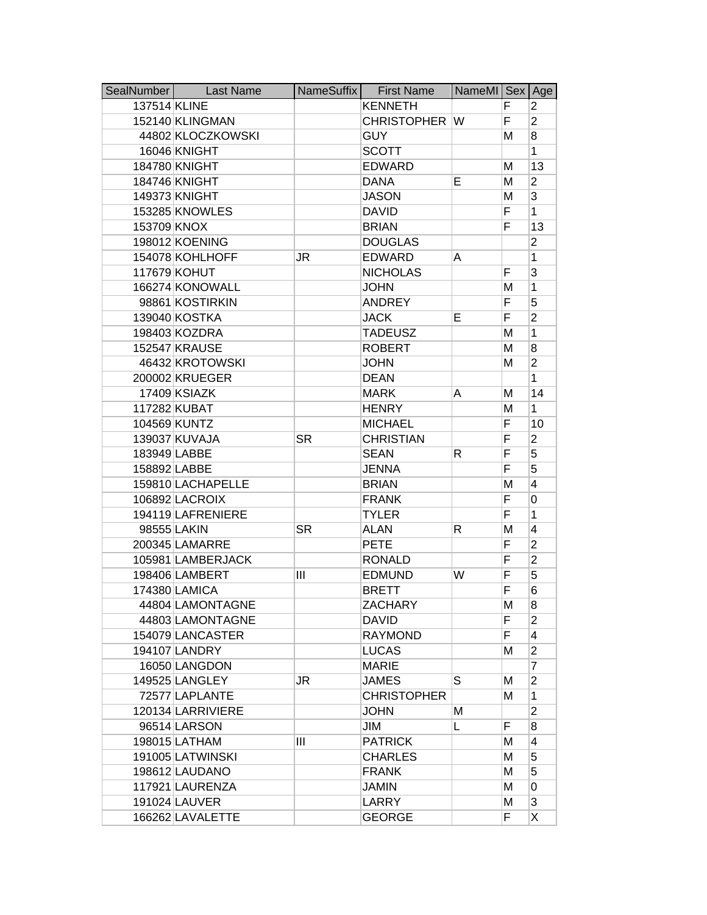| SealNumber | Last Name | NameSuffix | First Name | NameMI | Sex | Age |
|---|---|---|---|---|---|---|
| 137514 | KLINE | | KENNETH | | F | 2 |
| 152140 | KLINGMAN | | CHRISTOPHER | W | F | 2 |
| 44802 | KLOCZKOWSKI | | GUY | | M | 8 |
| 16046 | KNIGHT | | SCOTT | | | 1 |
| 184780 | KNIGHT | | EDWARD | | M | 13 |
| 184746 | KNIGHT | | DANA | E | M | 2 |
| 149373 | KNIGHT | | JASON | | M | 3 |
| 153285 | KNOWLES | | DAVID | | F | 1 |
| 153709 | KNOX | | BRIAN | | F | 13 |
| 198012 | KOENING | | DOUGLAS | | | 2 |
| 154078 | KOHLHOFF | JR | EDWARD | A | | 1 |
| 117679 | KOHUT | | NICHOLAS | | F | 3 |
| 166274 | KONOWALL | | JOHN | | M | 1 |
| 98861 | KOSTIRKIN | | ANDREY | | F | 5 |
| 139040 | KOSTKA | | JACK | E | F | 2 |
| 198403 | KOZDRA | | TADEUSZ | | M | 1 |
| 152547 | KRAUSE | | ROBERT | | M | 8 |
| 46432 | KROTOWSKI | | JOHN | | M | 2 |
| 200002 | KRUEGER | | DEAN | | | 1 |
| 17409 | KSIAZK | | MARK | A | M | 14 |
| 117282 | KUBAT | | HENRY | | M | 1 |
| 104569 | KUNTZ | | MICHAEL | | F | 10 |
| 139037 | KUVAJA | SR | CHRISTIAN | | F | 2 |
| 183949 | LABBE | | SEAN | R | F | 5 |
| 158892 | LABBE | | JENNA | | F | 5 |
| 159810 | LACHAPELLE | | BRIAN | | M | 4 |
| 106892 | LACROIX | | FRANK | | F | 0 |
| 194119 | LAFRENIERE | | TYLER | | F | 1 |
| 98555 | LAKIN | SR | ALAN | R | M | 4 |
| 200345 | LAMARRE | | PETE | | F | 2 |
| 105981 | LAMBERJACK | | RONALD | | F | 2 |
| 198406 | LAMBERT | III | EDMUND | W | F | 5 |
| 174380 | LAMICA | | BRETT | | F | 6 |
| 44804 | LAMONTAGNE | | ZACHARY | | M | 8 |
| 44803 | LAMONTAGNE | | DAVID | | F | 2 |
| 154079 | LANCASTER | | RAYMOND | | F | 4 |
| 194107 | LANDRY | | LUCAS | | M | 2 |
| 16050 | LANGDON | | MARIE | | | 7 |
| 149525 | LANGLEY | JR | JAMES | S | M | 2 |
| 72577 | LAPLANTE | | CHRISTOPHER | | M | 1 |
| 120134 | LARRIVIERE | | JOHN | M | | 2 |
| 96514 | LARSON | | JIM | L | F | 8 |
| 198015 | LATHAM | III | PATRICK | | M | 4 |
| 191005 | LATWINSKI | | CHARLES | | M | 5 |
| 198612 | LAUDANO | | FRANK | | M | 5 |
| 117921 | LAURENZA | | JAMIN | | M | 0 |
| 191024 | LAUVER | | LARRY | | M | 3 |
| 166262 | LAVALETTE | | GEORGE | | F | X |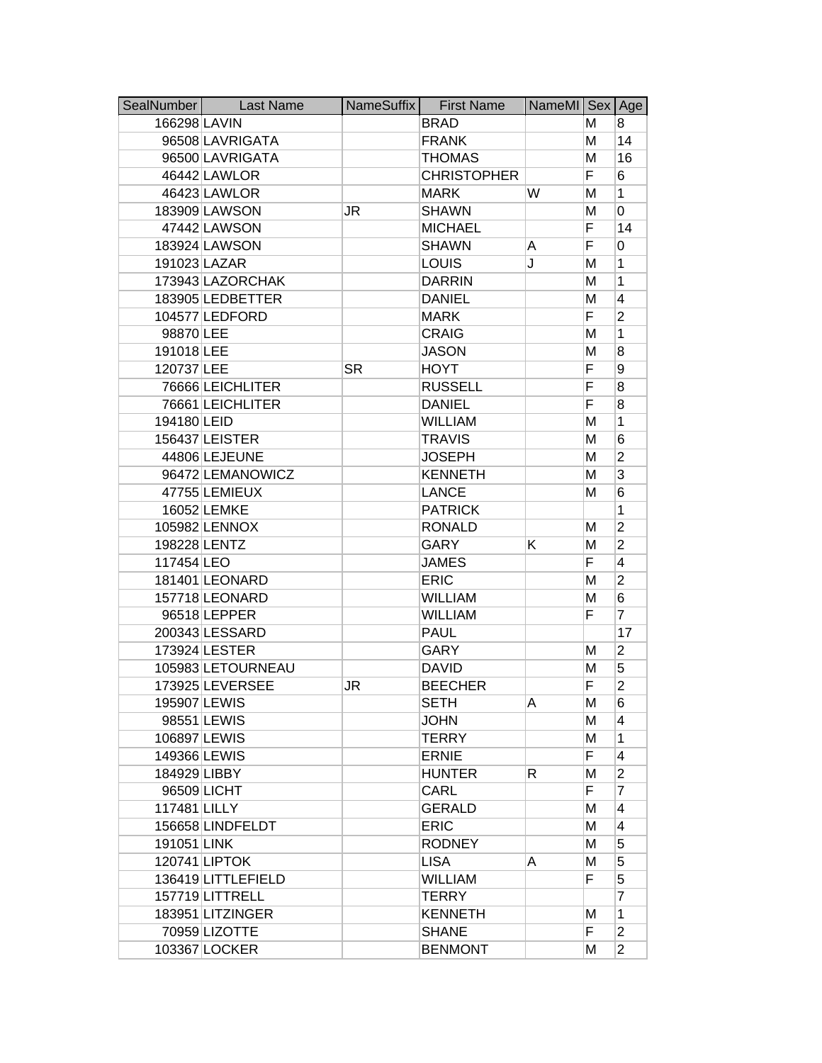| SealNumber | Last Name | NameSuffix | First Name | NameMI | Sex | Age |
| --- | --- | --- | --- | --- | --- | --- |
| 166298 | LAVIN | | BRAD | | M | 8 |
| 96508 | LAVRIGATA | | FRANK | | M | 14 |
| 96500 | LAVRIGATA | | THOMAS | | M | 16 |
| 46442 | LAWLOR | | CHRISTOPHER | | F | 6 |
| 46423 | LAWLOR | | MARK | W | M | 1 |
| 183909 | LAWSON | JR | SHAWN | | M | 0 |
| 47442 | LAWSON | | MICHAEL | | F | 14 |
| 183924 | LAWSON | | SHAWN | A | F | 0 |
| 191023 | LAZAR | | LOUIS | J | M | 1 |
| 173943 | LAZORCHAK | | DARRIN | | M | 1 |
| 183905 | LEDBETTER | | DANIEL | | M | 4 |
| 104577 | LEDFORD | | MARK | | F | 2 |
| 98870 | LEE | | CRAIG | | M | 1 |
| 191018 | LEE | | JASON | | M | 8 |
| 120737 | LEE | SR | HOYT | | F | 9 |
| 76666 | LEICHLITER | | RUSSELL | | F | 8 |
| 76661 | LEICHLITER | | DANIEL | | F | 8 |
| 194180 | LEID | | WILLIAM | | M | 1 |
| 156437 | LEISTER | | TRAVIS | | M | 6 |
| 44806 | LEJEUNE | | JOSEPH | | M | 2 |
| 96472 | LEMANOWICZ | | KENNETH | | M | 3 |
| 47755 | LEMIEUX | | LANCE | | M | 6 |
| 16052 | LEMKE | | PATRICK | | | 1 |
| 105982 | LENNOX | | RONALD | | M | 2 |
| 198228 | LENTZ | | GARY | K | M | 2 |
| 117454 | LEO | | JAMES | | F | 4 |
| 181401 | LEONARD | | ERIC | | M | 2 |
| 157718 | LEONARD | | WILLIAM | | M | 6 |
| 96518 | LEPPER | | WILLIAM | | F | 7 |
| 200343 | LESSARD | | PAUL | | | 17 |
| 173924 | LESTER | | GARY | | M | 2 |
| 105983 | LETOURNEAU | | DAVID | | M | 5 |
| 173925 | LEVERSEE | JR | BEECHER | | F | 2 |
| 195907 | LEWIS | | SETH | A | M | 6 |
| 98551 | LEWIS | | JOHN | | M | 4 |
| 106897 | LEWIS | | TERRY | | M | 1 |
| 149366 | LEWIS | | ERNIE | | F | 4 |
| 184929 | LIBBY | | HUNTER | R | M | 2 |
| 96509 | LICHT | | CARL | | F | 7 |
| 117481 | LILLY | | GERALD | | M | 4 |
| 156658 | LINDFELDT | | ERIC | | M | 4 |
| 191051 | LINK | | RODNEY | | M | 5 |
| 120741 | LIPTOK | | LISA | A | M | 5 |
| 136419 | LITTLEFIELD | | WILLIAM | | F | 5 |
| 157719 | LITTRELL | | TERRY | | | 7 |
| 183951 | LITZINGER | | KENNETH | | M | 1 |
| 70959 | LIZOTTE | | SHANE | | F | 2 |
| 103367 | LOCKER | | BENMONT | | M | 2 |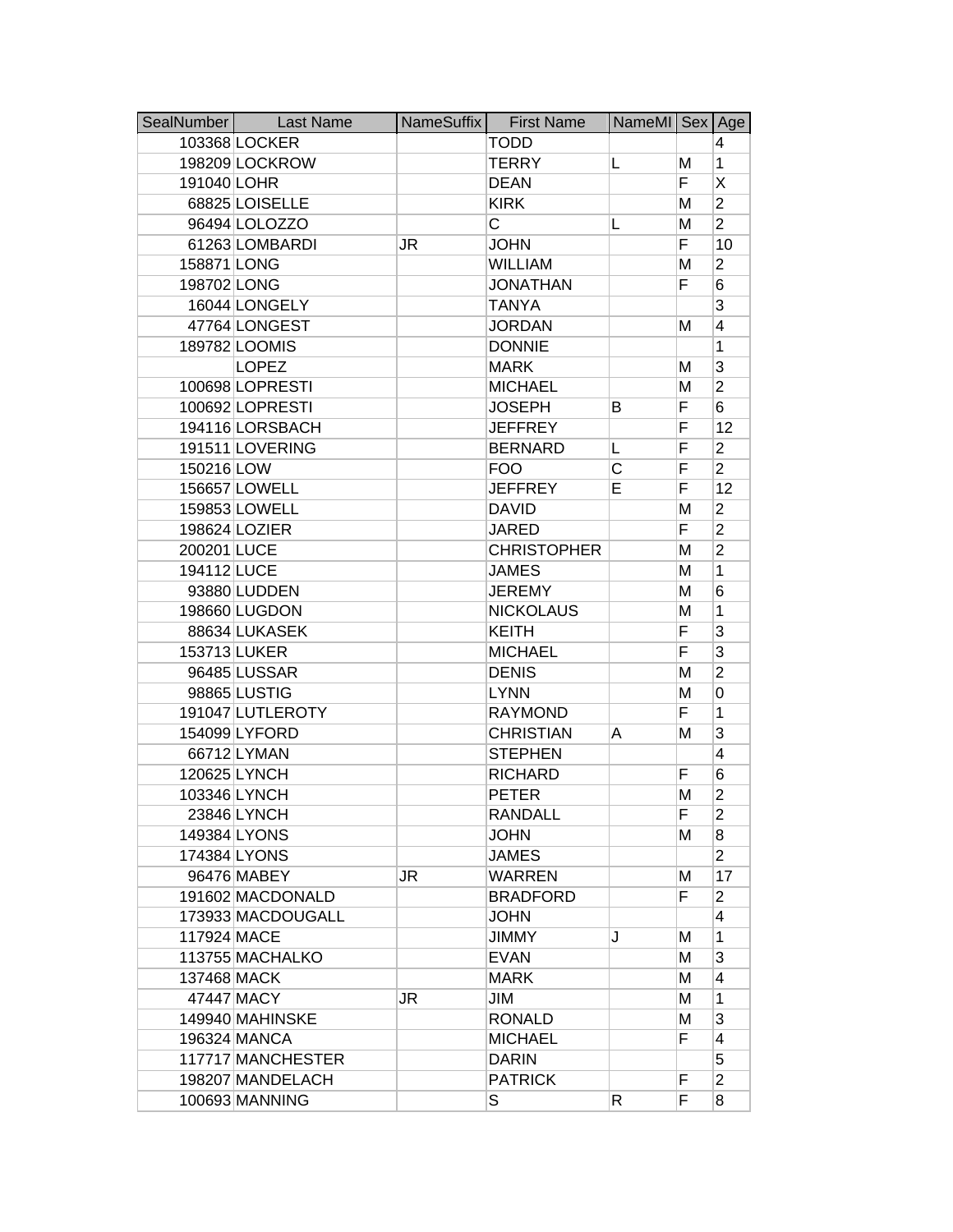| SealNumber | Last Name | NameSuffix | First Name | NameMI | Sex | Age |
|---|---|---|---|---|---|---|
| 103368 | LOCKER | | TODD | | | 4 |
| 198209 | LOCKROW | | TERRY | L | M | 1 |
| 191040 | LOHR | | DEAN | | F | X |
| 68825 | LOISELLE | | KIRK | | M | 2 |
| 96494 | LOLOZZO | | C | L | M | 2 |
| 61263 | LOMBARDI | JR | JOHN | | F | 10 |
| 158871 | LONG | | WILLIAM | | M | 2 |
| 198702 | LONG | | JONATHAN | | F | 6 |
| 16044 | LONGELY | | TANYA | | | 3 |
| 47764 | LONGEST | | JORDAN | | M | 4 |
| 189782 | LOOMIS | | DONNIE | | | 1 |
| | LOPEZ | | MARK | | M | 3 |
| 100698 | LOPRESTI | | MICHAEL | | M | 2 |
| 100692 | LOPRESTI | | JOSEPH | B | F | 6 |
| 194116 | LORSBACH | | JEFFREY | | F | 12 |
| 191511 | LOVERING | | BERNARD | L | F | 2 |
| 150216 | LOW | | FOO | C | F | 2 |
| 156657 | LOWELL | | JEFFREY | E | F | 12 |
| 159853 | LOWELL | | DAVID | | M | 2 |
| 198624 | LOZIER | | JARED | | F | 2 |
| 200201 | LUCE | | CHRISTOPHER | | M | 2 |
| 194112 | LUCE | | JAMES | | M | 1 |
| 93880 | LUDDEN | | JEREMY | | M | 6 |
| 198660 | LUGDON | | NICKOLAUS | | M | 1 |
| 88634 | LUKASEK | | KEITH | | F | 3 |
| 153713 | LUKER | | MICHAEL | | F | 3 |
| 96485 | LUSSAR | | DENIS | | M | 2 |
| 98865 | LUSTIG | | LYNN | | M | 0 |
| 191047 | LUTLEROTY | | RAYMOND | | F | 1 |
| 154099 | LYFORD | | CHRISTIAN | A | M | 3 |
| 66712 | LYMAN | | STEPHEN | | | 4 |
| 120625 | LYNCH | | RICHARD | | F | 6 |
| 103346 | LYNCH | | PETER | | M | 2 |
| 23846 | LYNCH | | RANDALL | | F | 2 |
| 149384 | LYONS | | JOHN | | M | 8 |
| 174384 | LYONS | | JAMES | | | 2 |
| 96476 | MABEY | JR | WARREN | | M | 17 |
| 191602 | MACDONALD | | BRADFORD | | F | 2 |
| 173933 | MACDOUGALL | | JOHN | | | 4 |
| 117924 | MACE | | JIMMY | J | M | 1 |
| 113755 | MACHALKO | | EVAN | | M | 3 |
| 137468 | MACK | | MARK | | M | 4 |
| 47447 | MACY | JR | JIM | | M | 1 |
| 149940 | MAHINSKE | | RONALD | | M | 3 |
| 196324 | MANCA | | MICHAEL | | F | 4 |
| 117717 | MANCHESTER | | DARIN | | | 5 |
| 198207 | MANDELACH | | PATRICK | | F | 2 |
| 100693 | MANNING | | S | R | F | 8 |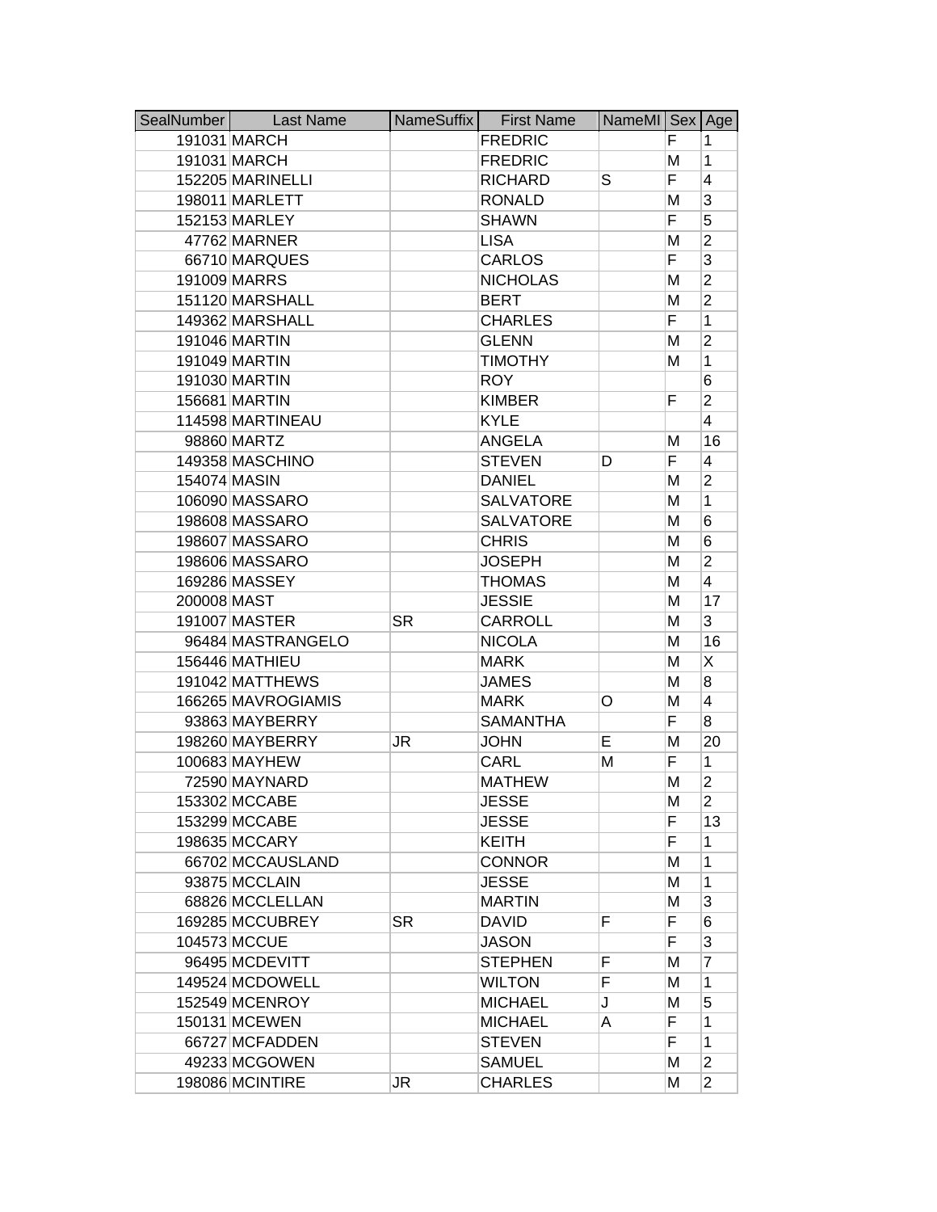| SealNumber | Last Name | NameSuffix | First Name | NameMI | Sex | Age |
|---|---|---|---|---|---|---|
| 191031 | MARCH | | FREDRIC | | F | 1 |
| 191031 | MARCH | | FREDRIC | | M | 1 |
| 152205 | MARINELLI | | RICHARD | S | F | 4 |
| 198011 | MARLETT | | RONALD | | M | 3 |
| 152153 | MARLEY | | SHAWN | | F | 5 |
| 47762 | MARNER | | LISA | | M | 2 |
| 66710 | MARQUES | | CARLOS | | F | 3 |
| 191009 | MARRS | | NICHOLAS | | M | 2 |
| 151120 | MARSHALL | | BERT | | M | 2 |
| 149362 | MARSHALL | | CHARLES | | F | 1 |
| 191046 | MARTIN | | GLENN | | M | 2 |
| 191049 | MARTIN | | TIMOTHY | | M | 1 |
| 191030 | MARTIN | | ROY | | | 6 |
| 156681 | MARTIN | | KIMBER | | F | 2 |
| 114598 | MARTINEAU | | KYLE | | | 4 |
| 98860 | MARTZ | | ANGELA | | M | 16 |
| 149358 | MASCHINO | | STEVEN | D | F | 4 |
| 154074 | MASIN | | DANIEL | | M | 2 |
| 106090 | MASSARO | | SALVATORE | | M | 1 |
| 198608 | MASSARO | | SALVATORE | | M | 6 |
| 198607 | MASSARO | | CHRIS | | M | 6 |
| 198606 | MASSARO | | JOSEPH | | M | 2 |
| 169286 | MASSEY | | THOMAS | | M | 4 |
| 200008 | MAST | | JESSIE | | M | 17 |
| 191007 | MASTER | SR | CARROLL | | M | 3 |
| 96484 | MASTRANGELO | | NICOLA | | M | 16 |
| 156446 | MATHIEU | | MARK | | M | X |
| 191042 | MATTHEWS | | JAMES | | M | 8 |
| 166265 | MAVROGIAMIS | | MARK | O | M | 4 |
| 93863 | MAYBERRY | | SAMANTHA | | F | 8 |
| 198260 | MAYBERRY | JR | JOHN | E | M | 20 |
| 100683 | MAYHEW | | CARL | M | F | 1 |
| 72590 | MAYNARD | | MATHEW | | M | 2 |
| 153302 | MCCABE | | JESSE | | M | 2 |
| 153299 | MCCABE | | JESSE | | F | 13 |
| 198635 | MCCARY | | KEITH | | F | 1 |
| 66702 | MCCAUSLAND | | CONNOR | | M | 1 |
| 93875 | MCCLAIN | | JESSE | | M | 1 |
| 68826 | MCCLELLAN | | MARTIN | | M | 3 |
| 169285 | MCCUBREY | SR | DAVID | F | F | 6 |
| 104573 | MCCUE | | JASON | | F | 3 |
| 96495 | MCDEVITT | | STEPHEN | F | M | 7 |
| 149524 | MCDOWELL | | WILTON | F | M | 1 |
| 152549 | MCENROY | | MICHAEL | J | M | 5 |
| 150131 | MCEWEN | | MICHAEL | A | F | 1 |
| 66727 | MCFADDEN | | STEVEN | | F | 1 |
| 49233 | MCGOWEN | | SAMUEL | | M | 2 |
| 198086 | MCINTIRE | JR | CHARLES | | M | 2 |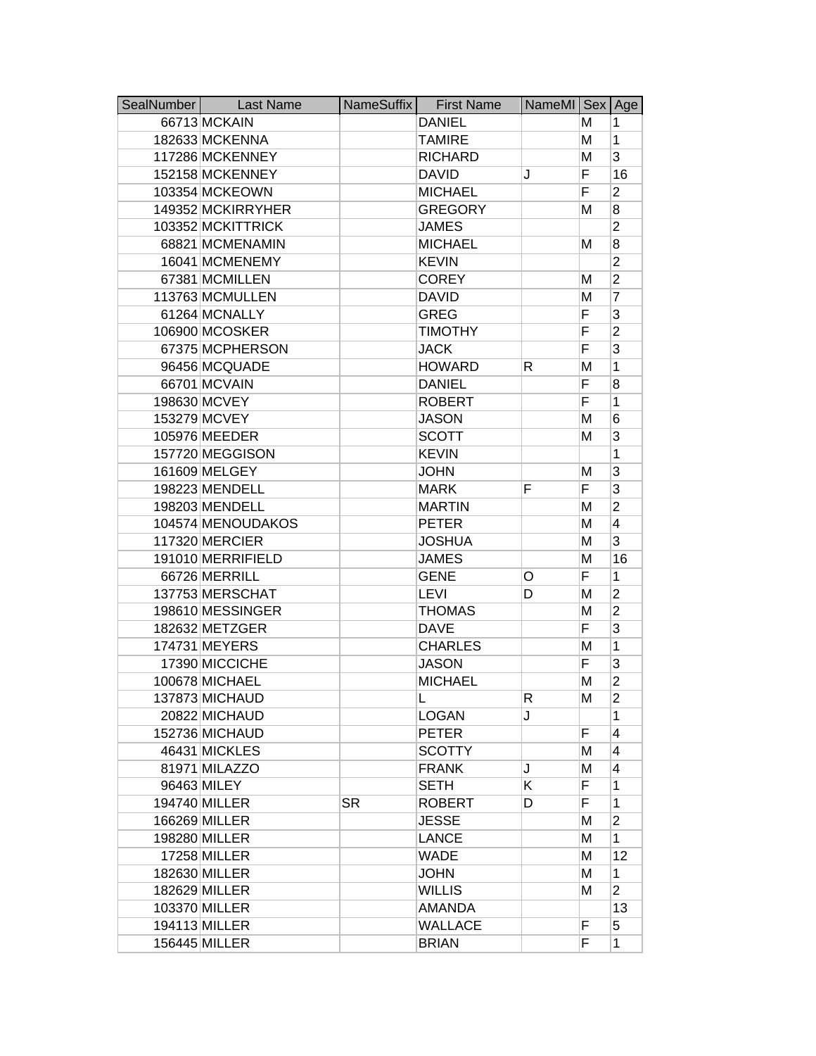| SealNumber | Last Name | NameSuffix | First Name | NameMI | Sex | Age |
|---|---|---|---|---|---|---|
| 66713 | MCKAIN | | DANIEL | | M | 1 |
| 182633 | MCKENNA | | TAMIRE | | M | 1 |
| 117286 | MCKENNEY | | RICHARD | | M | 3 |
| 152158 | MCKENNEY | | DAVID | J | F | 16 |
| 103354 | MCKEOWN | | MICHAEL | | F | 2 |
| 149352 | MCKIRRYHER | | GREGORY | | M | 8 |
| 103352 | MCKITTRICK | | JAMES | | | 2 |
| 68821 | MCMENAMIN | | MICHAEL | | M | 8 |
| 16041 | MCMENEMY | | KEVIN | | | 2 |
| 67381 | MCMILLEN | | COREY | | M | 2 |
| 113763 | MCMULLEN | | DAVID | | M | 7 |
| 61264 | MCNALLY | | GREG | | F | 3 |
| 106900 | MCOSKER | | TIMOTHY | | F | 2 |
| 67375 | MCPHERSON | | JACK | | F | 3 |
| 96456 | MCQUADE | | HOWARD | R | M | 1 |
| 66701 | MCVAIN | | DANIEL | | F | 8 |
| 198630 | MCVEY | | ROBERT | | F | 1 |
| 153279 | MCVEY | | JASON | | M | 6 |
| 105976 | MEEDER | | SCOTT | | M | 3 |
| 157720 | MEGGISON | | KEVIN | | | 1 |
| 161609 | MELGEY | | JOHN | | M | 3 |
| 198223 | MENDELL | | MARK | F | F | 3 |
| 198203 | MENDELL | | MARTIN | | M | 2 |
| 104574 | MENOUDAKOS | | PETER | | M | 4 |
| 117320 | MERCIER | | JOSHUA | | M | 3 |
| 191010 | MERRIFIELD | | JAMES | | M | 16 |
| 66726 | MERRILL | | GENE | O | F | 1 |
| 137753 | MERSCHAT | | LEVI | D | M | 2 |
| 198610 | MESSINGER | | THOMAS | | M | 2 |
| 182632 | METZGER | | DAVE | | F | 3 |
| 174731 | MEYERS | | CHARLES | | M | 1 |
| 17390 | MICCICHE | | JASON | | F | 3 |
| 100678 | MICHAEL | | MICHAEL | | M | 2 |
| 137873 | MICHAUD | | L | R | M | 2 |
| 20822 | MICHAUD | | LOGAN | J | | 1 |
| 152736 | MICHAUD | | PETER | | F | 4 |
| 46431 | MICKLES | | SCOTTY | | M | 4 |
| 81971 | MILAZZO | | FRANK | J | M | 4 |
| 96463 | MILEY | | SETH | K | F | 1 |
| 194740 | MILLER | SR | ROBERT | D | F | 1 |
| 166269 | MILLER | | JESSE | | M | 2 |
| 198280 | MILLER | | LANCE | | M | 1 |
| 17258 | MILLER | | WADE | | M | 12 |
| 182630 | MILLER | | JOHN | | M | 1 |
| 182629 | MILLER | | WILLIS | | M | 2 |
| 103370 | MILLER | | AMANDA | | | 13 |
| 194113 | MILLER | | WALLACE | | F | 5 |
| 156445 | MILLER | | BRIAN | | F | 1 |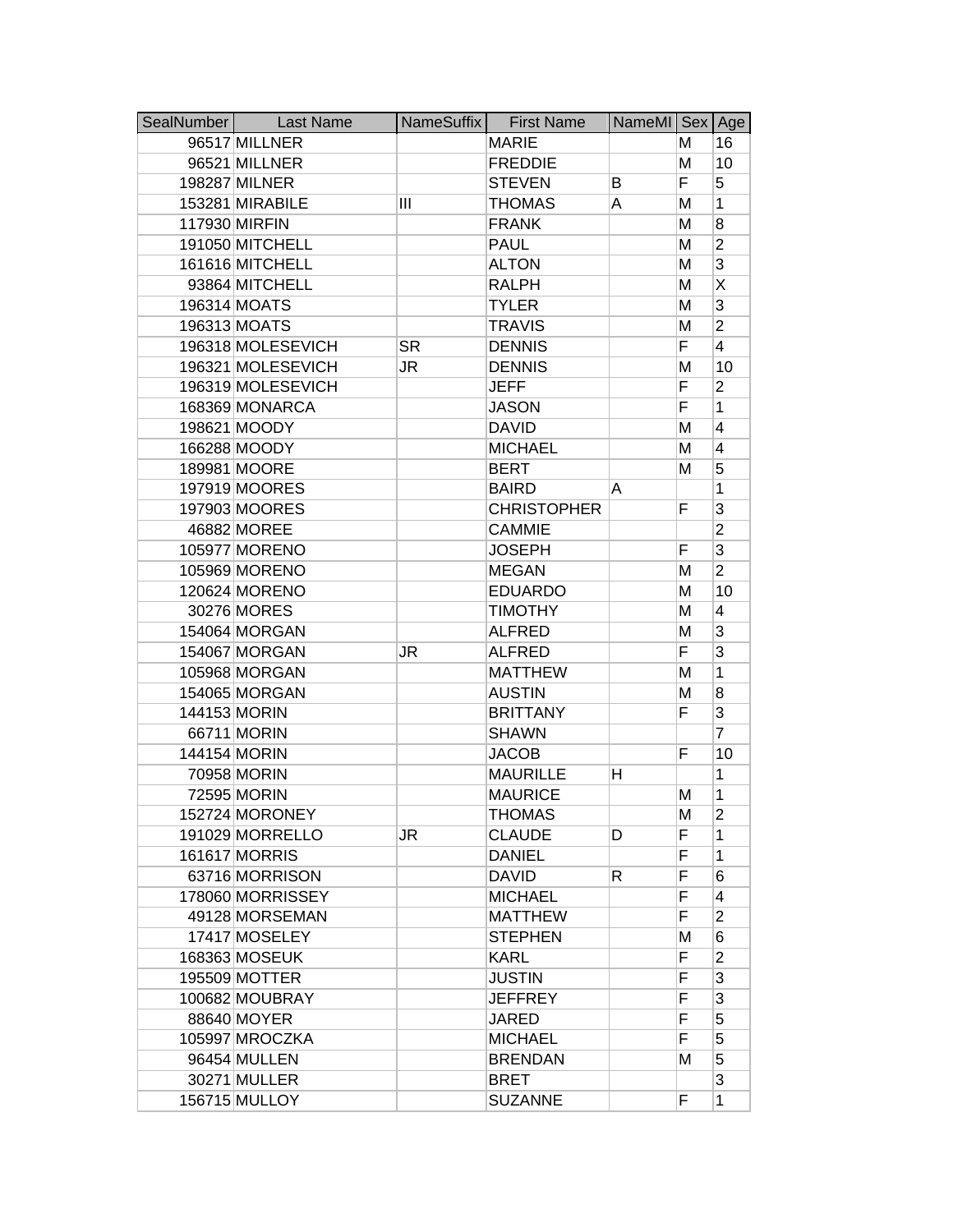| SealNumber | Last Name | NameSuffix | First Name | NameMI | Sex | Age |
|---|---|---|---|---|---|---|
| 96517 | MILLNER | | MARIE | | M | 16 |
| 96521 | MILLNER | | FREDDIE | | M | 10 |
| 198287 | MILNER | | STEVEN | B | F | 5 |
| 153281 | MIRABILE | III | THOMAS | A | M | 1 |
| 117930 | MIRFIN | | FRANK | | M | 8 |
| 191050 | MITCHELL | | PAUL | | M | 2 |
| 161616 | MITCHELL | | ALTON | | M | 3 |
| 93864 | MITCHELL | | RALPH | | M | X |
| 196314 | MOATS | | TYLER | | M | 3 |
| 196313 | MOATS | | TRAVIS | | M | 2 |
| 196318 | MOLESEVICH | SR | DENNIS | | F | 4 |
| 196321 | MOLESEVICH | JR | DENNIS | | M | 10 |
| 196319 | MOLESEVICH | | JEFF | | F | 2 |
| 168369 | MONARCA | | JASON | | F | 1 |
| 198621 | MOODY | | DAVID | | M | 4 |
| 166288 | MOODY | | MICHAEL | | M | 4 |
| 189981 | MOORE | | BERT | | M | 5 |
| 197919 | MOORES | | BAIRD | A | | 1 |
| 197903 | MOORES | | CHRISTOPHER | | F | 3 |
| 46882 | MOREE | | CAMMIE | | | 2 |
| 105977 | MORENO | | JOSEPH | | F | 3 |
| 105969 | MORENO | | MEGAN | | M | 2 |
| 120624 | MORENO | | EDUARDO | | M | 10 |
| 30276 | MORES | | TIMOTHY | | M | 4 |
| 154064 | MORGAN | | ALFRED | | M | 3 |
| 154067 | MORGAN | JR | ALFRED | | F | 3 |
| 105968 | MORGAN | | MATTHEW | | M | 1 |
| 154065 | MORGAN | | AUSTIN | | M | 8 |
| 144153 | MORIN | | BRITTANY | | F | 3 |
| 66711 | MORIN | | SHAWN | | | 7 |
| 144154 | MORIN | | JACOB | | F | 10 |
| 70958 | MORIN | | MAURILLE | H | | 1 |
| 72595 | MORIN | | MAURICE | | M | 1 |
| 152724 | MORONEY | | THOMAS | | M | 2 |
| 191029 | MORRELLO | JR | CLAUDE | D | F | 1 |
| 161617 | MORRIS | | DANIEL | | F | 1 |
| 63716 | MORRISON | | DAVID | R | F | 6 |
| 178060 | MORRISSEY | | MICHAEL | | F | 4 |
| 49128 | MORSEMAN | | MATTHEW | | F | 2 |
| 17417 | MOSELEY | | STEPHEN | | M | 6 |
| 168363 | MOSEUK | | KARL | | F | 2 |
| 195509 | MOTTER | | JUSTIN | | F | 3 |
| 100682 | MOUBRAY | | JEFFREY | | F | 3 |
| 88640 | MOYER | | JARED | | F | 5 |
| 105997 | MROCZKA | | MICHAEL | | F | 5 |
| 96454 | MULLEN | | BRENDAN | | M | 5 |
| 30271 | MULLER | | BRET | | | 3 |
| 156715 | MULLOY | | SUZANNE | | F | 1 |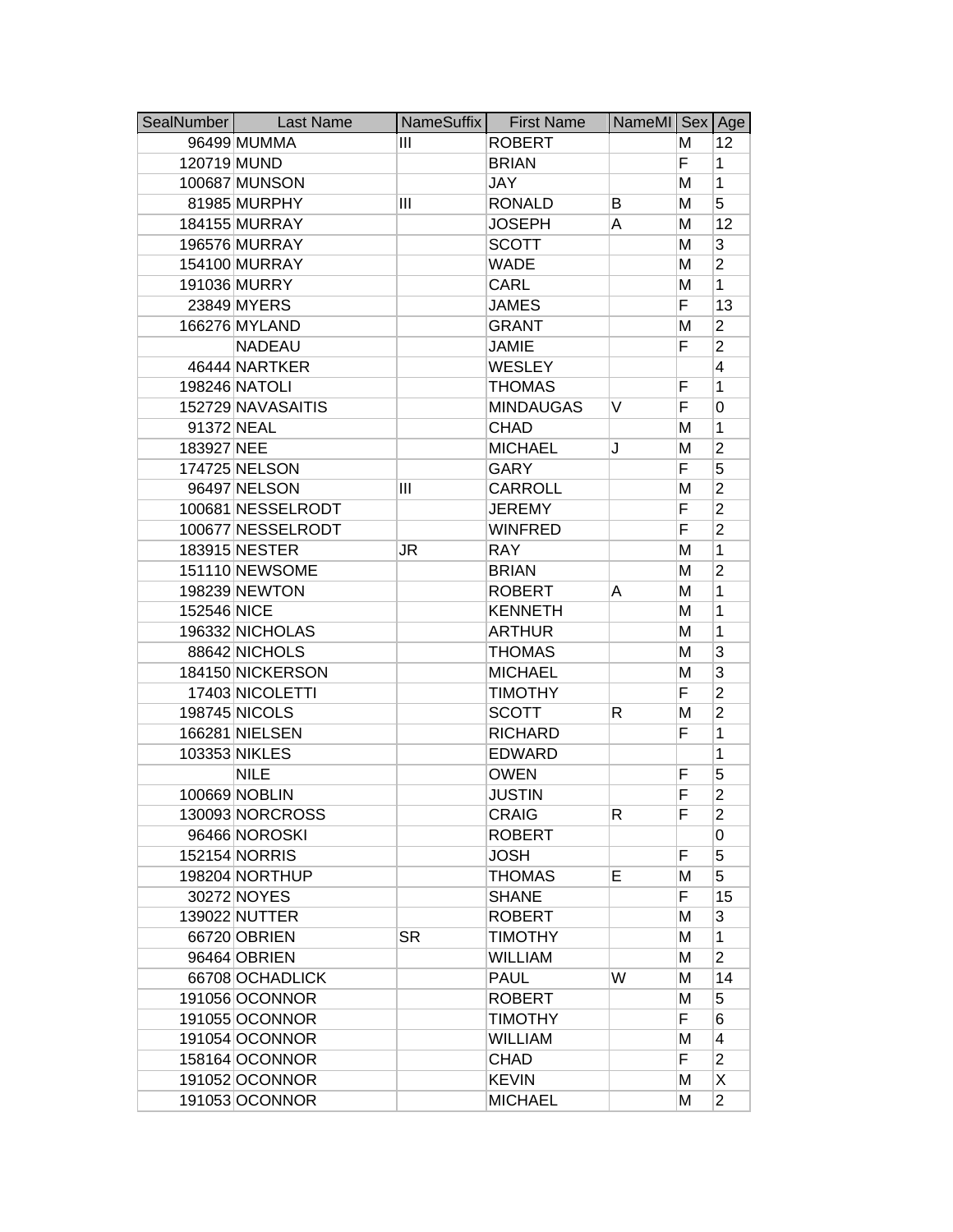| SealNumber | Last Name | NameSuffix | First Name | NameMI | Sex | Age |
|---|---|---|---|---|---|---|
| 96499 | MUMMA | III | ROBERT | | M | 12 |
| 120719 | MUND | | BRIAN | | F | 1 |
| 100687 | MUNSON | | JAY | | M | 1 |
| 81985 | MURPHY | III | RONALD | B | M | 5 |
| 184155 | MURRAY | | JOSEPH | A | M | 12 |
| 196576 | MURRAY | | SCOTT | | M | 3 |
| 154100 | MURRAY | | WADE | | M | 2 |
| 191036 | MURRY | | CARL | | M | 1 |
| 23849 | MYERS | | JAMES | | F | 13 |
| 166276 | MYLAND | | GRANT | | M | 2 |
| | NADEAU | | JAMIE | | F | 2 |
| 46444 | NARTKER | | WESLEY | | | 4 |
| 198246 | NATOLI | | THOMAS | | F | 1 |
| 152729 | NAVASAITIS | | MINDAUGAS | V | F | 0 |
| 91372 | NEAL | | CHAD | | M | 1 |
| 183927 | NEE | | MICHAEL | J | M | 2 |
| 174725 | NELSON | | GARY | | F | 5 |
| 96497 | NELSON | III | CARROLL | | M | 2 |
| 100681 | NESSELRODT | | JEREMY | | F | 2 |
| 100677 | NESSELRODT | | WINFRED | | F | 2 |
| 183915 | NESTER | JR | RAY | | M | 1 |
| 151110 | NEWSOME | | BRIAN | | M | 2 |
| 198239 | NEWTON | | ROBERT | A | M | 1 |
| 152546 | NICE | | KENNETH | | M | 1 |
| 196332 | NICHOLAS | | ARTHUR | | M | 1 |
| 88642 | NICHOLS | | THOMAS | | M | 3 |
| 184150 | NICKERSON | | MICHAEL | | M | 3 |
| 17403 | NICOLETTI | | TIMOTHY | | F | 2 |
| 198745 | NICOLS | | SCOTT | R | M | 2 |
| 166281 | NIELSEN | | RICHARD | | F | 1 |
| 103353 | NIKLES | | EDWARD | | | 1 |
| | NILE | | OWEN | | F | 5 |
| 100669 | NOBLIN | | JUSTIN | | F | 2 |
| 130093 | NORCROSS | | CRAIG | R | F | 2 |
| 96466 | NOROSKI | | ROBERT | | | 0 |
| 152154 | NORRIS | | JOSH | | F | 5 |
| 198204 | NORTHUP | | THOMAS | E | M | 5 |
| 30272 | NOYES | | SHANE | | F | 15 |
| 139022 | NUTTER | | ROBERT | | M | 3 |
| 66720 | OBRIEN | SR | TIMOTHY | | M | 1 |
| 96464 | OBRIEN | | WILLIAM | | M | 2 |
| 66708 | OCHADLICK | | PAUL | W | M | 14 |
| 191056 | OCONNOR | | ROBERT | | M | 5 |
| 191055 | OCONNOR | | TIMOTHY | | F | 6 |
| 191054 | OCONNOR | | WILLIAM | | M | 4 |
| 158164 | OCONNOR | | CHAD | | F | 2 |
| 191052 | OCONNOR | | KEVIN | | M | X |
| 191053 | OCONNOR | | MICHAEL | | M | 2 |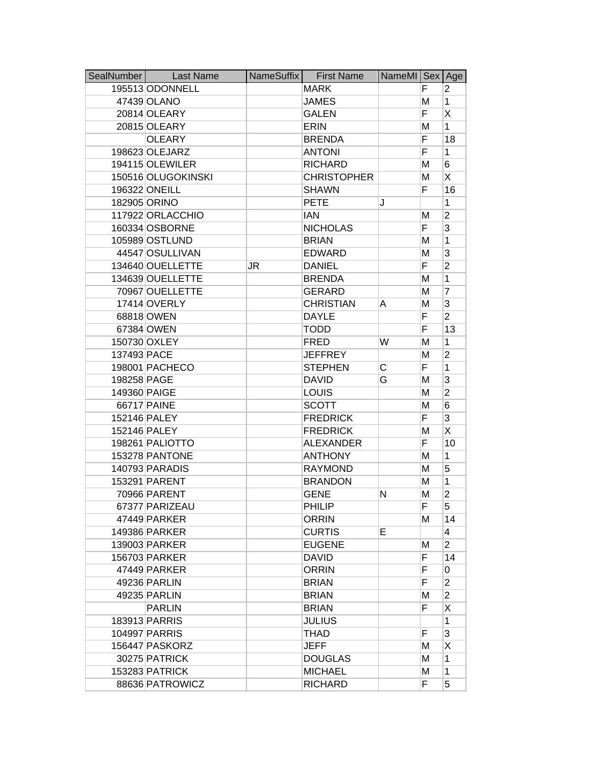| SealNumber | Last Name | NameSuffix | First Name | NameMI | Sex | Age |
|---|---|---|---|---|---|---|
| 195513 | ODONNELL | | MARK | | F | 2 |
| 47439 | OLANO | | JAMES | | M | 1 |
| 20814 | OLEARY | | GALEN | | F | X |
| 20815 | OLEARY | | ERIN | | M | 1 |
| | OLEARY | | BRENDA | | F | 18 |
| 198623 | OLEJARZ | | ANTONI | | F | 1 |
| 194115 | OLEWILER | | RICHARD | | M | 6 |
| 150516 | OLUGOKINSKI | | CHRISTOPHER | | M | X |
| 196322 | ONEILL | | SHAWN | | F | 16 |
| 182905 | ORINO | | PETE | J | | 1 |
| 117922 | ORLACCHIO | | IAN | | M | 2 |
| 160334 | OSBORNE | | NICHOLAS | | F | 3 |
| 105989 | OSTLUND | | BRIAN | | M | 1 |
| 44547 | OSULLIVAN | | EDWARD | | M | 3 |
| 134640 | OUELLETTE | JR | DANIEL | | F | 2 |
| 134639 | OUELLETTE | | BRENDA | | M | 1 |
| 70967 | OUELLETTE | | GERARD | | M | 7 |
| 17414 | OVERLY | | CHRISTIAN | A | M | 3 |
| 68818 | OWEN | | DAYLE | | F | 2 |
| 67384 | OWEN | | TODD | | F | 13 |
| 150730 | OXLEY | | FRED | W | M | 1 |
| 137493 | PACE | | JEFFREY | | M | 2 |
| 198001 | PACHECO | | STEPHEN | C | F | 1 |
| 198258 | PAGE | | DAVID | G | M | 3 |
| 149360 | PAIGE | | LOUIS | | M | 2 |
| 66717 | PAINE | | SCOTT | | M | 6 |
| 152146 | PALEY | | FREDRICK | | F | 3 |
| 152146 | PALEY | | FREDRICK | | M | X |
| 198261 | PALIOTTO | | ALEXANDER | | F | 10 |
| 153278 | PANTONE | | ANTHONY | | M | 1 |
| 140793 | PARADIS | | RAYMOND | | M | 5 |
| 153291 | PARENT | | BRANDON | | M | 1 |
| 70966 | PARENT | | GENE | N | M | 2 |
| 67377 | PARIZEAU | | PHILIP | | F | 5 |
| 47449 | PARKER | | ORRIN | | M | 14 |
| 149386 | PARKER | | CURTIS | E | | 4 |
| 139003 | PARKER | | EUGENE | | M | 2 |
| 156703 | PARKER | | DAVID | | F | 14 |
| 47449 | PARKER | | ORRIN | | F | 0 |
| 49236 | PARLIN | | BRIAN | | F | 2 |
| 49235 | PARLIN | | BRIAN | | M | 2 |
| | PARLIN | | BRIAN | | F | X |
| 183913 | PARRIS | | JULIUS | | | 1 |
| 104997 | PARRIS | | THAD | | F | 3 |
| 156447 | PASKORZ | | JEFF | | M | X |
| 30275 | PATRICK | | DOUGLAS | | M | 1 |
| 153283 | PATRICK | | MICHAEL | | M | 1 |
| 88636 | PATROWICZ | | RICHARD | | F | 5 |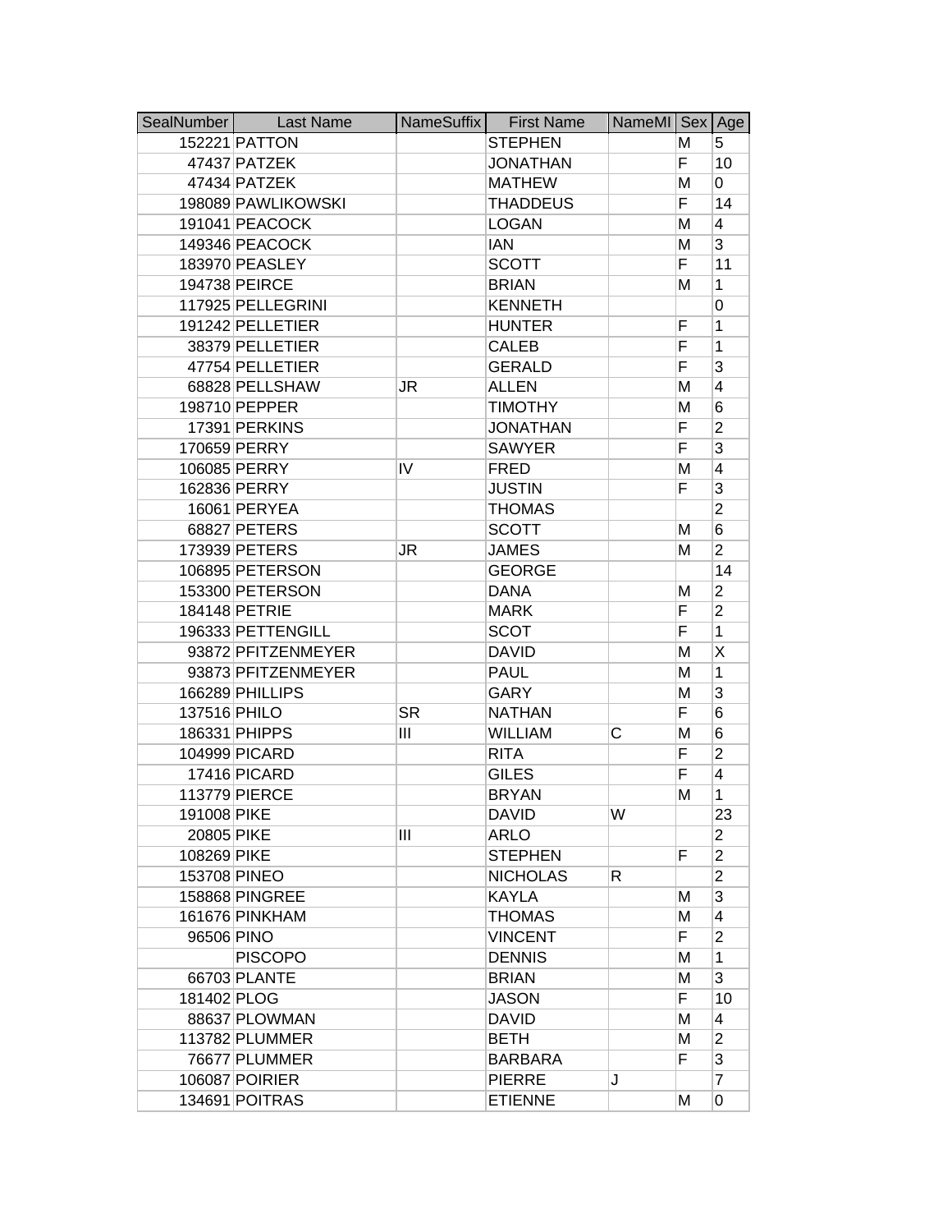| SealNumber | Last Name | NameSuffix | First Name | NameMI | Sex | Age |
|---|---|---|---|---|---|---|
| 152221 | PATTON | | STEPHEN | | M | 5 |
| 47437 | PATZEK | | JONATHAN | | F | 10 |
| 47434 | PATZEK | | MATHEW | | M | 0 |
| 198089 | PAWLIKOWSKI | | THADDEUS | | F | 14 |
| 191041 | PEACOCK | | LOGAN | | M | 4 |
| 149346 | PEACOCK | | IAN | | M | 3 |
| 183970 | PEASLEY | | SCOTT | | F | 11 |
| 194738 | PEIRCE | | BRIAN | | M | 1 |
| 117925 | PELLEGRINI | | KENNETH | | | 0 |
| 191242 | PELLETIER | | HUNTER | | F | 1 |
| 38379 | PELLETIER | | CALEB | | F | 1 |
| 47754 | PELLETIER | | GERALD | | F | 3 |
| 68828 | PELLSHAW | JR | ALLEN | | M | 4 |
| 198710 | PEPPER | | TIMOTHY | | M | 6 |
| 17391 | PERKINS | | JONATHAN | | F | 2 |
| 170659 | PERRY | | SAWYER | | F | 3 |
| 106085 | PERRY | IV | FRED | | M | 4 |
| 162836 | PERRY | | JUSTIN | | F | 3 |
| 16061 | PERYEA | | THOMAS | | | 2 |
| 68827 | PETERS | | SCOTT | | M | 6 |
| 173939 | PETERS | JR | JAMES | | M | 2 |
| 106895 | PETERSON | | GEORGE | | | 14 |
| 153300 | PETERSON | | DANA | | M | 2 |
| 184148 | PETRIE | | MARK | | F | 2 |
| 196333 | PETTENGILL | | SCOT | | F | 1 |
| 93872 | PFITZENMEYER | | DAVID | | M | X |
| 93873 | PFITZENMEYER | | PAUL | | M | 1 |
| 166289 | PHILLIPS | | GARY | | M | 3 |
| 137516 | PHILO | SR | NATHAN | | F | 6 |
| 186331 | PHIPPS | III | WILLIAM | C | M | 6 |
| 104999 | PICARD | | RITA | | F | 2 |
| 17416 | PICARD | | GILES | | F | 4 |
| 113779 | PIERCE | | BRYAN | | M | 1 |
| 191008 | PIKE | | DAVID | W | | 23 |
| 20805 | PIKE | III | ARLO | | | 2 |
| 108269 | PIKE | | STEPHEN | | F | 2 |
| 153708 | PINEO | | NICHOLAS | R | | 2 |
| 158868 | PINGREE | | KAYLA | | M | 3 |
| 161676 | PINKHAM | | THOMAS | | M | 4 |
| 96506 | PINO | | VINCENT | | F | 2 |
| | PISCOPO | | DENNIS | | M | 1 |
| 66703 | PLANTE | | BRIAN | | M | 3 |
| 181402 | PLOG | | JASON | | F | 10 |
| 88637 | PLOWMAN | | DAVID | | M | 4 |
| 113782 | PLUMMER | | BETH | | M | 2 |
| 76677 | PLUMMER | | BARBARA | | F | 3 |
| 106087 | POIRIER | | PIERRE | J | | 7 |
| 134691 | POITRAS | | ETIENNE | | M | 0 |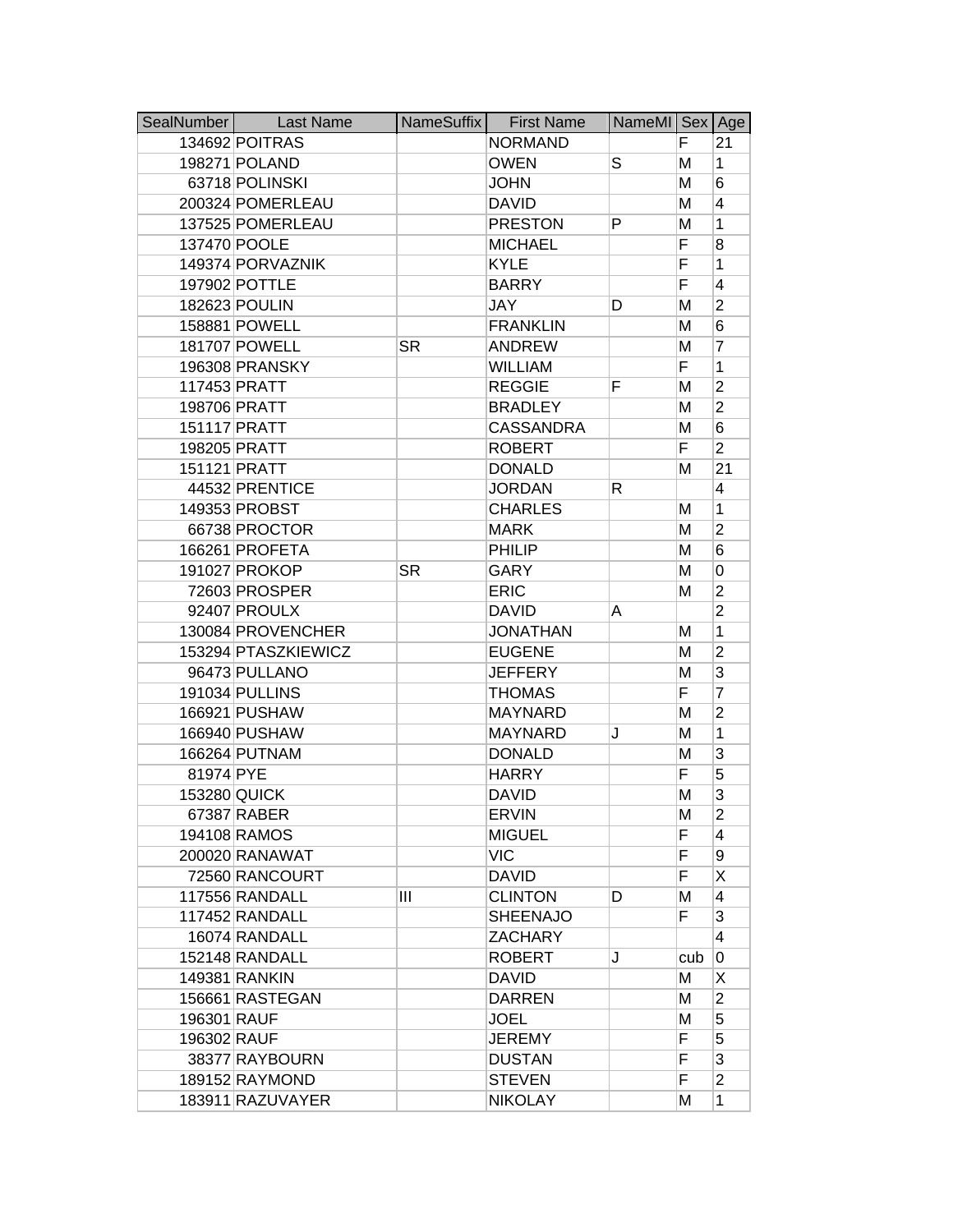| SealNumber | Last Name | NameSuffix | First Name | NameMI | Sex | Age |
|---|---|---|---|---|---|---|
| 134692 | POITRAS | | NORMAND | | F | 21 |
| 198271 | POLAND | | OWEN | S | M | 1 |
| 63718 | POLINSKI | | JOHN | | M | 6 |
| 200324 | POMERLEAU | | DAVID | | M | 4 |
| 137525 | POMERLEAU | | PRESTON | P | M | 1 |
| 137470 | POOLE | | MICHAEL | | F | 8 |
| 149374 | PORVAZNIK | | KYLE | | F | 1 |
| 197902 | POTTLE | | BARRY | | F | 4 |
| 182623 | POULIN | | JAY | D | M | 2 |
| 158881 | POWELL | | FRANKLIN | | M | 6 |
| 181707 | POWELL | SR | ANDREW | | M | 7 |
| 196308 | PRANSKY | | WILLIAM | | F | 1 |
| 117453 | PRATT | | REGGIE | F | M | 2 |
| 198706 | PRATT | | BRADLEY | | M | 2 |
| 151117 | PRATT | | CASSANDRA | | M | 6 |
| 198205 | PRATT | | ROBERT | | F | 2 |
| 151121 | PRATT | | DONALD | | M | 21 |
| 44532 | PRENTICE | | JORDAN | R | | 4 |
| 149353 | PROBST | | CHARLES | | M | 1 |
| 66738 | PROCTOR | | MARK | | M | 2 |
| 166261 | PROFETA | | PHILIP | | M | 6 |
| 191027 | PROKOP | SR | GARY | | M | 0 |
| 72603 | PROSPER | | ERIC | | M | 2 |
| 92407 | PROULX | | DAVID | A | | 2 |
| 130084 | PROVENCHER | | JONATHAN | | M | 1 |
| 153294 | PTASZKIEWICZ | | EUGENE | | M | 2 |
| 96473 | PULLANO | | JEFFERY | | M | 3 |
| 191034 | PULLINS | | THOMAS | | F | 7 |
| 166921 | PUSHAW | | MAYNARD | | M | 2 |
| 166940 | PUSHAW | | MAYNARD | J | M | 1 |
| 166264 | PUTNAM | | DONALD | | M | 3 |
| 81974 | PYE | | HARRY | | F | 5 |
| 153280 | QUICK | | DAVID | | M | 3 |
| 67387 | RABER | | ERVIN | | M | 2 |
| 194108 | RAMOS | | MIGUEL | | F | 4 |
| 200020 | RANAWAT | | VIC | | F | 9 |
| 72560 | RANCOURT | | DAVID | | F | X |
| 117556 | RANDALL | III | CLINTON | D | M | 4 |
| 117452 | RANDALL | | SHEENAJO | | F | 3 |
| 16074 | RANDALL | | ZACHARY | | | 4 |
| 152148 | RANDALL | | ROBERT | J | cub | 0 |
| 149381 | RANKIN | | DAVID | | M | X |
| 156661 | RASTEGAN | | DARREN | | M | 2 |
| 196301 | RAUF | | JOEL | | M | 5 |
| 196302 | RAUF | | JEREMY | | F | 5 |
| 38377 | RAYBOURN | | DUSTAN | | F | 3 |
| 189152 | RAYMOND | | STEVEN | | F | 2 |
| 183911 | RAZUVAYER | | NIKOLAY | | M | 1 |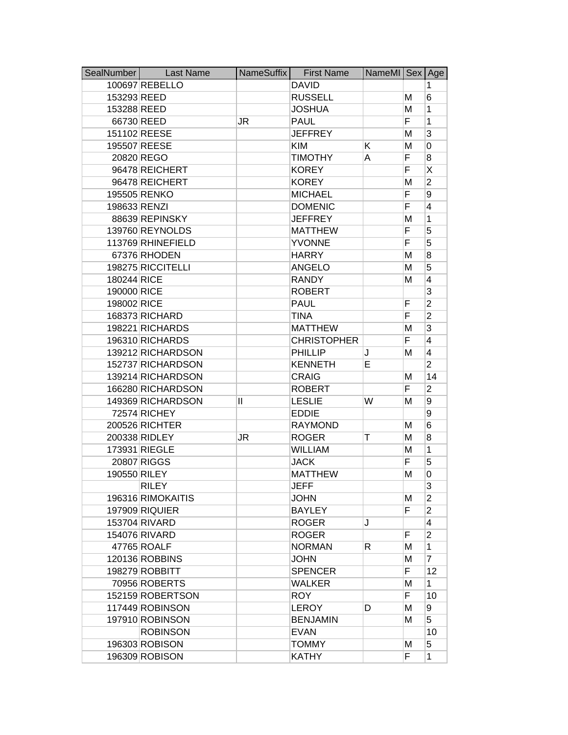| SealNumber | Last Name | NameSuffix | First Name | NameMI | Sex | Age |
|---|---|---|---|---|---|---|
| 100697 | REBELLO | | DAVID | | | 1 |
| 153293 | REED | | RUSSELL | | M | 6 |
| 153288 | REED | | JOSHUA | | M | 1 |
| 66730 | REED | JR | PAUL | | F | 1 |
| 151102 | REESE | | JEFFREY | | M | 3 |
| 195507 | REESE | | KIM | K | M | 0 |
| 20820 | REGO | | TIMOTHY | A | F | 8 |
| 96478 | REICHERT | | KOREY | | F | X |
| 96478 | REICHERT | | KOREY | | M | 2 |
| 195505 | RENKO | | MICHAEL | | F | 9 |
| 198633 | RENZI | | DOMENIC | | F | 4 |
| 88639 | REPINSKY | | JEFFREY | | M | 1 |
| 139760 | REYNOLDS | | MATTHEW | | F | 5 |
| 113769 | RHINEFIELD | | YVONNE | | F | 5 |
| 67376 | RHODEN | | HARRY | | M | 8 |
| 198275 | RICCITELLI | | ANGELO | | M | 5 |
| 180244 | RICE | | RANDY | | M | 4 |
| 190000 | RICE | | ROBERT | | | 3 |
| 198002 | RICE | | PAUL | | F | 2 |
| 168373 | RICHARD | | TINA | | F | 2 |
| 198221 | RICHARDS | | MATTHEW | | M | 3 |
| 196310 | RICHARDS | | CHRISTOPHER | | F | 4 |
| 139212 | RICHARDSON | | PHILLIP | J | M | 4 |
| 152737 | RICHARDSON | | KENNETH | E | | 2 |
| 139214 | RICHARDSON | | CRAIG | | M | 14 |
| 166280 | RICHARDSON | | ROBERT | | F | 2 |
| 149369 | RICHARDSON | II | LESLIE | W | M | 9 |
| 72574 | RICHEY | | EDDIE | | | 9 |
| 200526 | RICHTER | | RAYMOND | | M | 6 |
| 200338 | RIDLEY | JR | ROGER | T | M | 8 |
| 173931 | RIEGLE | | WILLIAM | | M | 1 |
| 20807 | RIGGS | | JACK | | F | 5 |
| 190550 | RILEY | | MATTHEW | | M | 0 |
| | RILEY | | JEFF | | | 3 |
| 196316 | RIMOKAITIS | | JOHN | | M | 2 |
| 197909 | RIQUIER | | BAYLEY | | F | 2 |
| 153704 | RIVARD | | ROGER | J | | 4 |
| 154076 | RIVARD | | ROGER | | F | 2 |
| 47765 | ROALF | | NORMAN | R | M | 1 |
| 120136 | ROBBINS | | JOHN | | M | 7 |
| 198279 | ROBBITT | | SPENCER | | F | 12 |
| 70956 | ROBERTS | | WALKER | | M | 1 |
| 152159 | ROBERTSON | | ROY | | F | 10 |
| 117449 | ROBINSON | | LEROY | D | M | 9 |
| 197910 | ROBINSON | | BENJAMIN | | M | 5 |
| | ROBINSON | | EVAN | | | 10 |
| 196303 | ROBISON | | TOMMY | | M | 5 |
| 196309 | ROBISON | | KATHY | | F | 1 |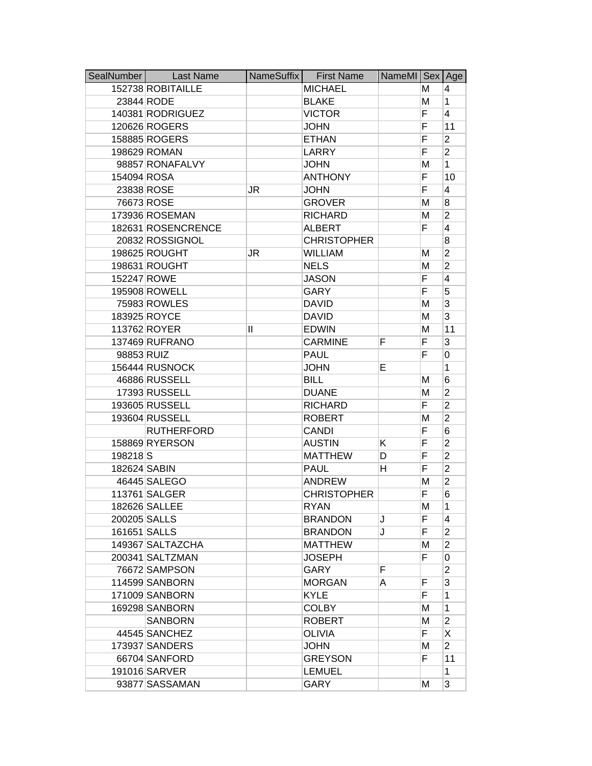| SealNumber | Last Name | NameSuffix | First Name | NameMI | Sex | Age |
|---|---|---|---|---|---|---|
| 152738 | ROBITAILLE | | MICHAEL | | M | 4 |
| 23844 | RODE | | BLAKE | | M | 1 |
| 140381 | RODRIGUEZ | | VICTOR | | F | 4 |
| 120626 | ROGERS | | JOHN | | F | 11 |
| 158885 | ROGERS | | ETHAN | | F | 2 |
| 198629 | ROMAN | | LARRY | | F | 2 |
| 98857 | RONAFALVY | | JOHN | | M | 1 |
| 154094 | ROSA | | ANTHONY | | F | 10 |
| 23838 | ROSE | JR | JOHN | | F | 4 |
| 76673 | ROSE | | GROVER | | M | 8 |
| 173936 | ROSEMAN | | RICHARD | | M | 2 |
| 182631 | ROSENCRENCE | | ALBERT | | F | 4 |
| 20832 | ROSSIGNOL | | CHRISTOPHER | | | 8 |
| 198625 | ROUGHT | JR | WILLIAM | | M | 2 |
| 198631 | ROUGHT | | NELS | | M | 2 |
| 152247 | ROWE | | JASON | | F | 4 |
| 195908 | ROWELL | | GARY | | F | 5 |
| 75983 | ROWLES | | DAVID | | M | 3 |
| 183925 | ROYCE | | DAVID | | M | 3 |
| 113762 | ROYER | II | EDWIN | | M | 11 |
| 137469 | RUFRANO | | CARMINE | F | F | 3 |
| 98853 | RUIZ | | PAUL | | F | 0 |
| 156444 | RUSNOCK | | JOHN | E | | 1 |
| 46886 | RUSSELL | | BILL | | M | 6 |
| 17393 | RUSSELL | | DUANE | | M | 2 |
| 193605 | RUSSELL | | RICHARD | | F | 2 |
| 193604 | RUSSELL | | ROBERT | | M | 2 |
| | RUTHERFORD | | CANDI | | F | 6 |
| 158869 | RYERSON | | AUSTIN | K | F | 2 |
| 198218 | S | | MATTHEW | D | F | 2 |
| 182624 | SABIN | | PAUL | H | F | 2 |
| 46445 | SALEGO | | ANDREW | | M | 2 |
| 113761 | SALGER | | CHRISTOPHER | | F | 6 |
| 182626 | SALLEE | | RYAN | | M | 1 |
| 200205 | SALLS | | BRANDON | J | F | 4 |
| 161651 | SALLS | | BRANDON | J | F | 2 |
| 149367 | SALTAZCHA | | MATTHEW | | M | 2 |
| 200341 | SALTZMAN | | JOSEPH | | F | 0 |
| 76672 | SAMPSON | | GARY | F | | 2 |
| 114599 | SANBORN | | MORGAN | A | F | 3 |
| 171009 | SANBORN | | KYLE | | F | 1 |
| 169298 | SANBORN | | COLBY | | M | 1 |
| | SANBORN | | ROBERT | | M | 2 |
| 44545 | SANCHEZ | | OLIVIA | | F | X |
| 173937 | SANDERS | | JOHN | | M | 2 |
| 66704 | SANFORD | | GREYSON | | F | 11 |
| 191016 | SARVER | | LEMUEL | | | 1 |
| 93877 | SASSAMAN | | GARY | | M | 3 |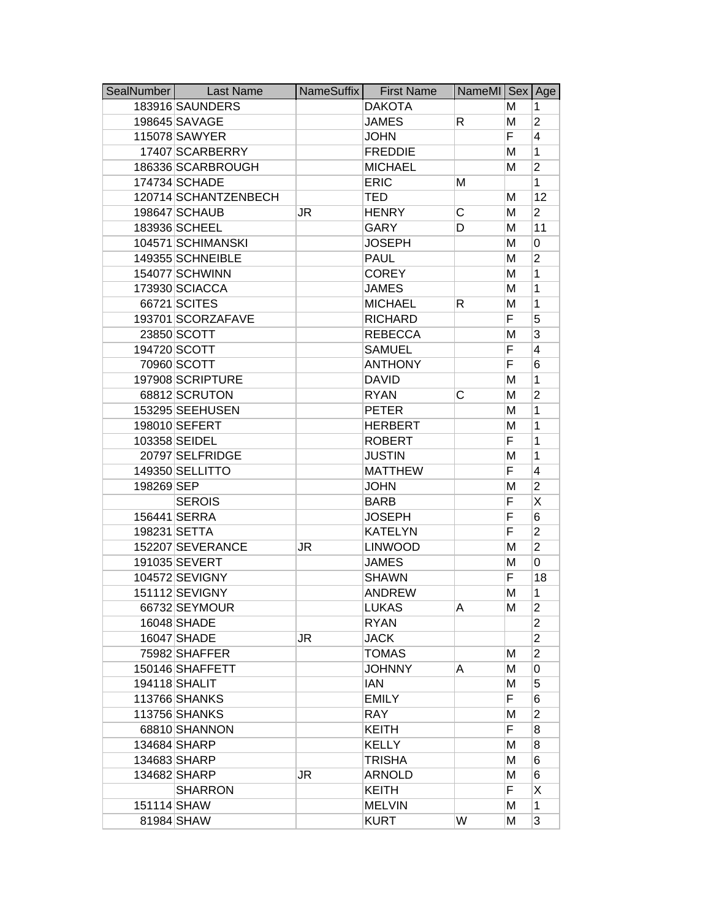| SealNumber | Last Name | NameSuffix | First Name | NameMI | Sex | Age |
|---|---|---|---|---|---|---|
| 183916 | SAUNDERS | | DAKOTA | | M | 1 |
| 198645 | SAVAGE | | JAMES | R | M | 2 |
| 115078 | SAWYER | | JOHN | | F | 4 |
| 17407 | SCARBERRY | | FREDDIE | | M | 1 |
| 186336 | SCARBROUGH | | MICHAEL | | M | 2 |
| 174734 | SCHADE | | ERIC | M | | 1 |
| 120714 | SCHANTZENBECH | | TED | | M | 12 |
| 198647 | SCHAUB | JR | HENRY | C | M | 2 |
| 183936 | SCHEEL | | GARY | D | M | 11 |
| 104571 | SCHIMANSKI | | JOSEPH | | M | 0 |
| 149355 | SCHNEIBLE | | PAUL | | M | 2 |
| 154077 | SCHWINN | | COREY | | M | 1 |
| 173930 | SCIACCA | | JAMES | | M | 1 |
| 66721 | SCITES | | MICHAEL | R | M | 1 |
| 193701 | SCORZAFAVE | | RICHARD | | F | 5 |
| 23850 | SCOTT | | REBECCA | | M | 3 |
| 194720 | SCOTT | | SAMUEL | | F | 4 |
| 70960 | SCOTT | | ANTHONY | | F | 6 |
| 197908 | SCRIPTURE | | DAVID | | M | 1 |
| 68812 | SCRUTON | | RYAN | C | M | 2 |
| 153295 | SEEHUSEN | | PETER | | M | 1 |
| 198010 | SEFERT | | HERBERT | | M | 1 |
| 103358 | SEIDEL | | ROBERT | | F | 1 |
| 20797 | SELFRIDGE | | JUSTIN | | M | 1 |
| 149350 | SELLITTO | | MATTHEW | | F | 4 |
| 198269 | SEP | | JOHN | | M | 2 |
| | SEROIS | | BARB | | F | X |
| 156441 | SERRA | | JOSEPH | | F | 6 |
| 198231 | SETTA | | KATELYN | | F | 2 |
| 152207 | SEVERANCE | JR | LINWOOD | | M | 2 |
| 191035 | SEVERT | | JAMES | | M | 0 |
| 104572 | SEVIGNY | | SHAWN | | F | 18 |
| 151112 | SEVIGNY | | ANDREW | | M | 1 |
| 66732 | SEYMOUR | | LUKAS | A | M | 2 |
| 16048 | SHADE | | RYAN | | | 2 |
| 16047 | SHADE | JR | JACK | | | 2 |
| 75982 | SHAFFER | | TOMAS | | M | 2 |
| 150146 | SHAFFETT | | JOHNNY | A | M | 0 |
| 194118 | SHALIT | | IAN | | M | 5 |
| 113766 | SHANKS | | EMILY | | F | 6 |
| 113756 | SHANKS | | RAY | | M | 2 |
| 68810 | SHANNON | | KEITH | | F | 8 |
| 134684 | SHARP | | KELLY | | M | 8 |
| 134683 | SHARP | | TRISHA | | M | 6 |
| 134682 | SHARP | JR | ARNOLD | | M | 6 |
| | SHARRON | | KEITH | | F | X |
| 151114 | SHAW | | MELVIN | | M | 1 |
| 81984 | SHAW | | KURT | W | M | 3 |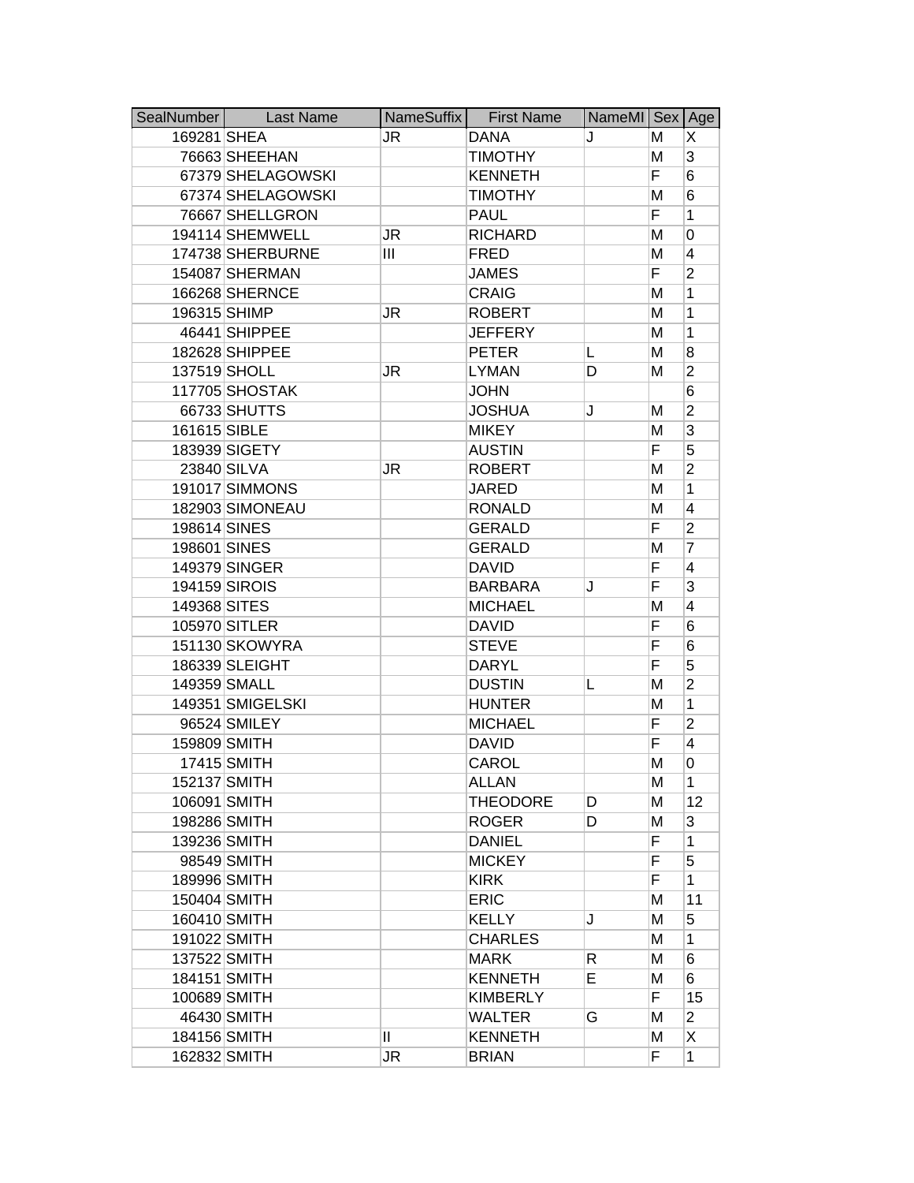| SealNumber | Last Name | NameSuffix | First Name | NameMI | Sex | Age |
|---|---|---|---|---|---|---|
| 169281 | SHEA | JR | DANA | J | M | X |
| 76663 | SHEEHAN | | TIMOTHY | | M | 3 |
| 67379 | SHELAGOWSKI | | KENNETH | | F | 6 |
| 67374 | SHELAGOWSKI | | TIMOTHY | | M | 6 |
| 76667 | SHELLGRON | | PAUL | | F | 1 |
| 194114 | SHEMWELL | JR | RICHARD | | M | 0 |
| 174738 | SHERBURNE | III | FRED | | M | 4 |
| 154087 | SHERMAN | | JAMES | | F | 2 |
| 166268 | SHERNCE | | CRAIG | | M | 1 |
| 196315 | SHIMP | JR | ROBERT | | M | 1 |
| 46441 | SHIPPEE | | JEFFERY | | M | 1 |
| 182628 | SHIPPEE | | PETER | L | M | 8 |
| 137519 | SHOLL | JR | LYMAN | D | M | 2 |
| 117705 | SHOSTAK | | JOHN | | | 6 |
| 66733 | SHUTTS | | JOSHUA | J | M | 2 |
| 161615 | SIBLE | | MIKEY | | M | 3 |
| 183939 | SIGETY | | AUSTIN | | F | 5 |
| 23840 | SILVA | JR | ROBERT | | M | 2 |
| 191017 | SIMMONS | | JARED | | M | 1 |
| 182903 | SIMONEAU | | RONALD | | M | 4 |
| 198614 | SINES | | GERALD | | F | 2 |
| 198601 | SINES | | GERALD | | M | 7 |
| 149379 | SINGER | | DAVID | | F | 4 |
| 194159 | SIROIS | | BARBARA | J | F | 3 |
| 149368 | SITES | | MICHAEL | | M | 4 |
| 105970 | SITLER | | DAVID | | F | 6 |
| 151130 | SKOWYRA | | STEVE | | F | 6 |
| 186339 | SLEIGHT | | DARYL | | F | 5 |
| 149359 | SMALL | | DUSTIN | L | M | 2 |
| 149351 | SMIGELSKI | | HUNTER | | M | 1 |
| 96524 | SMILEY | | MICHAEL | | F | 2 |
| 159809 | SMITH | | DAVID | | F | 4 |
| 17415 | SMITH | | CAROL | | M | 0 |
| 152137 | SMITH | | ALLAN | | M | 1 |
| 106091 | SMITH | | THEODORE | D | M | 12 |
| 198286 | SMITH | | ROGER | D | M | 3 |
| 139236 | SMITH | | DANIEL | | F | 1 |
| 98549 | SMITH | | MICKEY | | F | 5 |
| 189996 | SMITH | | KIRK | | F | 1 |
| 150404 | SMITH | | ERIC | | M | 11 |
| 160410 | SMITH | | KELLY | J | M | 5 |
| 191022 | SMITH | | CHARLES | | M | 1 |
| 137522 | SMITH | | MARK | R | M | 6 |
| 184151 | SMITH | | KENNETH | E | M | 6 |
| 100689 | SMITH | | KIMBERLY | | F | 15 |
| 46430 | SMITH | | WALTER | G | M | 2 |
| 184156 | SMITH | II | KENNETH | | M | X |
| 162832 | SMITH | JR | BRIAN | | F | 1 |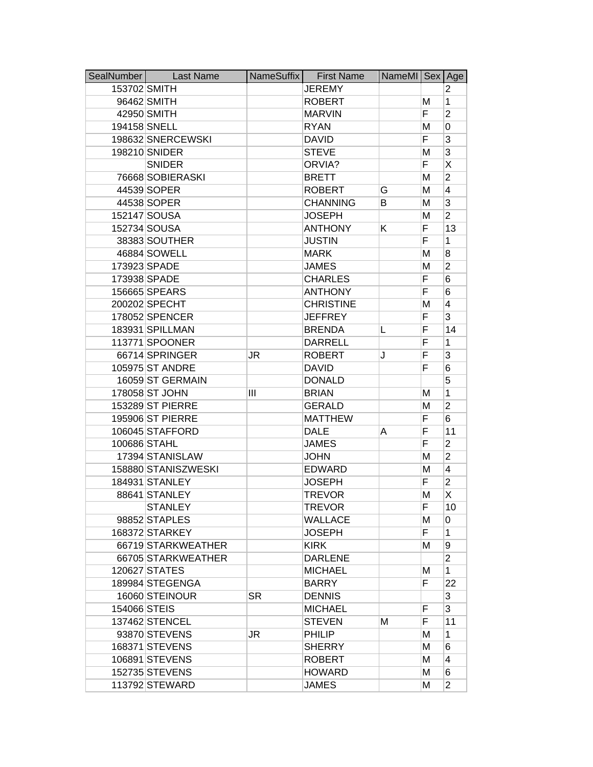| SealNumber | Last Name | NameSuffix | First Name | NameMI | Sex | Age |
|---|---|---|---|---|---|---|
| 153702 | SMITH | | JEREMY | | | 2 |
| 96462 | SMITH | | ROBERT | | M | 1 |
| 42950 | SMITH | | MARVIN | | F | 2 |
| 194158 | SNELL | | RYAN | | M | 0 |
| 198632 | SNERCEWSKI | | DAVID | | F | 3 |
| 198210 | SNIDER | | STEVE | | M | 3 |
| | SNIDER | | ORVIA? | | F | X |
| 76668 | SOBIERASKI | | BRETT | | M | 2 |
| 44539 | SOPER | | ROBERT | G | M | 4 |
| 44538 | SOPER | | CHANNING | B | M | 3 |
| 152147 | SOUSA | | JOSEPH | | M | 2 |
| 152734 | SOUSA | | ANTHONY | K | F | 13 |
| 38383 | SOUTHER | | JUSTIN | | F | 1 |
| 46884 | SOWELL | | MARK | | M | 8 |
| 173923 | SPADE | | JAMES | | M | 2 |
| 173938 | SPADE | | CHARLES | | F | 6 |
| 156665 | SPEARS | | ANTHONY | | F | 6 |
| 200202 | SPECHT | | CHRISTINE | | M | 4 |
| 178052 | SPENCER | | JEFFREY | | F | 3 |
| 183931 | SPILLMAN | | BRENDA | L | F | 14 |
| 113771 | SPOONER | | DARRELL | | F | 1 |
| 66714 | SPRINGER | JR | ROBERT | J | F | 3 |
| 105975 | ST ANDRE | | DAVID | | F | 6 |
| 16059 | ST GERMAIN | | DONALD | | | 5 |
| 178058 | ST JOHN | III | BRIAN | | M | 1 |
| 153289 | ST PIERRE | | GERALD | | M | 2 |
| 195906 | ST PIERRE | | MATTHEW | | F | 6 |
| 106045 | STAFFORD | | DALE | A | F | 11 |
| 100686 | STAHL | | JAMES | | F | 2 |
| 17394 | STANISLAW | | JOHN | | M | 2 |
| 158880 | STANISZWESKI | | EDWARD | | M | 4 |
| 184931 | STANLEY | | JOSEPH | | F | 2 |
| 88641 | STANLEY | | TREVOR | | M | X |
| | STANLEY | | TREVOR | | F | 10 |
| 98852 | STAPLES | | WALLACE | | M | 0 |
| 168372 | STARKEY | | JOSEPH | | F | 1 |
| 66719 | STARKWEATHER | | KIRK | | M | 9 |
| 66705 | STARKWEATHER | | DARLENE | | | 2 |
| 120627 | STATES | | MICHAEL | | M | 1 |
| 189984 | STEGENGA | | BARRY | | F | 22 |
| 16060 | STEINOUR | SR | DENNIS | | | 3 |
| 154066 | STEIS | | MICHAEL | | F | 3 |
| 137462 | STENCEL | | STEVEN | M | F | 11 |
| 93870 | STEVENS | JR | PHILIP | | M | 1 |
| 168371 | STEVENS | | SHERRY | | M | 6 |
| 106891 | STEVENS | | ROBERT | | M | 4 |
| 152735 | STEVENS | | HOWARD | | M | 6 |
| 113792 | STEWARD | | JAMES | | M | 2 |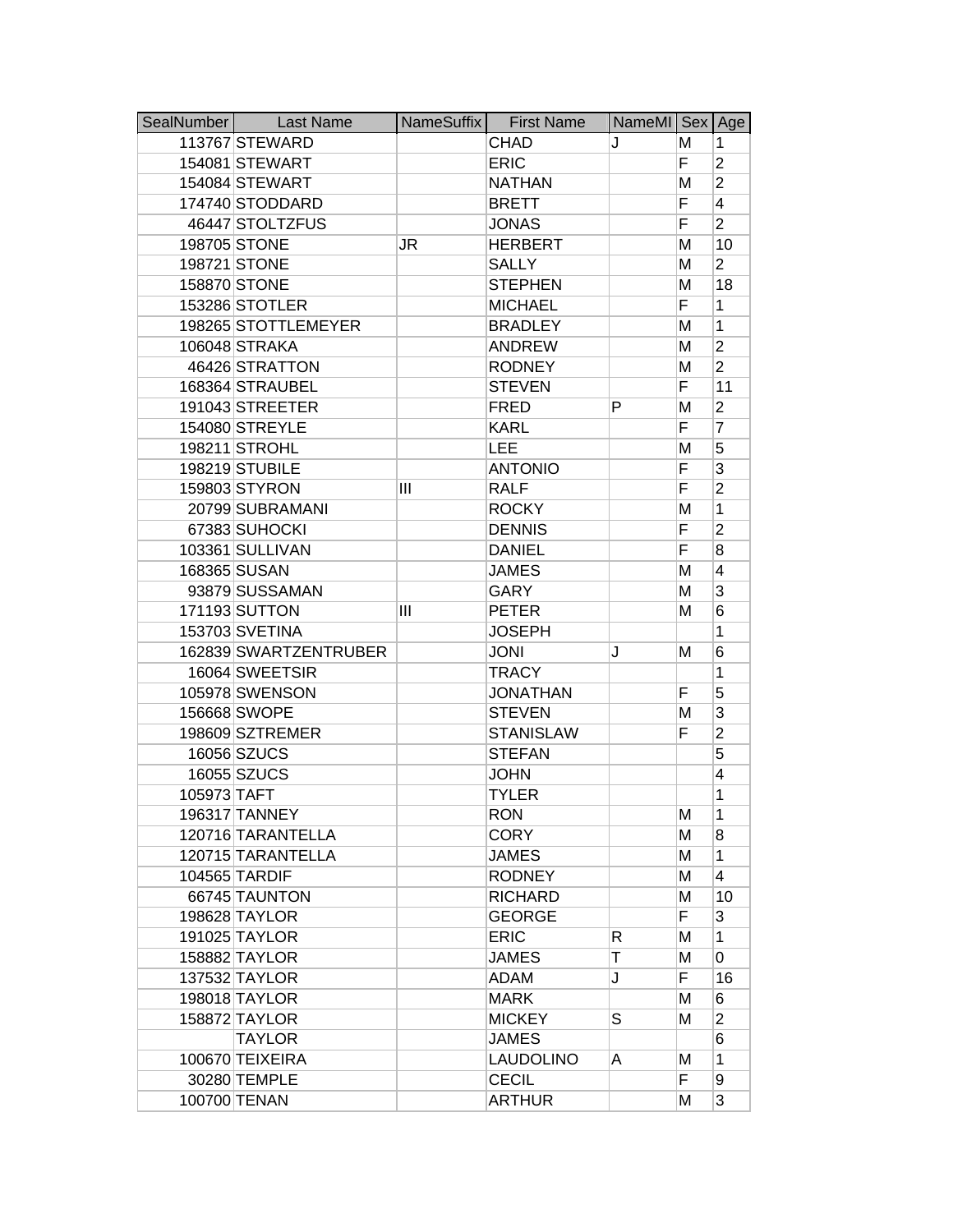| SealNumber | Last Name | NameSuffix | First Name | NameMI | Sex | Age |
|---|---|---|---|---|---|---|
| 113767 | STEWARD | | CHAD | J | M | 1 |
| 154081 | STEWART | | ERIC | | F | 2 |
| 154084 | STEWART | | NATHAN | | M | 2 |
| 174740 | STODDARD | | BRETT | | F | 4 |
| 46447 | STOLTZFUS | | JONAS | | F | 2 |
| 198705 | STONE | JR | HERBERT | | M | 10 |
| 198721 | STONE | | SALLY | | M | 2 |
| 158870 | STONE | | STEPHEN | | M | 18 |
| 153286 | STOTLER | | MICHAEL | | F | 1 |
| 198265 | STOTTLEMEYER | | BRADLEY | | M | 1 |
| 106048 | STRAKA | | ANDREW | | M | 2 |
| 46426 | STRATTON | | RODNEY | | M | 2 |
| 168364 | STRAUBEL | | STEVEN | | F | 11 |
| 191043 | STREETER | | FRED | P | M | 2 |
| 154080 | STREYLE | | KARL | | F | 7 |
| 198211 | STROHL | | LEE | | M | 5 |
| 198219 | STUBILE | | ANTONIO | | F | 3 |
| 159803 | STYRON | III | RALF | | F | 2 |
| 20799 | SUBRAMANI | | ROCKY | | M | 1 |
| 67383 | SUHOCKI | | DENNIS | | F | 2 |
| 103361 | SULLIVAN | | DANIEL | | F | 8 |
| 168365 | SUSAN | | JAMES | | M | 4 |
| 93879 | SUSSAMAN | | GARY | | M | 3 |
| 171193 | SUTTON | III | PETER | | M | 6 |
| 153703 | SVETINA | | JOSEPH | | | 1 |
| 162839 | SWARTZENTRUBER | | JONI | J | M | 6 |
| 16064 | SWEETSIR | | TRACY | | | 1 |
| 105978 | SWENSON | | JONATHAN | | F | 5 |
| 156668 | SWOPE | | STEVEN | | M | 3 |
| 198609 | SZTREMER | | STANISLAW | | F | 2 |
| 16056 | SZUCS | | STEFAN | | | 5 |
| 16055 | SZUCS | | JOHN | | | 4 |
| 105973 | TAFT | | TYLER | | | 1 |
| 196317 | TANNEY | | RON | | M | 1 |
| 120716 | TARANTELLA | | CORY | | M | 8 |
| 120715 | TARANTELLA | | JAMES | | M | 1 |
| 104565 | TARDIF | | RODNEY | | M | 4 |
| 66745 | TAUNTON | | RICHARD | | M | 10 |
| 198628 | TAYLOR | | GEORGE | | F | 3 |
| 191025 | TAYLOR | | ERIC | R | M | 1 |
| 158882 | TAYLOR | | JAMES | T | M | 0 |
| 137532 | TAYLOR | | ADAM | J | F | 16 |
| 198018 | TAYLOR | | MARK | | M | 6 |
| 158872 | TAYLOR | | MICKEY | S | M | 2 |
| | TAYLOR | | JAMES | | | 6 |
| 100670 | TEIXEIRA | | LAUDOLINO | A | M | 1 |
| 30280 | TEMPLE | | CECIL | | F | 9 |
| 100700 | TENAN | | ARTHUR | | M | 3 |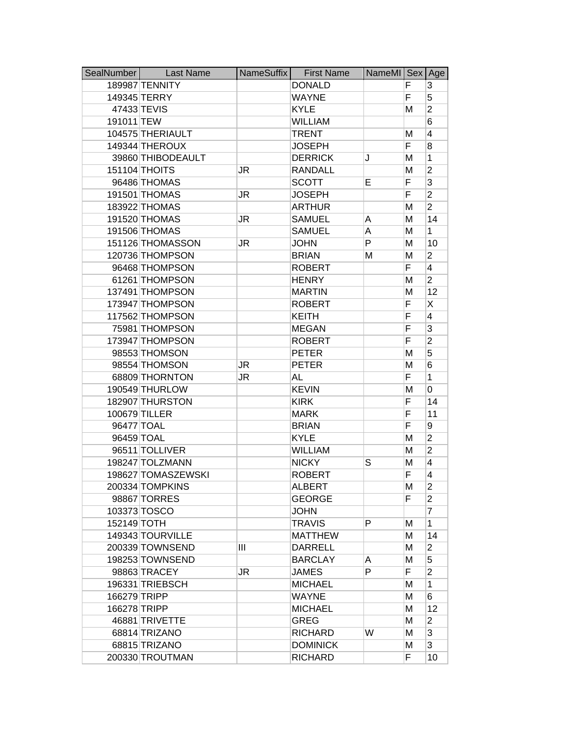| SealNumber | Last Name | NameSuffix | First Name | NameMI | Sex | Age |
|---|---|---|---|---|---|---|
| 189987 | TENNITY | | DONALD | | F | 3 |
| 149345 | TERRY | | WAYNE | | F | 5 |
| 47433 | TEVIS | | KYLE | | M | 2 |
| 191011 | TEW | | WILLIAM | | | 6 |
| 104575 | THERIAULT | | TRENT | | M | 4 |
| 149344 | THEROUX | | JOSEPH | | F | 8 |
| 39860 | THIBODEAULT | | DERRICK | J | M | 1 |
| 151104 | THOITS | JR | RANDALL | | M | 2 |
| 96486 | THOMAS | | SCOTT | E | F | 3 |
| 191501 | THOMAS | JR | JOSEPH | | F | 2 |
| 183922 | THOMAS | | ARTHUR | | M | 2 |
| 191520 | THOMAS | JR | SAMUEL | A | M | 14 |
| 191506 | THOMAS | | SAMUEL | A | M | 1 |
| 151126 | THOMASSON | JR | JOHN | P | M | 10 |
| 120736 | THOMPSON | | BRIAN | M | M | 2 |
| 96468 | THOMPSON | | ROBERT | | F | 4 |
| 61261 | THOMPSON | | HENRY | | M | 2 |
| 137491 | THOMPSON | | MARTIN | | M | 12 |
| 173947 | THOMPSON | | ROBERT | | F | X |
| 117562 | THOMPSON | | KEITH | | F | 4 |
| 75981 | THOMPSON | | MEGAN | | F | 3 |
| 173947 | THOMPSON | | ROBERT | | F | 2 |
| 98553 | THOMSON | | PETER | | M | 5 |
| 98554 | THOMSON | JR | PETER | | M | 6 |
| 68809 | THORNTON | JR | AL | | F | 1 |
| 190549 | THURLOW | | KEVIN | | M | 0 |
| 182907 | THURSTON | | KIRK | | F | 14 |
| 100679 | TILLER | | MARK | | F | 11 |
| 96477 | TOAL | | BRIAN | | F | 9 |
| 96459 | TOAL | | KYLE | | M | 2 |
| 96511 | TOLLIVER | | WILLIAM | | M | 2 |
| 198247 | TOLZMANN | | NICKY | S | M | 4 |
| 198627 | TOMASZEWSKI | | ROBERT | | F | 4 |
| 200334 | TOMPKINS | | ALBERT | | M | 2 |
| 98867 | TORRES | | GEORGE | | F | 2 |
| 103373 | TOSCO | | JOHN | | | 7 |
| 152149 | TOTH | | TRAVIS | P | M | 1 |
| 149343 | TOURVILLE | | MATTHEW | | M | 14 |
| 200339 | TOWNSEND | III | DARRELL | | M | 2 |
| 198253 | TOWNSEND | | BARCLAY | A | M | 5 |
| 98863 | TRACEY | JR | JAMES | P | F | 2 |
| 196331 | TRIEBSCH | | MICHAEL | | M | 1 |
| 166279 | TRIPP | | WAYNE | | M | 6 |
| 166278 | TRIPP | | MICHAEL | | M | 12 |
| 46881 | TRIVETTE | | GREG | | M | 2 |
| 68814 | TRIZANO | | RICHARD | W | M | 3 |
| 68815 | TRIZANO | | DOMINICK | | M | 3 |
| 200330 | TROUTMAN | | RICHARD | | F | 10 |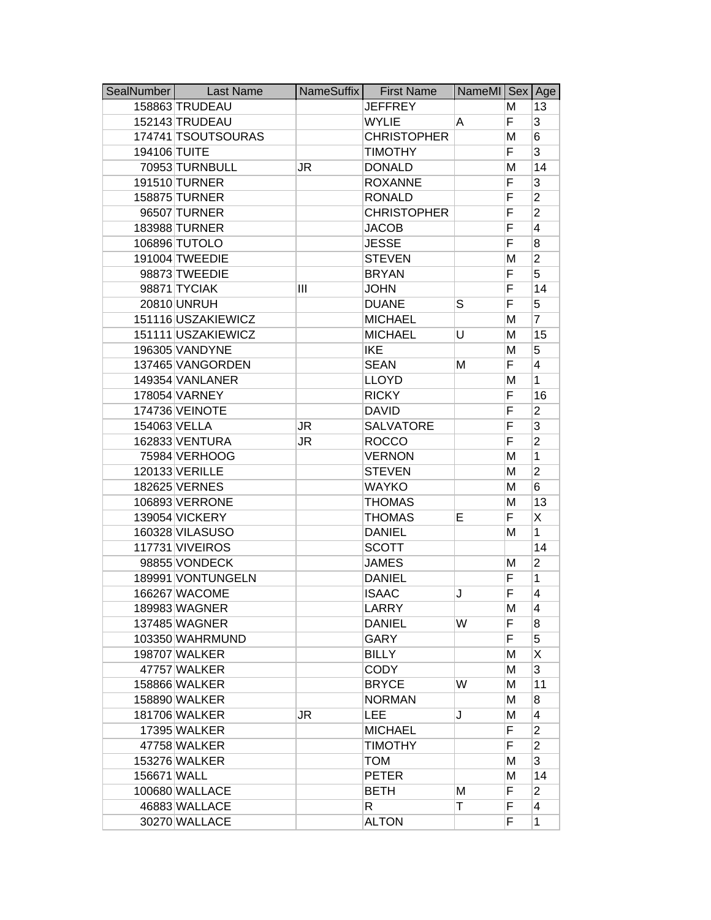| SealNumber | Last Name | NameSuffix | First Name | NameMI | Sex | Age |
| --- | --- | --- | --- | --- | --- | --- |
| 158863 | TRUDEAU | | JEFFREY | | M | 13 |
| 152143 | TRUDEAU | | WYLIE | A | F | 3 |
| 174741 | TSOUTSOURAS | | CHRISTOPHER | | M | 6 |
| 194106 | TUITE | | TIMOTHY | | F | 3 |
| 70953 | TURNBULL | JR | DONALD | | M | 14 |
| 191510 | TURNER | | ROXANNE | | F | 3 |
| 158875 | TURNER | | RONALD | | F | 2 |
| 96507 | TURNER | | CHRISTOPHER | | F | 2 |
| 183988 | TURNER | | JACOB | | F | 4 |
| 106896 | TUTOLO | | JESSE | | F | 8 |
| 191004 | TWEEDIE | | STEVEN | | M | 2 |
| 98873 | TWEEDIE | | BRYAN | | F | 5 |
| 98871 | TYCIAK | III | JOHN | | F | 14 |
| 20810 | UNRUH | | DUANE | S | F | 5 |
| 151116 | USZAKIEWICZ | | MICHAEL | | M | 7 |
| 151111 | USZAKIEWICZ | | MICHAEL | U | M | 15 |
| 196305 | VANDYNE | | IKE | | M | 5 |
| 137465 | VANGORDEN | | SEAN | M | F | 4 |
| 149354 | VANLANER | | LLOYD | | M | 1 |
| 178054 | VARNEY | | RICKY | | F | 16 |
| 174736 | VEINOTE | | DAVID | | F | 2 |
| 154063 | VELLA | JR | SALVATORE | | F | 3 |
| 162833 | VENTURA | JR | ROCCO | | F | 2 |
| 75984 | VERHOOG | | VERNON | | M | 1 |
| 120133 | VERILLE | | STEVEN | | M | 2 |
| 182625 | VERNES | | WAYKO | | M | 6 |
| 106893 | VERRONE | | THOMAS | | M | 13 |
| 139054 | VICKERY | | THOMAS | E | F | X |
| 160328 | VILASUSO | | DANIEL | | M | 1 |
| 117731 | VIVEIROS | | SCOTT | | | 14 |
| 98855 | VONDECK | | JAMES | | M | 2 |
| 189991 | VONTUNGELN | | DANIEL | | F | 1 |
| 166267 | WACOME | | ISAAC | J | F | 4 |
| 189983 | WAGNER | | LARRY | | M | 4 |
| 137485 | WAGNER | | DANIEL | W | F | 8 |
| 103350 | WAHRMUND | | GARY | | F | 5 |
| 198707 | WALKER | | BILLY | | M | X |
| 47757 | WALKER | | CODY | | M | 3 |
| 158866 | WALKER | | BRYCE | W | M | 11 |
| 158890 | WALKER | | NORMAN | | M | 8 |
| 181706 | WALKER | JR | LEE | J | M | 4 |
| 17395 | WALKER | | MICHAEL | | F | 2 |
| 47758 | WALKER | | TIMOTHY | | F | 2 |
| 153276 | WALKER | | TOM | | M | 3 |
| 156671 | WALL | | PETER | | M | 14 |
| 100680 | WALLACE | | BETH | M | F | 2 |
| 46883 | WALLACE | | R | T | F | 4 |
| 30270 | WALLACE | | ALTON | | F | 1 |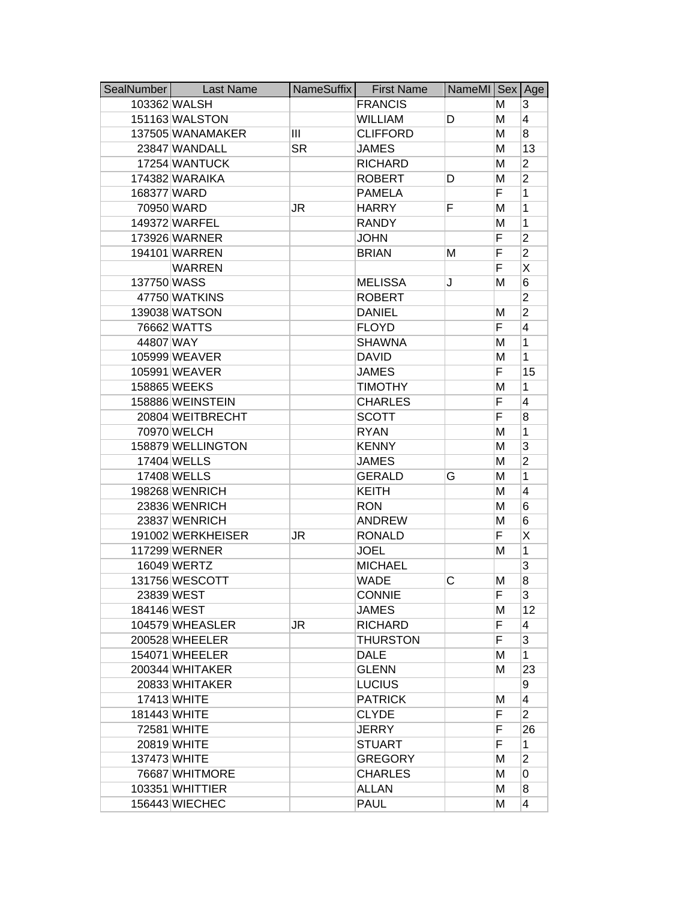| SealNumber | Last Name | NameSuffix | First Name | NameMI | Sex | Age |
| --- | --- | --- | --- | --- | --- | --- |
| 103362 | WALSH | | FRANCIS | | M | 3 |
| 151163 | WALSTON | | WILLIAM | D | M | 4 |
| 137505 | WANAMAKER | III | CLIFFORD | | M | 8 |
| 23847 | WANDALL | SR | JAMES | | M | 13 |
| 17254 | WANTUCK | | RICHARD | | M | 2 |
| 174382 | WARAIKA | | ROBERT | D | M | 2 |
| 168377 | WARD | | PAMELA | | F | 1 |
| 70950 | WARD | JR | HARRY | F | M | 1 |
| 149372 | WARFEL | | RANDY | | M | 1 |
| 173926 | WARNER | | JOHN | | F | 2 |
| 194101 | WARREN | | BRIAN | M | F | 2 |
| | WARREN | | | | F | X |
| 137750 | WASS | | MELISSA | J | M | 6 |
| 47750 | WATKINS | | ROBERT | | | 2 |
| 139038 | WATSON | | DANIEL | | M | 2 |
| 76662 | WATTS | | FLOYD | | F | 4 |
| 44807 | WAY | | SHAWNA | | M | 1 |
| 105999 | WEAVER | | DAVID | | M | 1 |
| 105991 | WEAVER | | JAMES | | F | 15 |
| 158865 | WEEKS | | TIMOTHY | | M | 1 |
| 158886 | WEINSTEIN | | CHARLES | | F | 4 |
| 20804 | WEITBRECHT | | SCOTT | | F | 8 |
| 70970 | WELCH | | RYAN | | M | 1 |
| 158879 | WELLINGTON | | KENNY | | M | 3 |
| 17404 | WELLS | | JAMES | | M | 2 |
| 17408 | WELLS | | GERALD | G | M | 1 |
| 198268 | WENRICH | | KEITH | | M | 4 |
| 23836 | WENRICH | | RON | | M | 6 |
| 23837 | WENRICH | | ANDREW | | M | 6 |
| 191002 | WERKHEISER | JR | RONALD | | F | X |
| 117299 | WERNER | | JOEL | | M | 1 |
| 16049 | WERTZ | | MICHAEL | | | 3 |
| 131756 | WESCOTT | | WADE | C | M | 8 |
| 23839 | WEST | | CONNIE | | F | 3 |
| 184146 | WEST | | JAMES | | M | 12 |
| 104579 | WHEASLER | JR | RICHARD | | F | 4 |
| 200528 | WHEELER | | THURSTON | | F | 3 |
| 154071 | WHEELER | | DALE | | M | 1 |
| 200344 | WHITAKER | | GLENN | | M | 23 |
| 20833 | WHITAKER | | LUCIUS | | | 9 |
| 17413 | WHITE | | PATRICK | | M | 4 |
| 181443 | WHITE | | CLYDE | | F | 2 |
| 72581 | WHITE | | JERRY | | F | 26 |
| 20819 | WHITE | | STUART | | F | 1 |
| 137473 | WHITE | | GREGORY | | M | 2 |
| 76687 | WHITMORE | | CHARLES | | M | 0 |
| 103351 | WHITTIER | | ALLAN | | M | 8 |
| 156443 | WIECHEC | | PAUL | | M | 4 |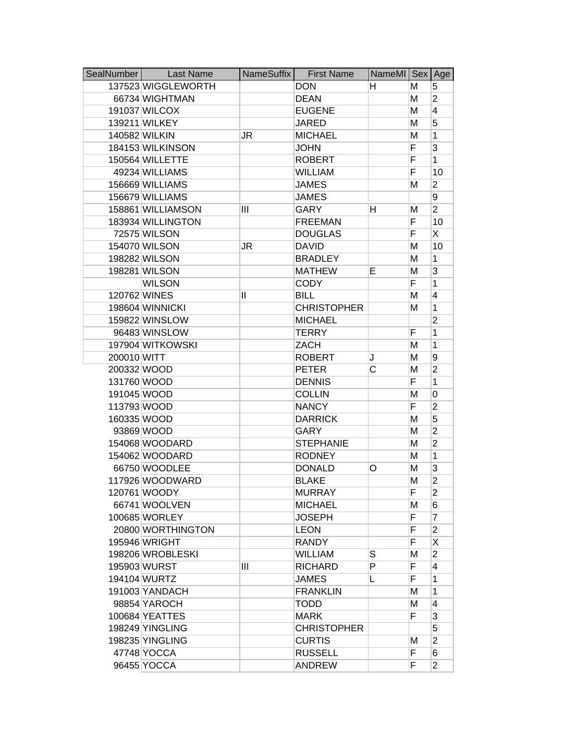| SealNumber | Last Name | NameSuffix | First Name | NameMI | Sex | Age |
|---|---|---|---|---|---|---|
| 137523 | WIGGLEWORTH | | DON | H | M | 5 |
| 66734 | WIGHTMAN | | DEAN | | M | 2 |
| 191037 | WILCOX | | EUGENE | | M | 4 |
| 139211 | WILKEY | | JARED | | M | 5 |
| 140582 | WILKIN | JR | MICHAEL | | M | 1 |
| 184153 | WILKINSON | | JOHN | | F | 3 |
| 150564 | WILLETTE | | ROBERT | | F | 1 |
| 49234 | WILLIAMS | | WILLIAM | | F | 10 |
| 156669 | WILLIAMS | | JAMES | | M | 2 |
| 156679 | WILLIAMS | | JAMES | | | 9 |
| 158861 | WILLIAMSON | III | GARY | H | M | 2 |
| 183934 | WILLINGTON | | FREEMAN | | F | 10 |
| 72575 | WILSON | | DOUGLAS | | F | X |
| 154070 | WILSON | JR | DAVID | | M | 10 |
| 198282 | WILSON | | BRADLEY | | M | 1 |
| 198281 | WILSON | | MATHEW | E | M | 3 |
| | WILSON | | CODY | | F | 1 |
| 120762 | WINES | II | BILL | | M | 4 |
| 198604 | WINNICKI | | CHRISTOPHER | | M | 1 |
| 159822 | WINSLOW | | MICHAEL | | | 2 |
| 96483 | WINSLOW | | TERRY | | F | 1 |
| 197904 | WITKOWSKI | | ZACH | | M | 1 |
| 200010 | WITT | | ROBERT | J | M | 9 |
| 200332 | WOOD | | PETER | C | M | 2 |
| 131760 | WOOD | | DENNIS | | F | 1 |
| 191045 | WOOD | | COLLIN | | M | 0 |
| 113793 | WOOD | | NANCY | | F | 2 |
| 160335 | WOOD | | DARRICK | | M | 5 |
| 93869 | WOOD | | GARY | | M | 2 |
| 154068 | WOODARD | | STEPHANIE | | M | 2 |
| 154062 | WOODARD | | RODNEY | | M | 1 |
| 66750 | WOODLEE | | DONALD | O | M | 3 |
| 117926 | WOODWARD | | BLAKE | | M | 2 |
| 120761 | WOODY | | MURRAY | | F | 2 |
| 66741 | WOOLVEN | | MICHAEL | | M | 6 |
| 100685 | WORLEY | | JOSEPH | | F | 7 |
| 20800 | WORTHINGTON | | LEON | | F | 2 |
| 195946 | WRIGHT | | RANDY | | F | X |
| 198206 | WROBLESKI | | WILLIAM | S | M | 2 |
| 195903 | WURST | III | RICHARD | P | F | 4 |
| 194104 | WURTZ | | JAMES | L | F | 1 |
| 191003 | YANDACH | | FRANKLIN | | M | 1 |
| 98854 | YAROCH | | TODD | | M | 4 |
| 100684 | YEATTES | | MARK | | F | 3 |
| 198249 | YINGLING | | CHRISTOPHER | | | 5 |
| 198235 | YINGLING | | CURTIS | | M | 2 |
| 47748 | YOCCA | | RUSSELL | | F | 6 |
| 96455 | YOCCA | | ANDREW | | F | 2 |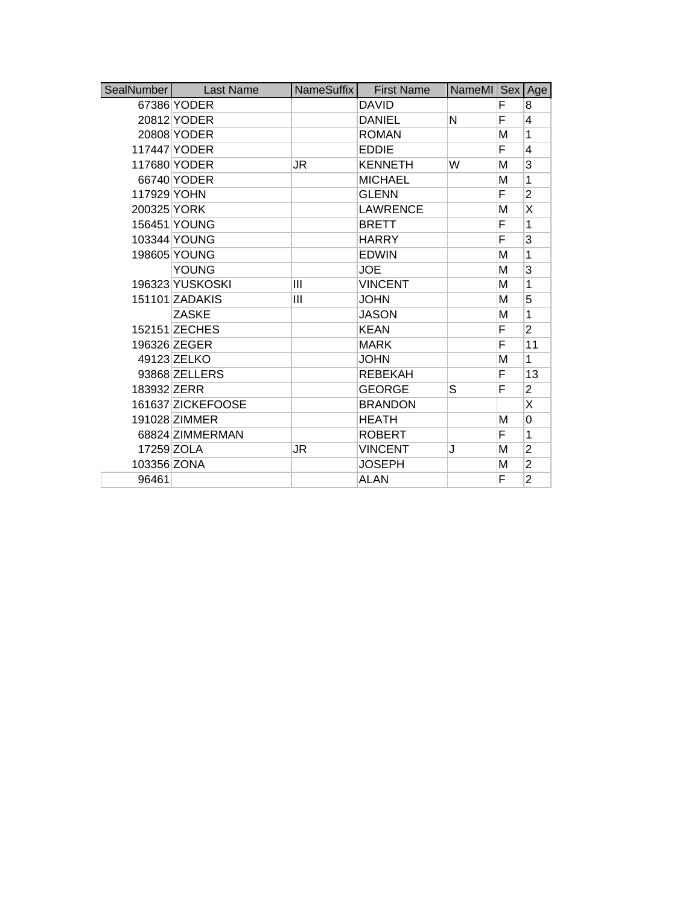| SealNumber | Last Name | NameSuffix | First Name | NameMI | Sex | Age |
| --- | --- | --- | --- | --- | --- | --- |
| 67386 | YODER | | DAVID | | F | 8 |
| 20812 | YODER | | DANIEL | N | F | 4 |
| 20808 | YODER | | ROMAN | | M | 1 |
| 117447 | YODER | | EDDIE | | F | 4 |
| 117680 | YODER | JR | KENNETH | W | M | 3 |
| 66740 | YODER | | MICHAEL | | M | 1 |
| 117929 | YOHN | | GLENN | | F | 2 |
| 200325 | YORK | | LAWRENCE | | M | X |
| 156451 | YOUNG | | BRETT | | F | 1 |
| 103344 | YOUNG | | HARRY | | F | 3 |
| 198605 | YOUNG | | EDWIN | | M | 1 |
| | YOUNG | | JOE | | M | 3 |
| 196323 | YUSKOSKI | III | VINCENT | | M | 1 |
| 151101 | ZADAKIS | III | JOHN | | M | 5 |
| | ZASKE | | JASON | | M | 1 |
| 152151 | ZECHES | | KEAN | | F | 2 |
| 196326 | ZEGER | | MARK | | F | 11 |
| 49123 | ZELKO | | JOHN | | M | 1 |
| 93868 | ZELLERS | | REBEKAH | | F | 13 |
| 183932 | ZERR | | GEORGE | S | F | 2 |
| 161637 | ZICKEFOOSE | | BRANDON | | | X |
| 191028 | ZIMMER | | HEATH | | M | 0 |
| 68824 | ZIMMERMAN | | ROBERT | | F | 1 |
| 17259 | ZOLA | JR | VINCENT | J | M | 2 |
| 103356 | ZONA | | JOSEPH | | M | 2 |
| 96461 | | | ALAN | | F | 2 |